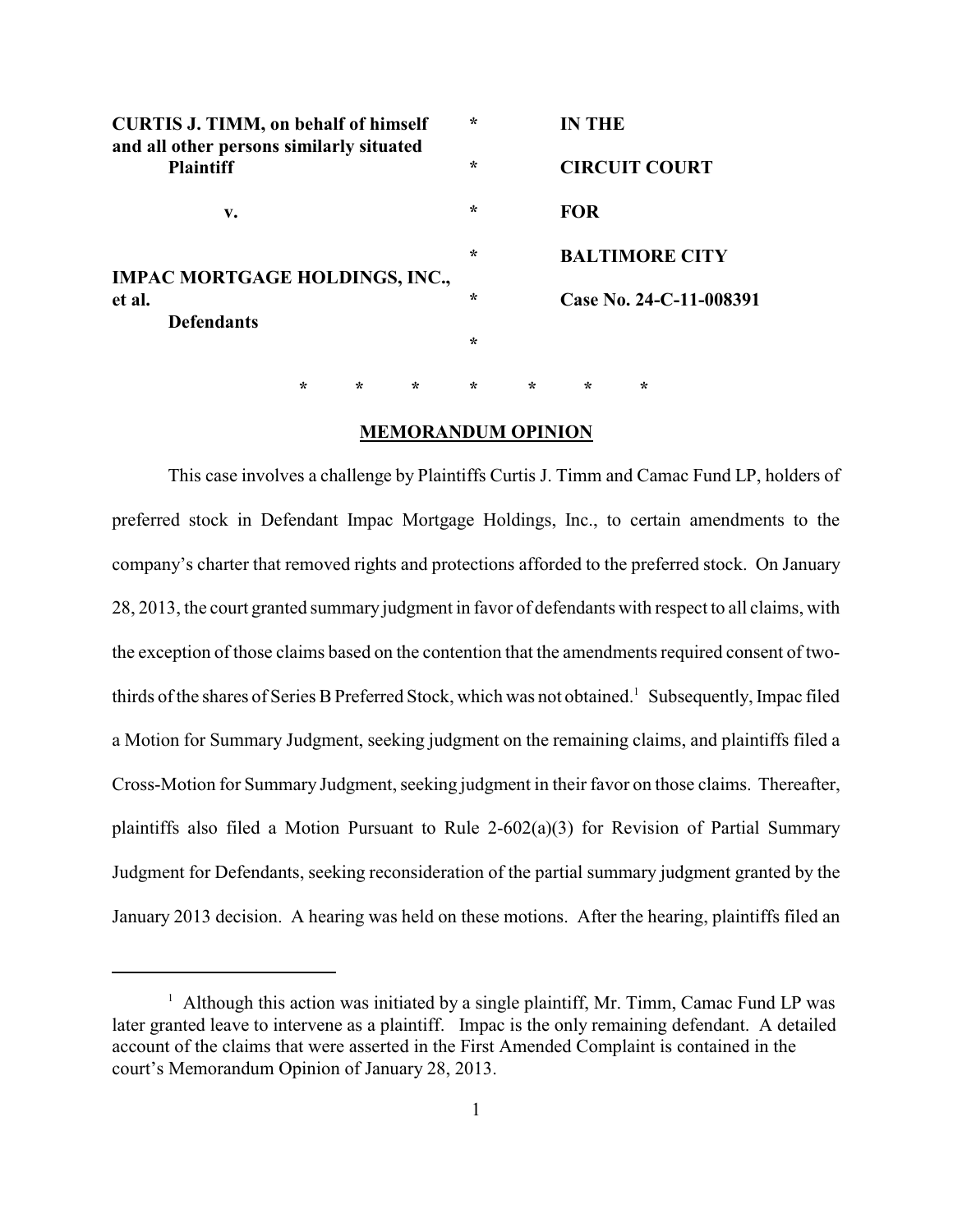| | | |
|---|---|---|
| **CURTIS J. TIMM, on behalf of himself and all other persons similarly situated** | * | **IN THE** |
| **Plaintiff** | * | **CIRCUIT COURT** |
| **v.** | * | **FOR** |
| | * | **BALTIMORE CITY** |
| **IMPAC MORTGAGE HOLDINGS, INC., et al.** | * | **Case No. 24-C-11-008391** |
| **Defendants** | * | |

\* \* \* \* \* \* \*

**MEMORANDUM OPINION**

This case involves a challenge by Plaintiffs Curtis J. Timm and Camac Fund LP, holders of preferred stock in Defendant Impac Mortgage Holdings, Inc., to certain amendments to the company's charter that removed rights and protections afforded to the preferred stock. On January 28, 2013, the court granted summary judgment in favor of defendants with respect to all claims, with the exception of those claims based on the contention that the amendments required consent of two-thirds of the shares of Series B Preferred Stock, which was not obtained.[1] Subsequently, Impac filed a Motion for Summary Judgment, seeking judgment on the remaining claims, and plaintiffs filed a Cross-Motion for Summary Judgment, seeking judgment in their favor on those claims. Thereafter, plaintiffs also filed a Motion Pursuant to Rule 2-602(a)(3) for Revision of Partial Summary Judgment for Defendants, seeking reconsideration of the partial summary judgment granted by the January 2013 decision. A hearing was held on these motions. After the hearing, plaintiffs filed an

[1] Although this action was initiated by a single plaintiff, Mr. Timm, Camac Fund LP was later granted leave to intervene as a plaintiff. Impac is the only remaining defendant. A detailed account of the claims that were asserted in the First Amended Complaint is contained in the court's Memorandum Opinion of January 28, 2013.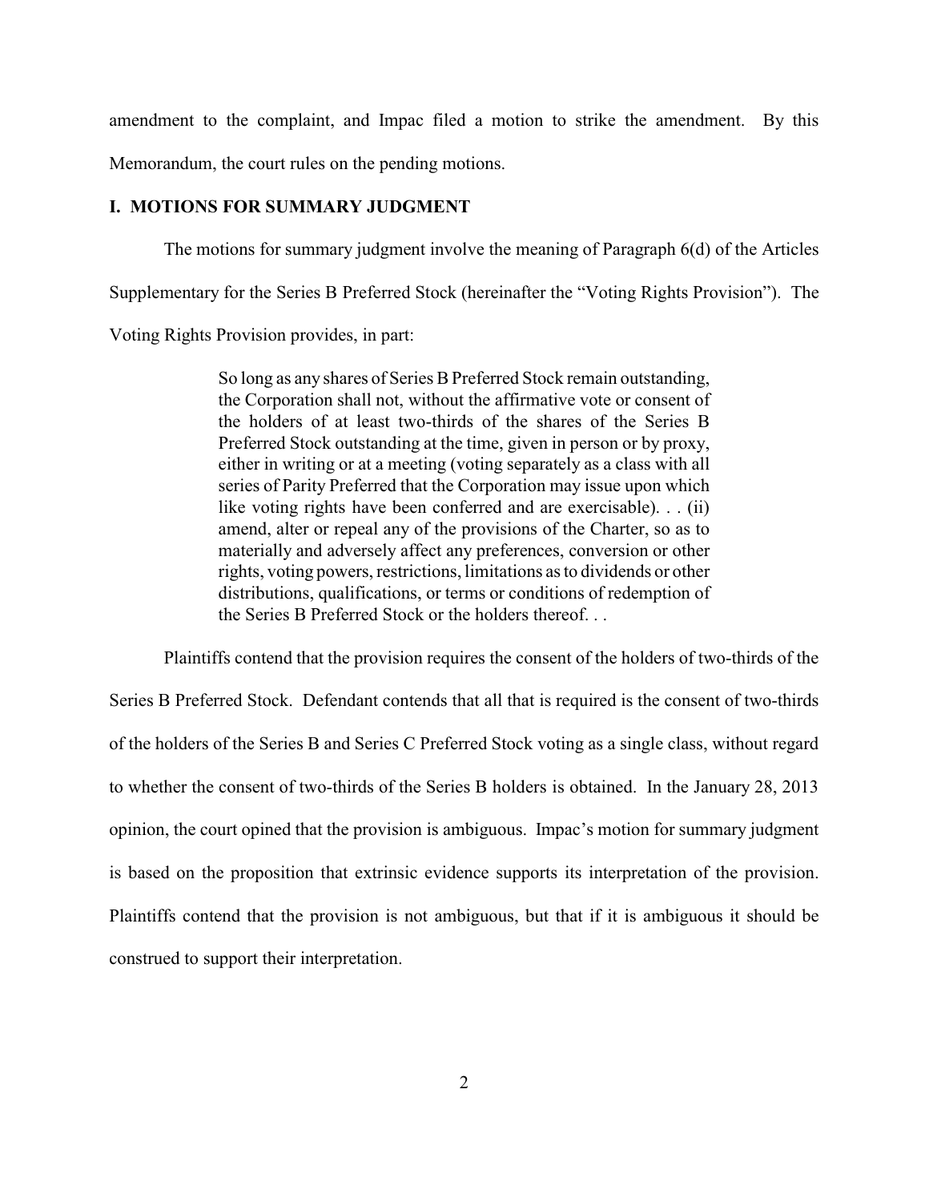amendment to the complaint, and Impac filed a motion to strike the amendment. By this Memorandum, the court rules on the pending motions.

## I. MOTIONS FOR SUMMARY JUDGMENT

The motions for summary judgment involve the meaning of Paragraph 6(d) of the Articles Supplementary for the Series B Preferred Stock (hereinafter the "Voting Rights Provision"). The Voting Rights Provision provides, in part:

> So long as any shares of Series B Preferred Stock remain outstanding, the Corporation shall not, without the affirmative vote or consent of the holders of at least two-thirds of the shares of the Series B Preferred Stock outstanding at the time, given in person or by proxy, either in writing or at a meeting (voting separately as a class with all series of Parity Preferred that the Corporation may issue upon which like voting rights have been conferred and are exercisable). . . (ii) amend, alter or repeal any of the provisions of the Charter, so as to materially and adversely affect any preferences, conversion or other rights, voting powers, restrictions, limitations as to dividends or other distributions, qualifications, or terms or conditions of redemption of the Series B Preferred Stock or the holders thereof. . .

Plaintiffs contend that the provision requires the consent of the holders of two-thirds of the Series B Preferred Stock. Defendant contends that all that is required is the consent of two-thirds of the holders of the Series B and Series C Preferred Stock voting as a single class, without regard to whether the consent of two-thirds of the Series B holders is obtained. In the January 28, 2013 opinion, the court opined that the provision is ambiguous. Impac's motion for summary judgment is based on the proposition that extrinsic evidence supports its interpretation of the provision. Plaintiffs contend that the provision is not ambiguous, but that if it is ambiguous it should be construed to support their interpretation.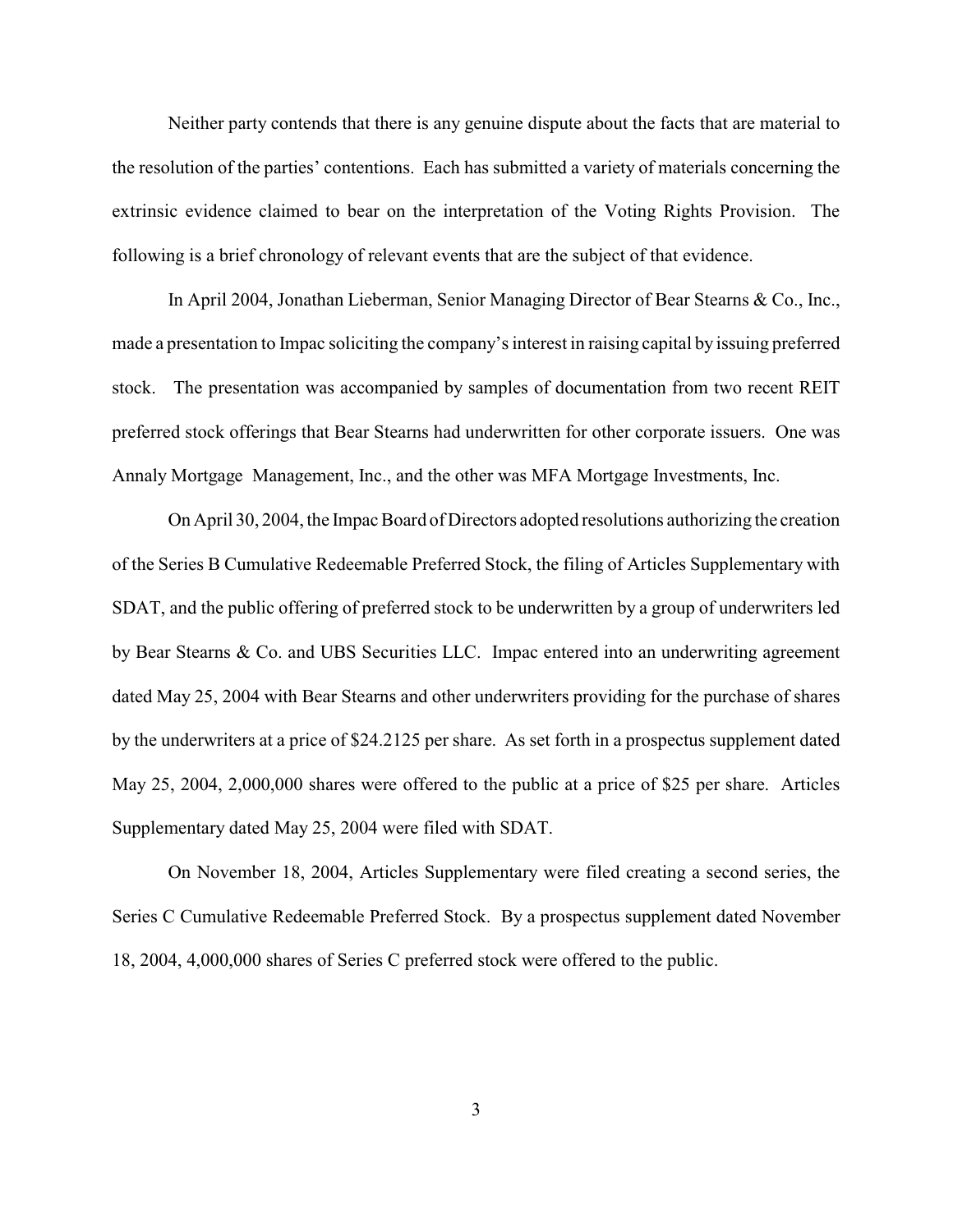Neither party contends that there is any genuine dispute about the facts that are material to the resolution of the parties' contentions. Each has submitted a variety of materials concerning the extrinsic evidence claimed to bear on the interpretation of the Voting Rights Provision. The following is a brief chronology of relevant events that are the subject of that evidence.

In April 2004, Jonathan Lieberman, Senior Managing Director of Bear Stearns & Co., Inc., made a presentation to Impac soliciting the company's interest in raising capital by issuing preferred stock. The presentation was accompanied by samples of documentation from two recent REIT preferred stock offerings that Bear Stearns had underwritten for other corporate issuers. One was Annaly Mortgage Management, Inc., and the other was MFA Mortgage Investments, Inc.

On April 30, 2004, the Impac Board of Directors adopted resolutions authorizing the creation of the Series B Cumulative Redeemable Preferred Stock, the filing of Articles Supplementary with SDAT, and the public offering of preferred stock to be underwritten by a group of underwriters led by Bear Stearns & Co. and UBS Securities LLC. Impac entered into an underwriting agreement dated May 25, 2004 with Bear Stearns and other underwriters providing for the purchase of shares by the underwriters at a price of $24.2125 per share. As set forth in a prospectus supplement dated May 25, 2004, 2,000,000 shares were offered to the public at a price of $25 per share. Articles Supplementary dated May 25, 2004 were filed with SDAT.

On November 18, 2004, Articles Supplementary were filed creating a second series, the Series C Cumulative Redeemable Preferred Stock. By a prospectus supplement dated November 18, 2004, 4,000,000 shares of Series C preferred stock were offered to the public.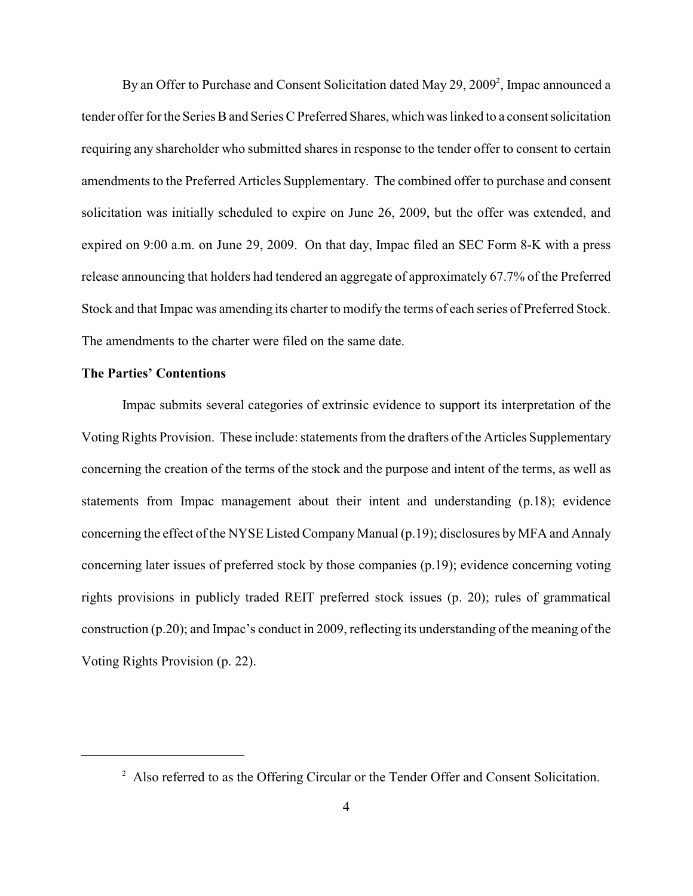By an Offer to Purchase and Consent Solicitation dated May 29, 2009[2], Impac announced a tender offer for the Series B and Series C Preferred Shares, which was linked to a consent solicitation requiring any shareholder who submitted shares in response to the tender offer to consent to certain amendments to the Preferred Articles Supplementary. The combined offer to purchase and consent solicitation was initially scheduled to expire on June 26, 2009, but the offer was extended, and expired on 9:00 a.m. on June 29, 2009. On that day, Impac filed an SEC Form 8-K with a press release announcing that holders had tendered an aggregate of approximately 67.7% of the Preferred Stock and that Impac was amending its charter to modify the terms of each series of Preferred Stock. The amendments to the charter were filed on the same date.

**The Parties' Contentions**

Impac submits several categories of extrinsic evidence to support its interpretation of the Voting Rights Provision. These include: statements from the drafters of the Articles Supplementary concerning the creation of the terms of the stock and the purpose and intent of the terms, as well as statements from Impac management about their intent and understanding (p.18); evidence concerning the effect of the NYSE Listed Company Manual (p.19); disclosures by MFA and Annaly concerning later issues of preferred stock by those companies (p.19); evidence concerning voting rights provisions in publicly traded REIT preferred stock issues (p. 20); rules of grammatical construction (p.20); and Impac's conduct in 2009, reflecting its understanding of the meaning of the Voting Rights Provision (p. 22).

---

[2] Also referred to as the Offering Circular or the Tender Offer and Consent Solicitation.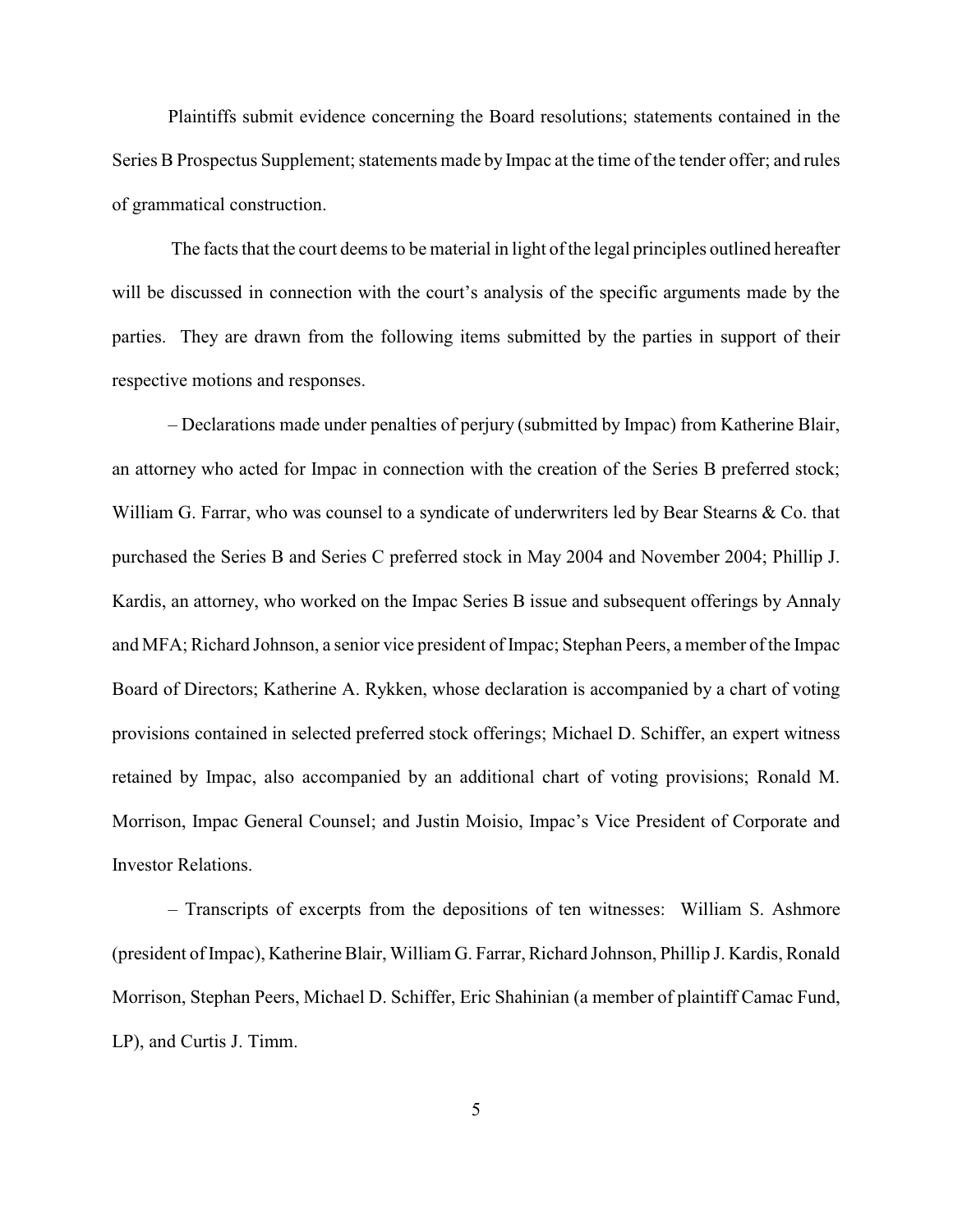Plaintiffs submit evidence concerning the Board resolutions; statements contained in the Series B Prospectus Supplement; statements made by Impac at the time of the tender offer; and rules of grammatical construction.

The facts that the court deems to be material in light of the legal principles outlined hereafter will be discussed in connection with the court's analysis of the specific arguments made by the parties. They are drawn from the following items submitted by the parties in support of their respective motions and responses.

– Declarations made under penalties of perjury (submitted by Impac) from Katherine Blair, an attorney who acted for Impac in connection with the creation of the Series B preferred stock; William G. Farrar, who was counsel to a syndicate of underwriters led by Bear Stearns & Co. that purchased the Series B and Series C preferred stock in May 2004 and November 2004; Phillip J. Kardis, an attorney, who worked on the Impac Series B issue and subsequent offerings by Annaly and MFA; Richard Johnson, a senior vice president of Impac; Stephan Peers, a member of the Impac Board of Directors; Katherine A. Rykken, whose declaration is accompanied by a chart of voting provisions contained in selected preferred stock offerings; Michael D. Schiffer, an expert witness retained by Impac, also accompanied by an additional chart of voting provisions; Ronald M. Morrison, Impac General Counsel; and Justin Moisio, Impac's Vice President of Corporate and Investor Relations.

– Transcripts of excerpts from the depositions of ten witnesses: William S. Ashmore (president of Impac), Katherine Blair, William G. Farrar, Richard Johnson, Phillip J. Kardis, Ronald Morrison, Stephan Peers, Michael D. Schiffer, Eric Shahinian (a member of plaintiff Camac Fund, LP), and Curtis J. Timm.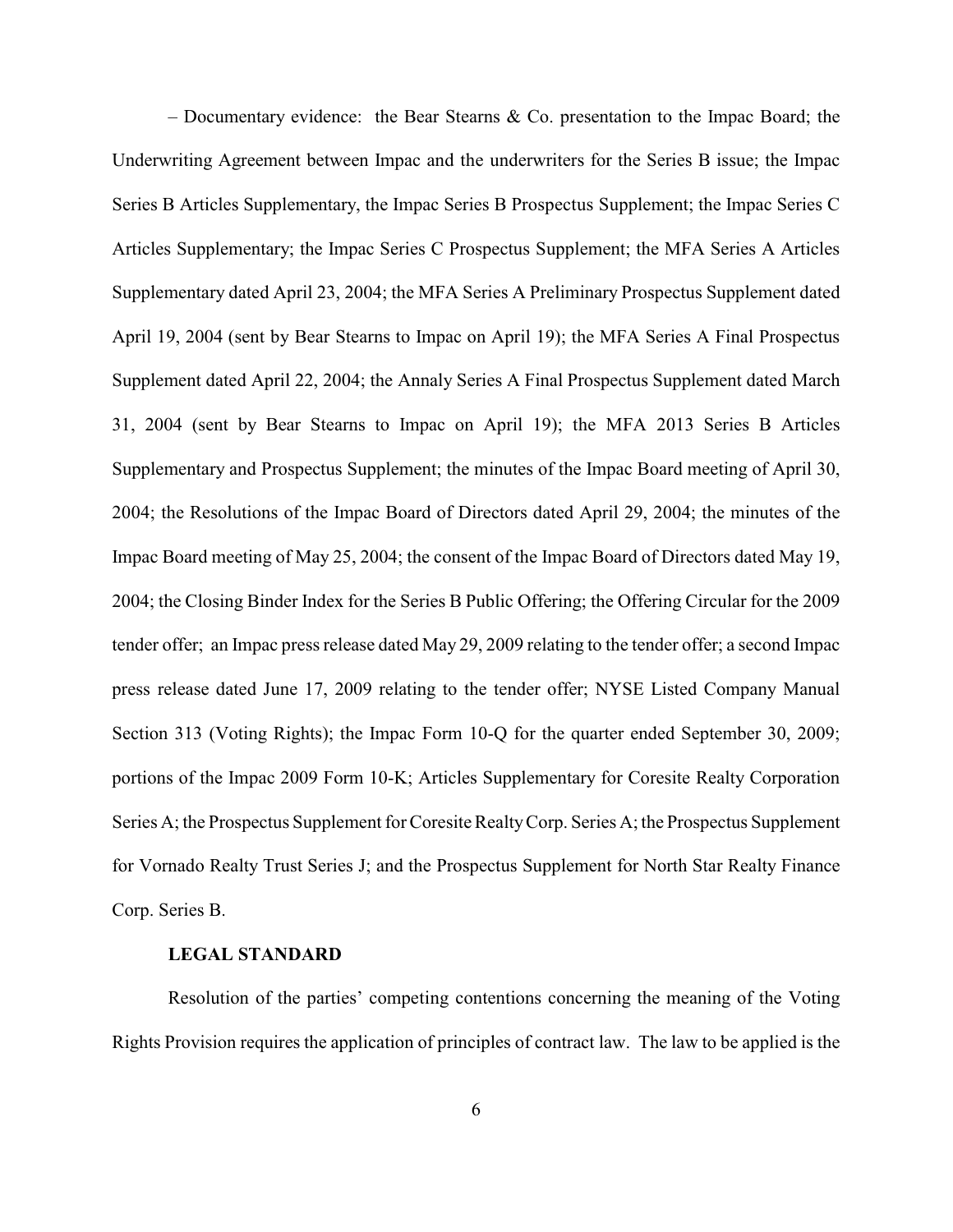– Documentary evidence: the Bear Stearns & Co. presentation to the Impac Board; the Underwriting Agreement between Impac and the underwriters for the Series B issue; the Impac Series B Articles Supplementary, the Impac Series B Prospectus Supplement; the Impac Series C Articles Supplementary; the Impac Series C Prospectus Supplement; the MFA Series A Articles Supplementary dated April 23, 2004; the MFA Series A Preliminary Prospectus Supplement dated April 19, 2004 (sent by Bear Stearns to Impac on April 19); the MFA Series A Final Prospectus Supplement dated April 22, 2004; the Annaly Series A Final Prospectus Supplement dated March 31, 2004 (sent by Bear Stearns to Impac on April 19); the MFA 2013 Series B Articles Supplementary and Prospectus Supplement; the minutes of the Impac Board meeting of April 30, 2004; the Resolutions of the Impac Board of Directors dated April 29, 2004; the minutes of the Impac Board meeting of May 25, 2004; the consent of the Impac Board of Directors dated May 19, 2004; the Closing Binder Index for the Series B Public Offering; the Offering Circular for the 2009 tender offer; an Impac press release dated May 29, 2009 relating to the tender offer; a second Impac press release dated June 17, 2009 relating to the tender offer; NYSE Listed Company Manual Section 313 (Voting Rights); the Impac Form 10-Q for the quarter ended September 30, 2009; portions of the Impac 2009 Form 10-K; Articles Supplementary for Coresite Realty Corporation Series A; the Prospectus Supplement for Coresite Realty Corp. Series A; the Prospectus Supplement for Vornado Realty Trust Series J; and the Prospectus Supplement for North Star Realty Finance Corp. Series B.

**LEGAL STANDARD**

Resolution of the parties' competing contentions concerning the meaning of the Voting Rights Provision requires the application of principles of contract law. The law to be applied is the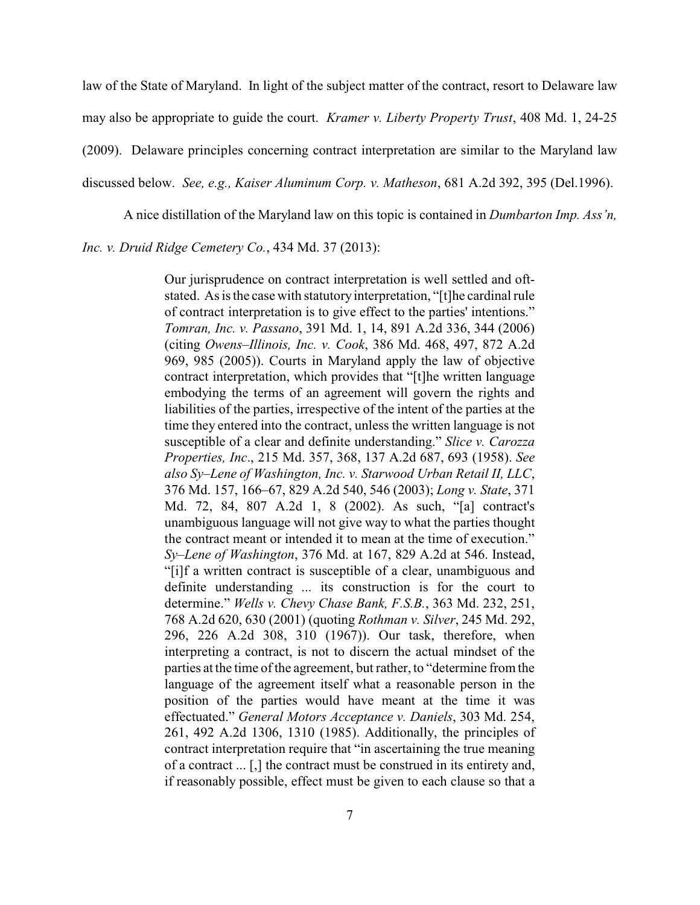law of the State of Maryland. In light of the subject matter of the contract, resort to Delaware law may also be appropriate to guide the court. *Kramer v. Liberty Property Trust*, 408 Md. 1, 24-25 (2009). Delaware principles concerning contract interpretation are similar to the Maryland law discussed below. *See, e.g., Kaiser Aluminum Corp. v. Matheson*, 681 A.2d 392, 395 (Del.1996).

A nice distillation of the Maryland law on this topic is contained in *Dumbarton Imp. Ass'n, Inc. v. Druid Ridge Cemetery Co.*, 434 Md. 37 (2013):

> Our jurisprudence on contract interpretation is well settled and oft-stated. As is the case with statutory interpretation, "[t]he cardinal rule of contract interpretation is to give effect to the parties' intentions." *Tomran, Inc. v. Passano*, 391 Md. 1, 14, 891 A.2d 336, 344 (2006) (citing *Owens–Illinois, Inc. v. Cook*, 386 Md. 468, 497, 872 A.2d 969, 985 (2005)). Courts in Maryland apply the law of objective contract interpretation, which provides that "[t]he written language embodying the terms of an agreement will govern the rights and liabilities of the parties, irrespective of the intent of the parties at the time they entered into the contract, unless the written language is not susceptible of a clear and definite understanding." *Slice v. Carozza Properties, Inc*., 215 Md. 357, 368, 137 A.2d 687, 693 (1958). *See also Sy–Lene of Washington, Inc. v. Starwood Urban Retail II, LLC*, 376 Md. 157, 166–67, 829 A.2d 540, 546 (2003); *Long v. State*, 371 Md. 72, 84, 807 A.2d 1, 8 (2002). As such, "[a] contract's unambiguous language will not give way to what the parties thought the contract meant or intended it to mean at the time of execution." *Sy–Lene of Washington*, 376 Md. at 167, 829 A.2d at 546. Instead, "[i]f a written contract is susceptible of a clear, unambiguous and definite understanding ... its construction is for the court to determine." *Wells v. Chevy Chase Bank, F.S.B.*, 363 Md. 232, 251, 768 A.2d 620, 630 (2001) (quoting *Rothman v. Silver*, 245 Md. 292, 296, 226 A.2d 308, 310 (1967)). Our task, therefore, when interpreting a contract, is not to discern the actual mindset of the parties at the time of the agreement, but rather, to "determine from the language of the agreement itself what a reasonable person in the position of the parties would have meant at the time it was effectuated." *General Motors Acceptance v. Daniels*, 303 Md. 254, 261, 492 A.2d 1306, 1310 (1985). Additionally, the principles of contract interpretation require that "in ascertaining the true meaning of a contract ... [,] the contract must be construed in its entirety and, if reasonably possible, effect must be given to each clause so that a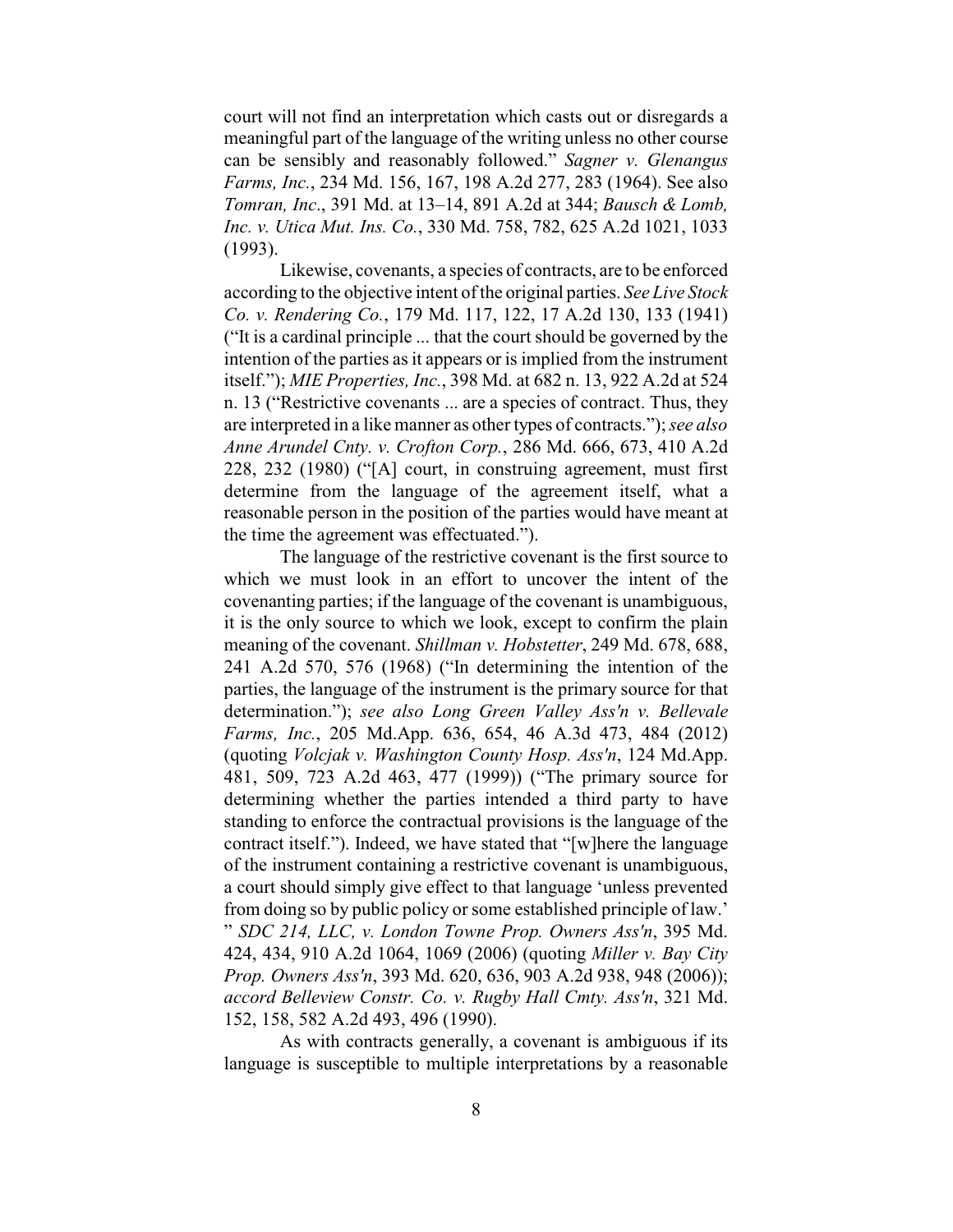court will not find an interpretation which casts out or disregards a meaningful part of the language of the writing unless no other course can be sensibly and reasonably followed." *Sagner v. Glenangus Farms, Inc.*, 234 Md. 156, 167, 198 A.2d 277, 283 (1964). See also *Tomran, Inc*., 391 Md. at 13–14, 891 A.2d at 344; *Bausch & Lomb, Inc. v. Utica Mut. Ins. Co.*, 330 Md. 758, 782, 625 A.2d 1021, 1033 (1993).

Likewise, covenants, a species of contracts, are to be enforced according to the objective intent of the original parties. *See Live Stock Co. v. Rendering Co.*, 179 Md. 117, 122, 17 A.2d 130, 133 (1941) ("It is a cardinal principle ... that the court should be governed by the intention of the parties as it appears or is implied from the instrument itself."); *MIE Properties, Inc.*, 398 Md. at 682 n. 13, 922 A.2d at 524 n. 13 ("Restrictive covenants ... are a species of contract. Thus, they are interpreted in a like manner as other types of contracts."); *see also Anne Arundel Cnty. v. Crofton Corp.*, 286 Md. 666, 673, 410 A.2d 228, 232 (1980) ("[A] court, in construing agreement, must first determine from the language of the agreement itself, what a reasonable person in the position of the parties would have meant at the time the agreement was effectuated.").

The language of the restrictive covenant is the first source to which we must look in an effort to uncover the intent of the covenanting parties; if the language of the covenant is unambiguous, it is the only source to which we look, except to confirm the plain meaning of the covenant. *Shillman v. Hobstetter*, 249 Md. 678, 688, 241 A.2d 570, 576 (1968) ("In determining the intention of the parties, the language of the instrument is the primary source for that determination."); *see also Long Green Valley Ass'n v. Bellevale Farms, Inc.*, 205 Md.App. 636, 654, 46 A.3d 473, 484 (2012) (quoting *Volcjak v. Washington County Hosp. Ass'n*, 124 Md.App. 481, 509, 723 A.2d 463, 477 (1999)) ("The primary source for determining whether the parties intended a third party to have standing to enforce the contractual provisions is the language of the contract itself."). Indeed, we have stated that "[w]here the language of the instrument containing a restrictive covenant is unambiguous, a court should simply give effect to that language 'unless prevented from doing so by public policy or some established principle of law.' " *SDC 214, LLC, v. London Towne Prop. Owners Ass'n*, 395 Md. 424, 434, 910 A.2d 1064, 1069 (2006) (quoting *Miller v. Bay City Prop. Owners Ass'n*, 393 Md. 620, 636, 903 A.2d 938, 948 (2006)); *accord Belleview Constr. Co. v. Rugby Hall Cmty. Ass'n*, 321 Md. 152, 158, 582 A.2d 493, 496 (1990).

As with contracts generally, a covenant is ambiguous if its language is susceptible to multiple interpretations by a reasonable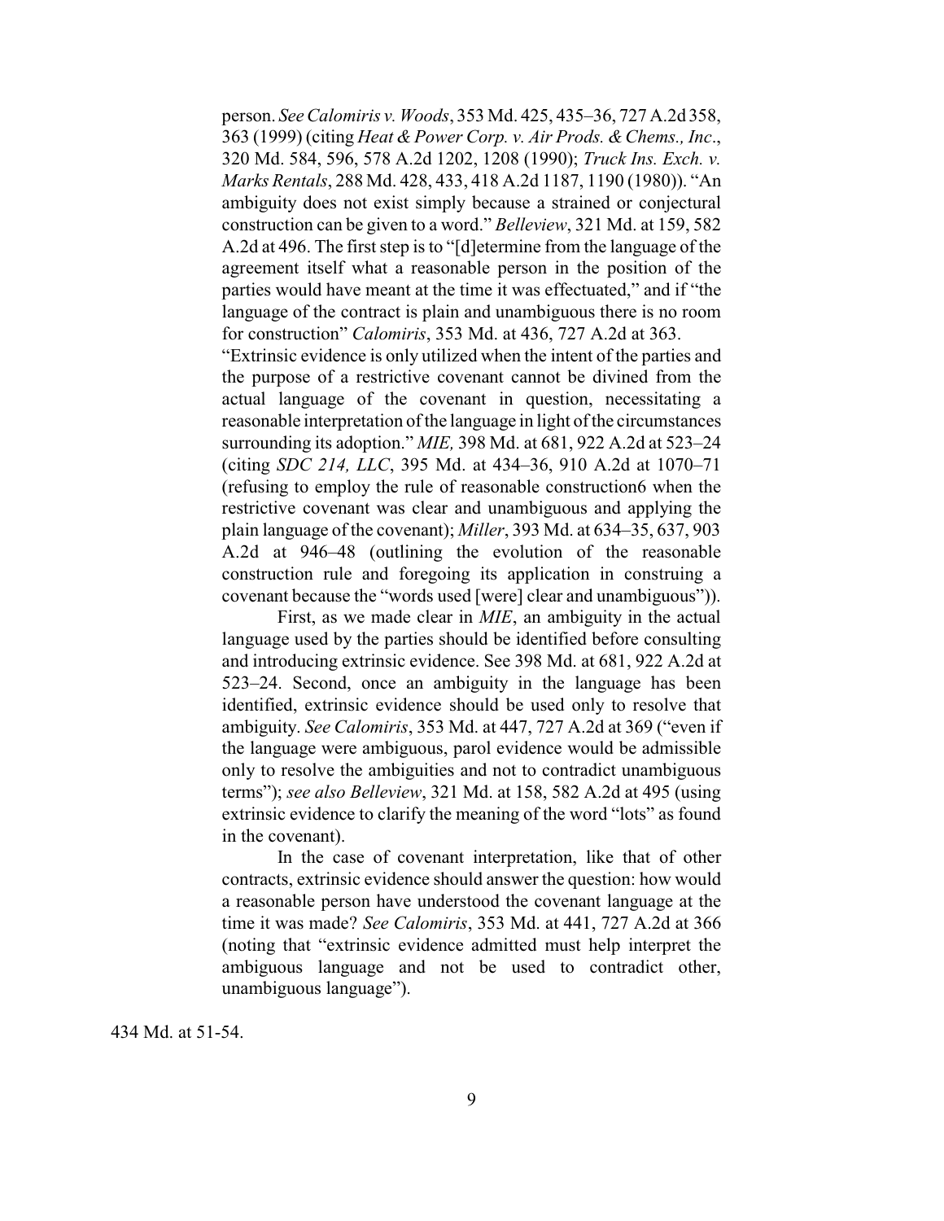person. *See Calomiris v. Woods*, 353 Md. 425, 435–36, 727 A.2d 358, 363 (1999) (citing *Heat & Power Corp. v. Air Prods. & Chems., Inc*., 320 Md. 584, 596, 578 A.2d 1202, 1208 (1990); *Truck Ins. Exch. v. Marks Rentals*, 288 Md. 428, 433, 418 A.2d 1187, 1190 (1980)). "An ambiguity does not exist simply because a strained or conjectural construction can be given to a word." *Belleview*, 321 Md. at 159, 582 A.2d at 496. The first step is to "[d]etermine from the language of the agreement itself what a reasonable person in the position of the parties would have meant at the time it was effectuated," and if "the language of the contract is plain and unambiguous there is no room for construction" *Calomiris*, 353 Md. at 436, 727 A.2d at 363.

"Extrinsic evidence is only utilized when the intent of the parties and the purpose of a restrictive covenant cannot be divined from the actual language of the covenant in question, necessitating a reasonable interpretation of the language in light of the circumstances surrounding its adoption." *MIE,* 398 Md. at 681, 922 A.2d at 523–24 (citing *SDC 214, LLC*, 395 Md. at 434–36, 910 A.2d at 1070–71 (refusing to employ the rule of reasonable construction6 when the restrictive covenant was clear and unambiguous and applying the plain language of the covenant); *Miller*, 393 Md. at 634–35, 637, 903 A.2d at 946–48 (outlining the evolution of the reasonable construction rule and foregoing its application in construing a covenant because the "words used [were] clear and unambiguous")).

First, as we made clear in *MIE*, an ambiguity in the actual language used by the parties should be identified before consulting and introducing extrinsic evidence. See 398 Md. at 681, 922 A.2d at 523–24. Second, once an ambiguity in the language has been identified, extrinsic evidence should be used only to resolve that ambiguity. *See Calomiris*, 353 Md. at 447, 727 A.2d at 369 ("even if the language were ambiguous, parol evidence would be admissible only to resolve the ambiguities and not to contradict unambiguous terms"); *see also Belleview*, 321 Md. at 158, 582 A.2d at 495 (using extrinsic evidence to clarify the meaning of the word "lots" as found in the covenant).

In the case of covenant interpretation, like that of other contracts, extrinsic evidence should answer the question: how would a reasonable person have understood the covenant language at the time it was made? *See Calomiris*, 353 Md. at 441, 727 A.2d at 366 (noting that "extrinsic evidence admitted must help interpret the ambiguous language and not be used to contradict other, unambiguous language").

434 Md. at 51-54.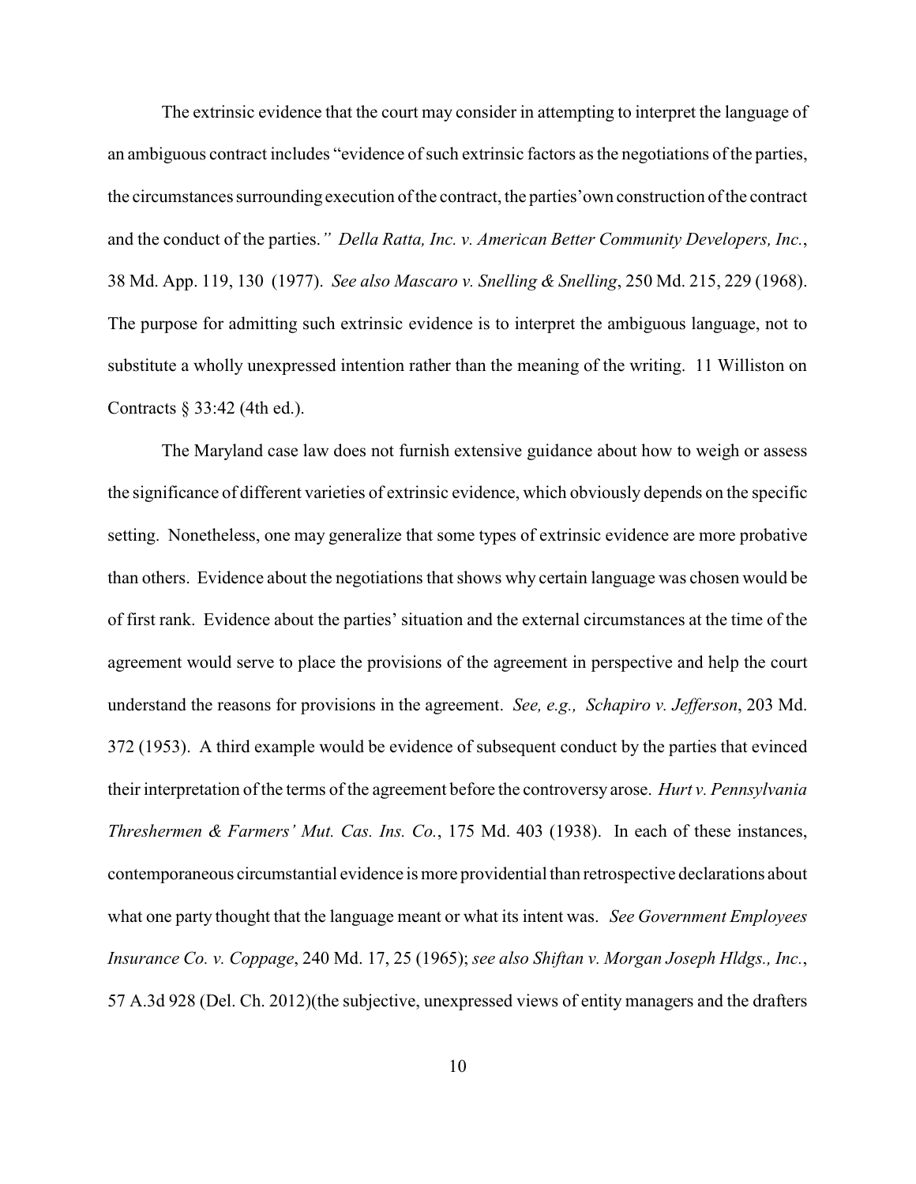The extrinsic evidence that the court may consider in attempting to interpret the language of an ambiguous contract includes "evidence of such extrinsic factors as the negotiations of the parties, the circumstances surrounding execution of the contract, the parties' own construction of the contract and the conduct of the parties.*"* *Della Ratta, Inc. v. American Better Community Developers, Inc.*, 38 Md. App. 119, 130 (1977). *See also Mascaro v. Snelling & Snelling*, 250 Md. 215, 229 (1968). The purpose for admitting such extrinsic evidence is to interpret the ambiguous language, not to substitute a wholly unexpressed intention rather than the meaning of the writing. 11 Williston on Contracts § 33:42 (4th ed.).

The Maryland case law does not furnish extensive guidance about how to weigh or assess the significance of different varieties of extrinsic evidence, which obviously depends on the specific setting. Nonetheless, one may generalize that some types of extrinsic evidence are more probative than others. Evidence about the negotiations that shows why certain language was chosen would be of first rank. Evidence about the parties' situation and the external circumstances at the time of the agreement would serve to place the provisions of the agreement in perspective and help the court understand the reasons for provisions in the agreement. *See, e.g., Schapiro v. Jefferson*, 203 Md. 372 (1953). A third example would be evidence of subsequent conduct by the parties that evinced their interpretation of the terms of the agreement before the controversy arose. *Hurt v. Pennsylvania Threshermen & Farmers' Mut. Cas. Ins. Co.*, 175 Md. 403 (1938). In each of these instances, contemporaneous circumstantial evidence is more providential than retrospective declarations about what one party thought that the language meant or what its intent was. *See Government Employees Insurance Co. v. Coppage*, 240 Md. 17, 25 (1965); *see also Shiftan v. Morgan Joseph Hldgs., Inc.*, 57 A.3d 928 (Del. Ch. 2012)(the subjective, unexpressed views of entity managers and the drafters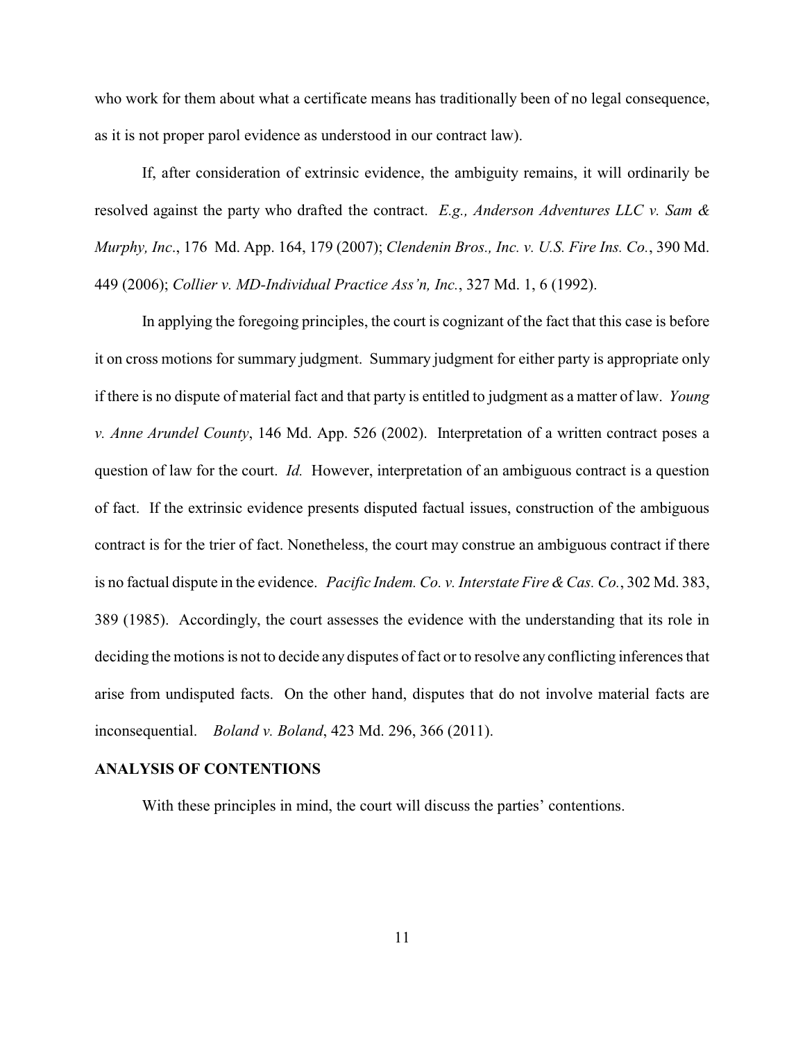who work for them about what a certificate means has traditionally been of no legal consequence, as it is not proper parol evidence as understood in our contract law).

If, after consideration of extrinsic evidence, the ambiguity remains, it will ordinarily be resolved against the party who drafted the contract. *E.g., Anderson Adventures LLC v. Sam & Murphy, Inc*., 176 Md. App. 164, 179 (2007); *Clendenin Bros., Inc. v. U.S. Fire Ins. Co.*, 390 Md. 449 (2006); *Collier v. MD-Individual Practice Ass'n, Inc.*, 327 Md. 1, 6 (1992).

In applying the foregoing principles, the court is cognizant of the fact that this case is before it on cross motions for summary judgment. Summary judgment for either party is appropriate only if there is no dispute of material fact and that party is entitled to judgment as a matter of law. *Young v. Anne Arundel County*, 146 Md. App. 526 (2002). Interpretation of a written contract poses a question of law for the court. *Id.* However, interpretation of an ambiguous contract is a question of fact. If the extrinsic evidence presents disputed factual issues, construction of the ambiguous contract is for the trier of fact. Nonetheless, the court may construe an ambiguous contract if there is no factual dispute in the evidence. *Pacific Indem. Co. v. Interstate Fire & Cas. Co.*, 302 Md. 383, 389 (1985). Accordingly, the court assesses the evidence with the understanding that its role in deciding the motions is not to decide any disputes of fact or to resolve any conflicting inferences that arise from undisputed facts. On the other hand, disputes that do not involve material facts are inconsequential. *Boland v. Boland*, 423 Md. 296, 366 (2011).

**ANALYSIS OF CONTENTIONS**

With these principles in mind, the court will discuss the parties' contentions.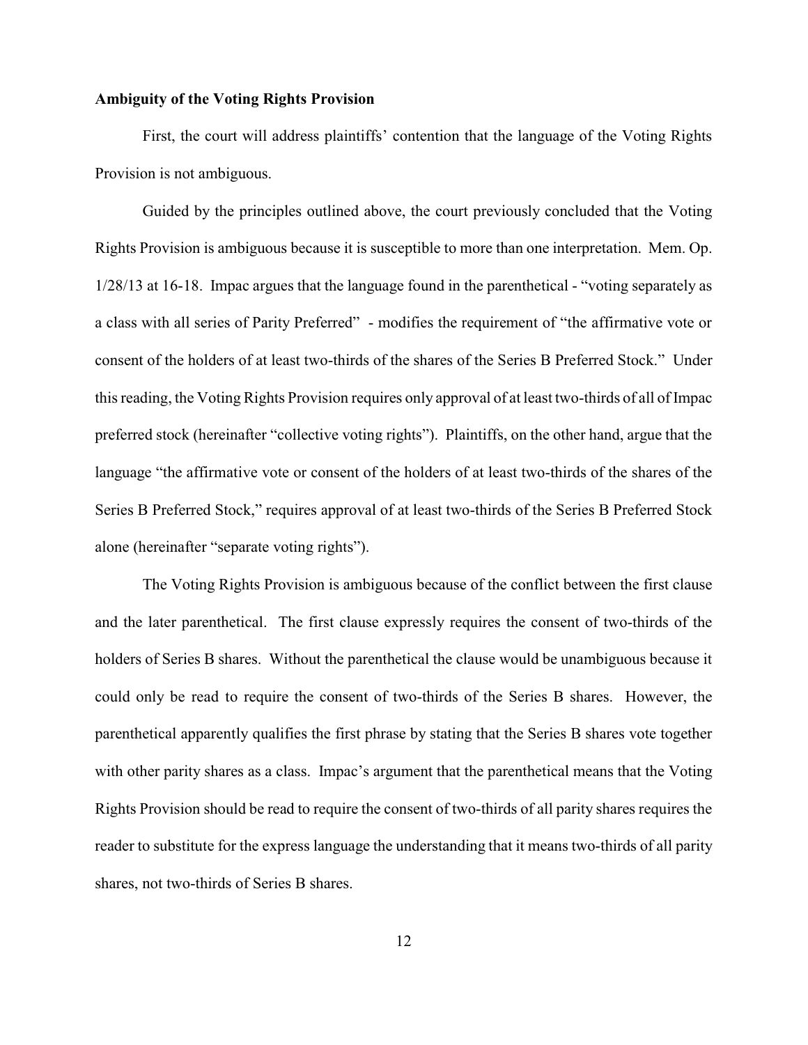**Ambiguity of the Voting Rights Provision**

First, the court will address plaintiffs' contention that the language of the Voting Rights Provision is not ambiguous.

Guided by the principles outlined above, the court previously concluded that the Voting Rights Provision is ambiguous because it is susceptible to more than one interpretation. Mem. Op. 1/28/13 at 16-18. Impac argues that the language found in the parenthetical - "voting separately as a class with all series of Parity Preferred" - modifies the requirement of "the affirmative vote or consent of the holders of at least two-thirds of the shares of the Series B Preferred Stock." Under this reading, the Voting Rights Provision requires only approval of at least two-thirds of all of Impac preferred stock (hereinafter "collective voting rights"). Plaintiffs, on the other hand, argue that the language "the affirmative vote or consent of the holders of at least two-thirds of the shares of the Series B Preferred Stock," requires approval of at least two-thirds of the Series B Preferred Stock alone (hereinafter "separate voting rights").

The Voting Rights Provision is ambiguous because of the conflict between the first clause and the later parenthetical. The first clause expressly requires the consent of two-thirds of the holders of Series B shares. Without the parenthetical the clause would be unambiguous because it could only be read to require the consent of two-thirds of the Series B shares. However, the parenthetical apparently qualifies the first phrase by stating that the Series B shares vote together with other parity shares as a class. Impac's argument that the parenthetical means that the Voting Rights Provision should be read to require the consent of two-thirds of all parity shares requires the reader to substitute for the express language the understanding that it means two-thirds of all parity shares, not two-thirds of Series B shares.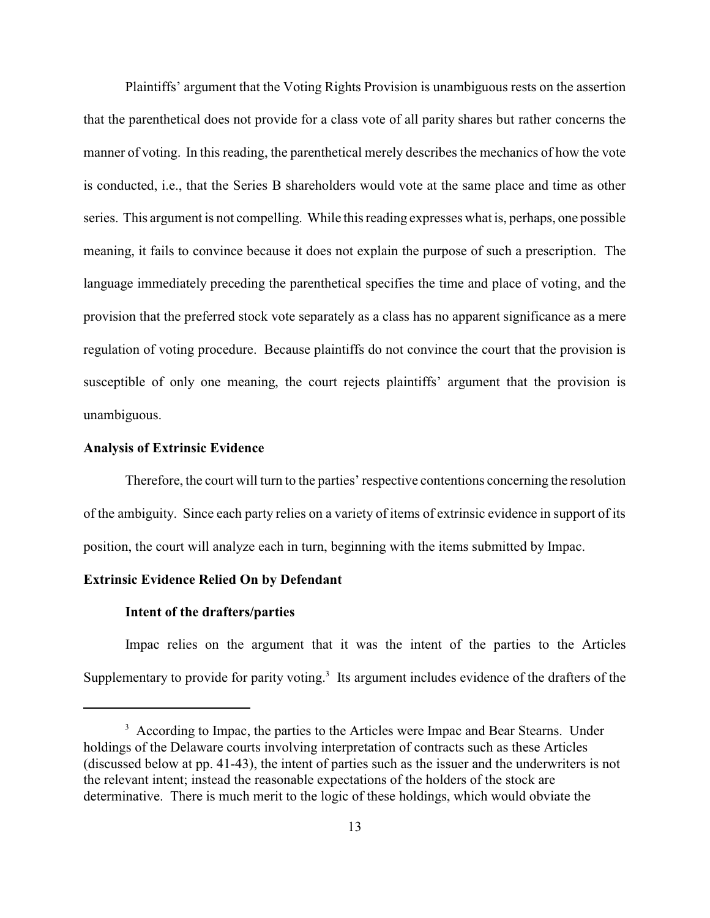Plaintiffs' argument that the Voting Rights Provision is unambiguous rests on the assertion that the parenthetical does not provide for a class vote of all parity shares but rather concerns the manner of voting. In this reading, the parenthetical merely describes the mechanics of how the vote is conducted, i.e., that the Series B shareholders would vote at the same place and time as other series. This argument is not compelling. While this reading expresses what is, perhaps, one possible meaning, it fails to convince because it does not explain the purpose of such a prescription. The language immediately preceding the parenthetical specifies the time and place of voting, and the provision that the preferred stock vote separately as a class has no apparent significance as a mere regulation of voting procedure. Because plaintiffs do not convince the court that the provision is susceptible of only one meaning, the court rejects plaintiffs' argument that the provision is unambiguous.

**Analysis of Extrinsic Evidence**

Therefore, the court will turn to the parties' respective contentions concerning the resolution of the ambiguity. Since each party relies on a variety of items of extrinsic evidence in support of its position, the court will analyze each in turn, beginning with the items submitted by Impac.

**Extrinsic Evidence Relied On by Defendant**

**Intent of the drafters/parties**

Impac relies on the argument that it was the intent of the parties to the Articles Supplementary to provide for parity voting.[3] Its argument includes evidence of the drafters of the

---

[3] According to Impac, the parties to the Articles were Impac and Bear Stearns. Under holdings of the Delaware courts involving interpretation of contracts such as these Articles (discussed below at pp. 41-43), the intent of parties such as the issuer and the underwriters is not the relevant intent; instead the reasonable expectations of the holders of the stock are determinative. There is much merit to the logic of these holdings, which would obviate the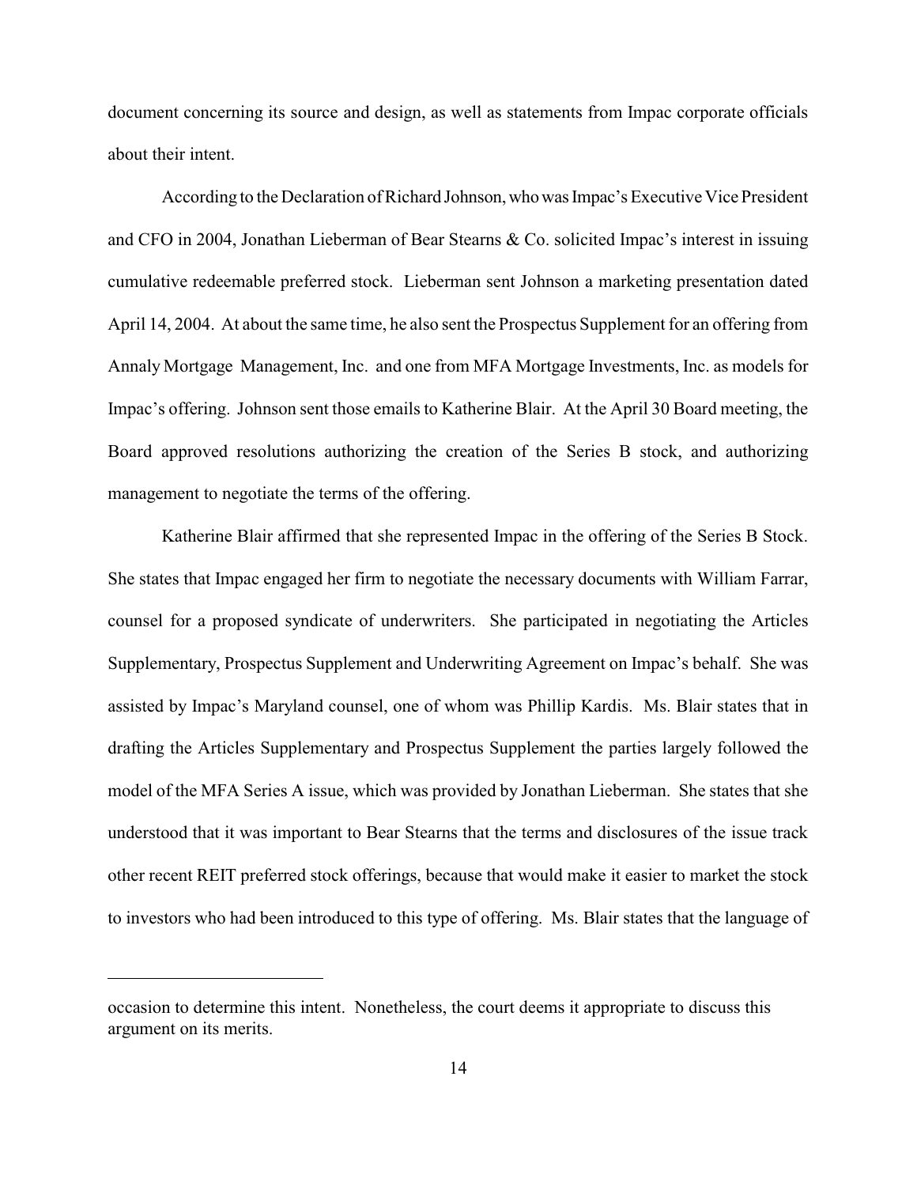document concerning its source and design, as well as statements from Impac corporate officials about their intent.

According to the Declaration of Richard Johnson, who was Impac's Executive Vice President and CFO in 2004, Jonathan Lieberman of Bear Stearns & Co. solicited Impac's interest in issuing cumulative redeemable preferred stock. Lieberman sent Johnson a marketing presentation dated April 14, 2004. At about the same time, he also sent the Prospectus Supplement for an offering from Annaly Mortgage Management, Inc. and one from MFA Mortgage Investments, Inc. as models for Impac's offering. Johnson sent those emails to Katherine Blair. At the April 30 Board meeting, the Board approved resolutions authorizing the creation of the Series B stock, and authorizing management to negotiate the terms of the offering.

Katherine Blair affirmed that she represented Impac in the offering of the Series B Stock. She states that Impac engaged her firm to negotiate the necessary documents with William Farrar, counsel for a proposed syndicate of underwriters. She participated in negotiating the Articles Supplementary, Prospectus Supplement and Underwriting Agreement on Impac's behalf. She was assisted by Impac's Maryland counsel, one of whom was Phillip Kardis. Ms. Blair states that in drafting the Articles Supplementary and Prospectus Supplement the parties largely followed the model of the MFA Series A issue, which was provided by Jonathan Lieberman. She states that she understood that it was important to Bear Stearns that the terms and disclosures of the issue track other recent REIT preferred stock offerings, because that would make it easier to market the stock to investors who had been introduced to this type of offering. Ms. Blair states that the language of

---

occasion to determine this intent. Nonetheless, the court deems it appropriate to discuss this argument on its merits.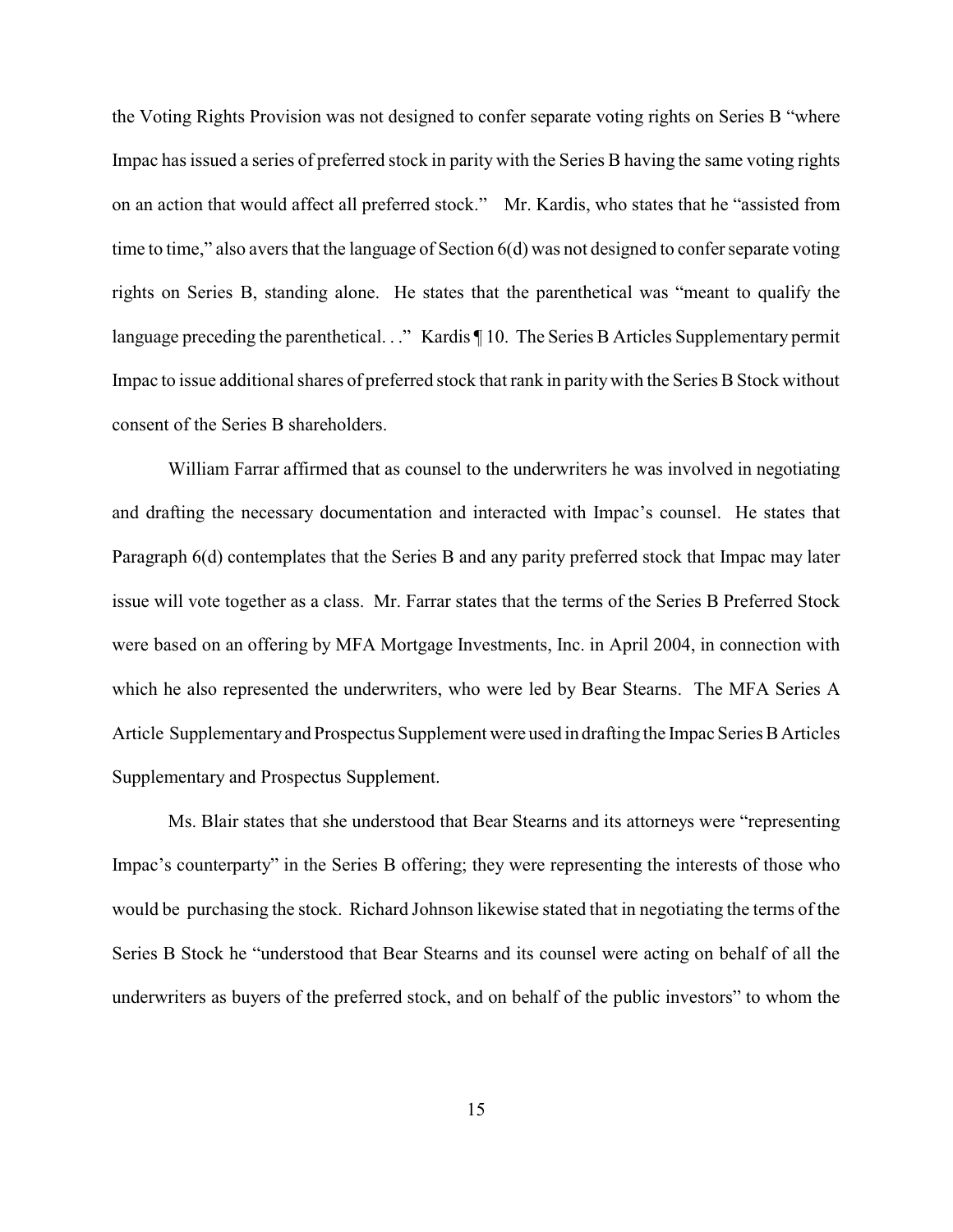the Voting Rights Provision was not designed to confer separate voting rights on Series B "where Impac has issued a series of preferred stock in parity with the Series B having the same voting rights on an action that would affect all preferred stock." Mr. Kardis, who states that he "assisted from time to time," also avers that the language of Section 6(d) was not designed to confer separate voting rights on Series B, standing alone. He states that the parenthetical was "meant to qualify the language preceding the parenthetical. . ." Kardis ¶ 10. The Series B Articles Supplementary permit Impac to issue additional shares of preferred stock that rank in parity with the Series B Stock without consent of the Series B shareholders.

William Farrar affirmed that as counsel to the underwriters he was involved in negotiating and drafting the necessary documentation and interacted with Impac's counsel. He states that Paragraph 6(d) contemplates that the Series B and any parity preferred stock that Impac may later issue will vote together as a class. Mr. Farrar states that the terms of the Series B Preferred Stock were based on an offering by MFA Mortgage Investments, Inc. in April 2004, in connection with which he also represented the underwriters, who were led by Bear Stearns. The MFA Series A Article Supplementary and Prospectus Supplement were used in drafting the Impac Series B Articles Supplementary and Prospectus Supplement.

Ms. Blair states that she understood that Bear Stearns and its attorneys were "representing Impac's counterparty" in the Series B offering; they were representing the interests of those who would be purchasing the stock. Richard Johnson likewise stated that in negotiating the terms of the Series B Stock he "understood that Bear Stearns and its counsel were acting on behalf of all the underwriters as buyers of the preferred stock, and on behalf of the public investors" to whom the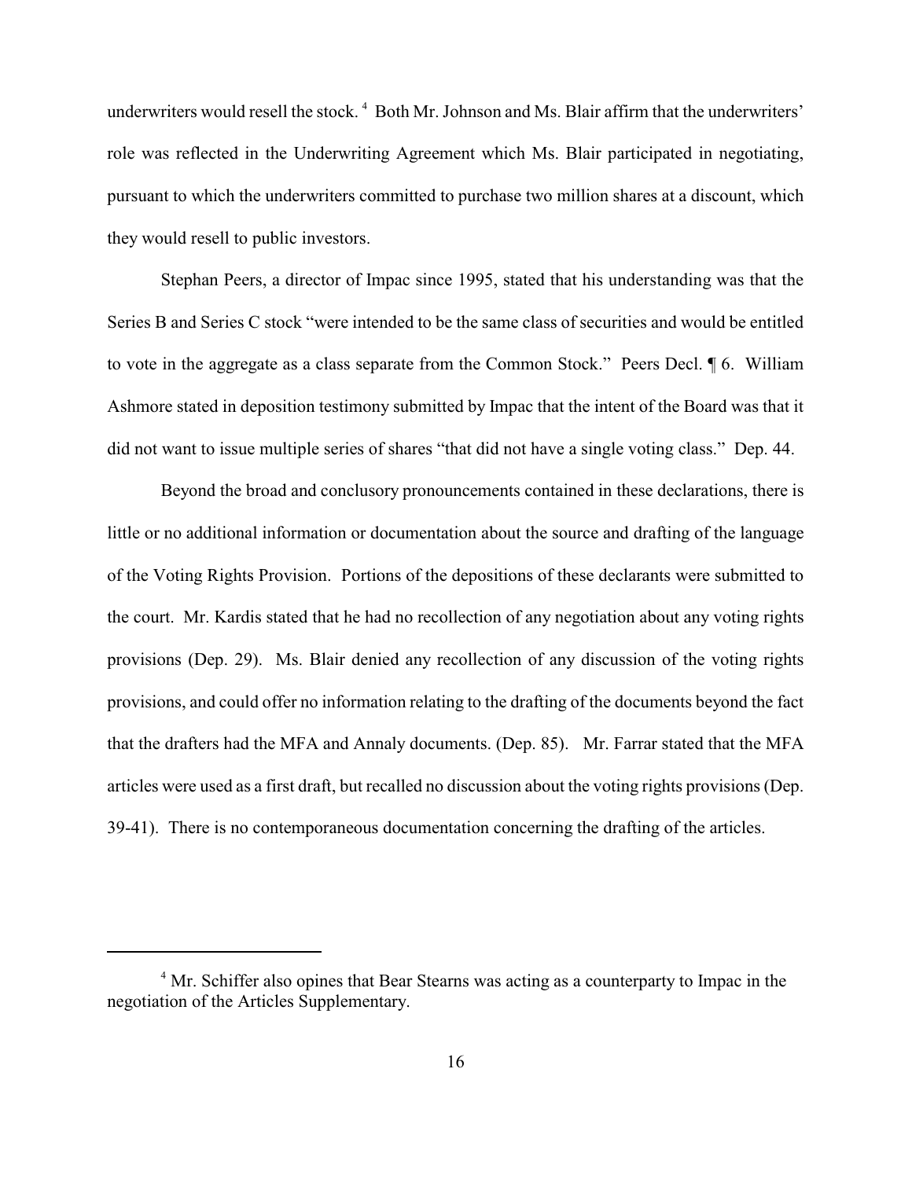underwriters would resell the stock.[4] Both Mr. Johnson and Ms. Blair affirm that the underwriters' role was reflected in the Underwriting Agreement which Ms. Blair participated in negotiating, pursuant to which the underwriters committed to purchase two million shares at a discount, which they would resell to public investors.

Stephan Peers, a director of Impac since 1995, stated that his understanding was that the Series B and Series C stock "were intended to be the same class of securities and would be entitled to vote in the aggregate as a class separate from the Common Stock." Peers Decl. ¶ 6. William Ashmore stated in deposition testimony submitted by Impac that the intent of the Board was that it did not want to issue multiple series of shares "that did not have a single voting class." Dep. 44.

Beyond the broad and conclusory pronouncements contained in these declarations, there is little or no additional information or documentation about the source and drafting of the language of the Voting Rights Provision. Portions of the depositions of these declarants were submitted to the court. Mr. Kardis stated that he had no recollection of any negotiation about any voting rights provisions (Dep. 29). Ms. Blair denied any recollection of any discussion of the voting rights provisions, and could offer no information relating to the drafting of the documents beyond the fact that the drafters had the MFA and Annaly documents. (Dep. 85). Mr. Farrar stated that the MFA articles were used as a first draft, but recalled no discussion about the voting rights provisions (Dep. 39-41). There is no contemporaneous documentation concerning the drafting of the articles.

[4] Mr. Schiffer also opines that Bear Stearns was acting as a counterparty to Impac in the negotiation of the Articles Supplementary.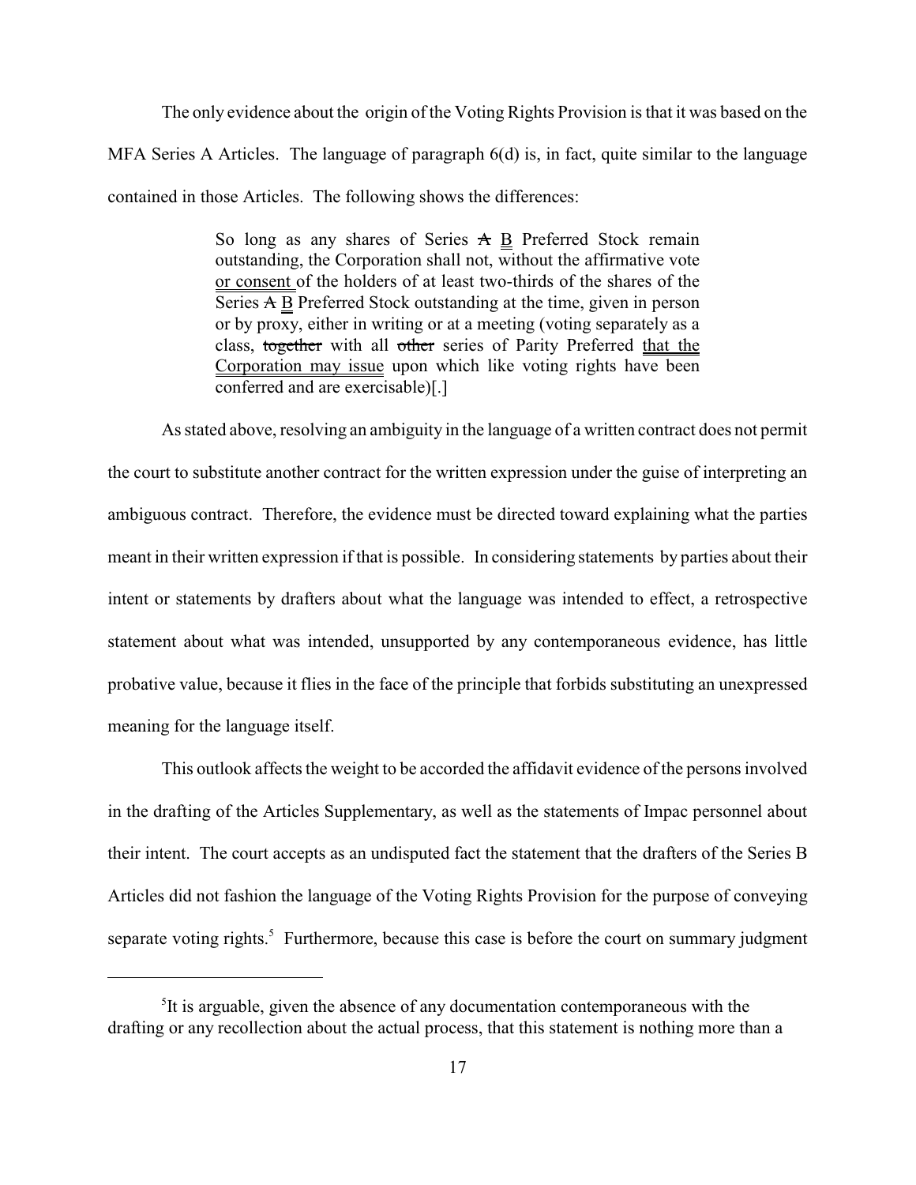The only evidence about the origin of the Voting Rights Provision is that it was based on the MFA Series A Articles. The language of paragraph 6(d) is, in fact, quite similar to the language contained in those Articles. The following shows the differences:

> So long as any shares of Series ~~A~~ <u>B</u> Preferred Stock remain outstanding, the Corporation shall not, without the affirmative vote <u>or consent</u> of the holders of at least two-thirds of the shares of the Series ~~A~~ <u>B</u> Preferred Stock outstanding at the time, given in person or by proxy, either in writing or at a meeting (voting separately as a class, ~~together~~ with all ~~other~~ series of Parity Preferred <u>that the Corporation may issue</u> upon which like voting rights have been conferred and are exercisable)[.]

As stated above, resolving an ambiguity in the language of a written contract does not permit the court to substitute another contract for the written expression under the guise of interpreting an ambiguous contract. Therefore, the evidence must be directed toward explaining what the parties meant in their written expression if that is possible. In considering statements by parties about their intent or statements by drafters about what the language was intended to effect, a retrospective statement about what was intended, unsupported by any contemporaneous evidence, has little probative value, because it flies in the face of the principle that forbids substituting an unexpressed meaning for the language itself.

This outlook affects the weight to be accorded the affidavit evidence of the persons involved in the drafting of the Articles Supplementary, as well as the statements of Impac personnel about their intent. The court accepts as an undisputed fact the statement that the drafters of the Series B Articles did not fashion the language of the Voting Rights Provision for the purpose of conveying separate voting rights.[5] Furthermore, because this case is before the court on summary judgment

---

[5]It is arguable, given the absence of any documentation contemporaneous with the drafting or any recollection about the actual process, that this statement is nothing more than a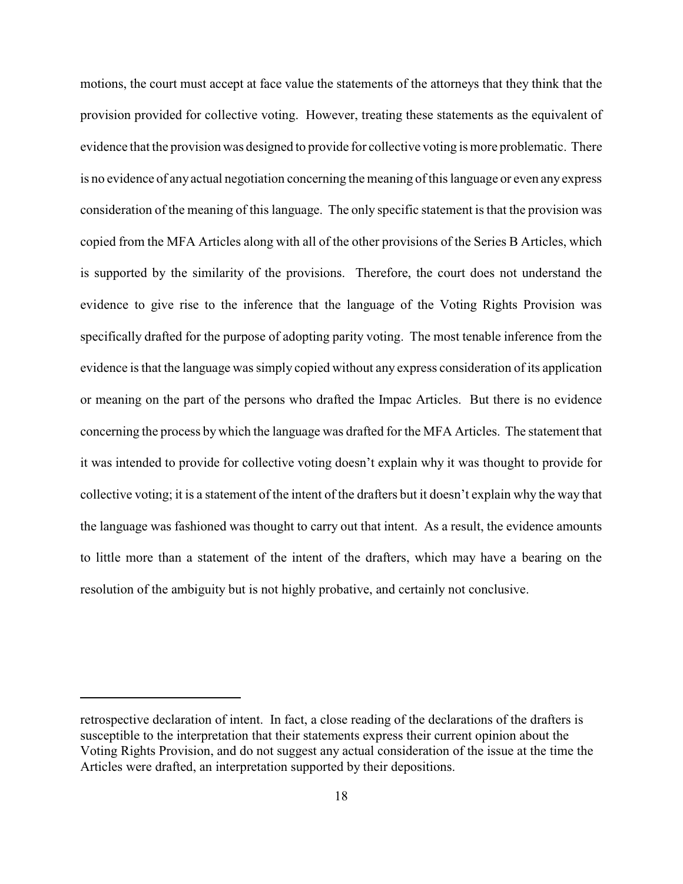motions, the court must accept at face value the statements of the attorneys that they think that the provision provided for collective voting. However, treating these statements as the equivalent of evidence that the provision was designed to provide for collective voting is more problematic. There is no evidence of any actual negotiation concerning the meaning of this language or even any express consideration of the meaning of this language. The only specific statement is that the provision was copied from the MFA Articles along with all of the other provisions of the Series B Articles, which is supported by the similarity of the provisions. Therefore, the court does not understand the evidence to give rise to the inference that the language of the Voting Rights Provision was specifically drafted for the purpose of adopting parity voting. The most tenable inference from the evidence is that the language was simply copied without any express consideration of its application or meaning on the part of the persons who drafted the Impac Articles. But there is no evidence concerning the process by which the language was drafted for the MFA Articles. The statement that it was intended to provide for collective voting doesn't explain why it was thought to provide for collective voting; it is a statement of the intent of the drafters but it doesn't explain why the way that the language was fashioned was thought to carry out that intent. As a result, the evidence amounts to little more than a statement of the intent of the drafters, which may have a bearing on the resolution of the ambiguity but is not highly probative, and certainly not conclusive.

---

retrospective declaration of intent. In fact, a close reading of the declarations of the drafters is susceptible to the interpretation that their statements express their current opinion about the Voting Rights Provision, and do not suggest any actual consideration of the issue at the time the Articles were drafted, an interpretation supported by their depositions.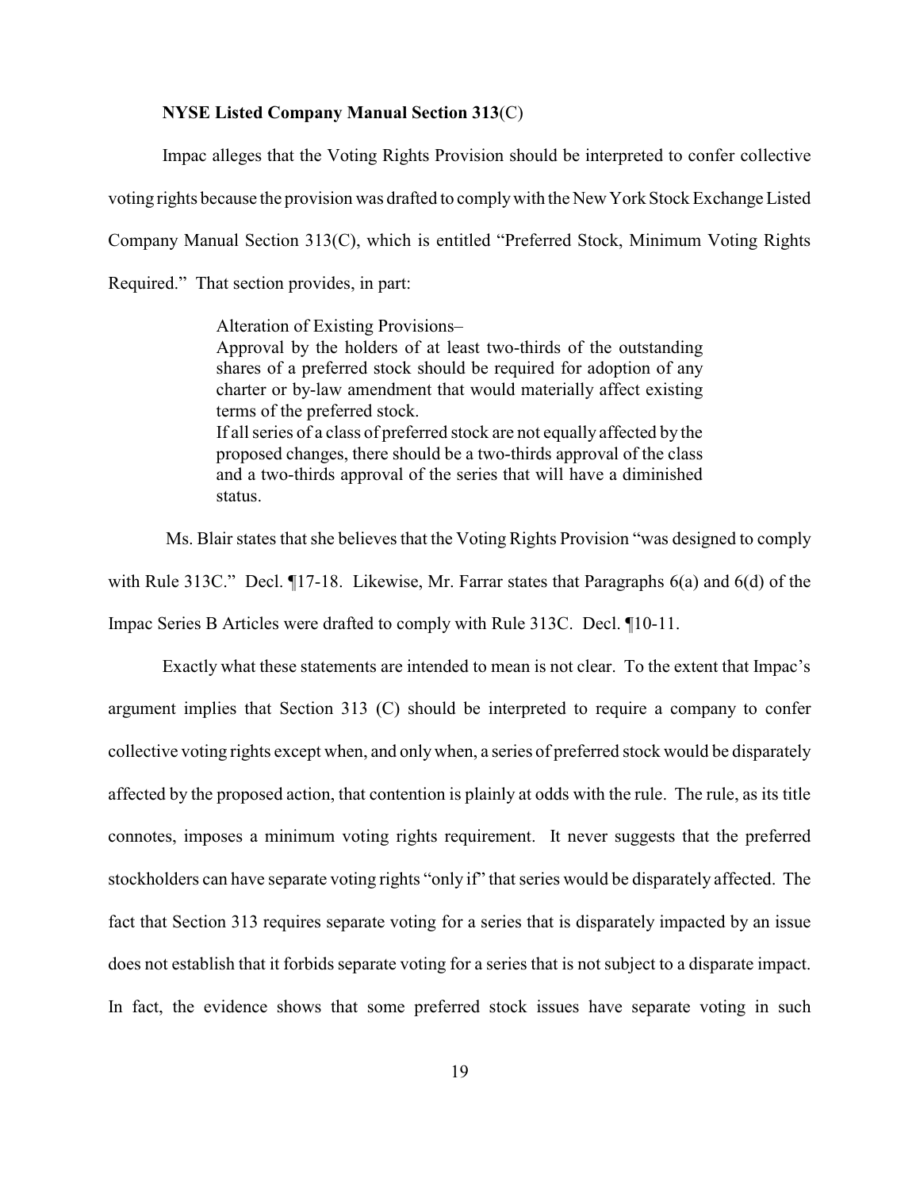**NYSE Listed Company Manual Section 313**(C)

Impac alleges that the Voting Rights Provision should be interpreted to confer collective voting rights because the provision was drafted to comply with the New York Stock Exchange Listed Company Manual Section 313(C), which is entitled "Preferred Stock, Minimum Voting Rights Required." That section provides, in part:

> Alteration of Existing Provisions–
> Approval by the holders of at least two-thirds of the outstanding shares of a preferred stock should be required for adoption of any charter or by-law amendment that would materially affect existing terms of the preferred stock.
> If all series of a class of preferred stock are not equally affected by the proposed changes, there should be a two-thirds approval of the class and a two-thirds approval of the series that will have a diminished status.

Ms. Blair states that she believes that the Voting Rights Provision "was designed to comply with Rule 313C." Decl. ¶17-18. Likewise, Mr. Farrar states that Paragraphs 6(a) and 6(d) of the Impac Series B Articles were drafted to comply with Rule 313C. Decl. ¶10-11.

Exactly what these statements are intended to mean is not clear. To the extent that Impac's argument implies that Section 313 (C) should be interpreted to require a company to confer collective voting rights except when, and only when, a series of preferred stock would be disparately affected by the proposed action, that contention is plainly at odds with the rule. The rule, as its title connotes, imposes a minimum voting rights requirement. It never suggests that the preferred stockholders can have separate voting rights "only if" that series would be disparately affected. The fact that Section 313 requires separate voting for a series that is disparately impacted by an issue does not establish that it forbids separate voting for a series that is not subject to a disparate impact. In fact, the evidence shows that some preferred stock issues have separate voting in such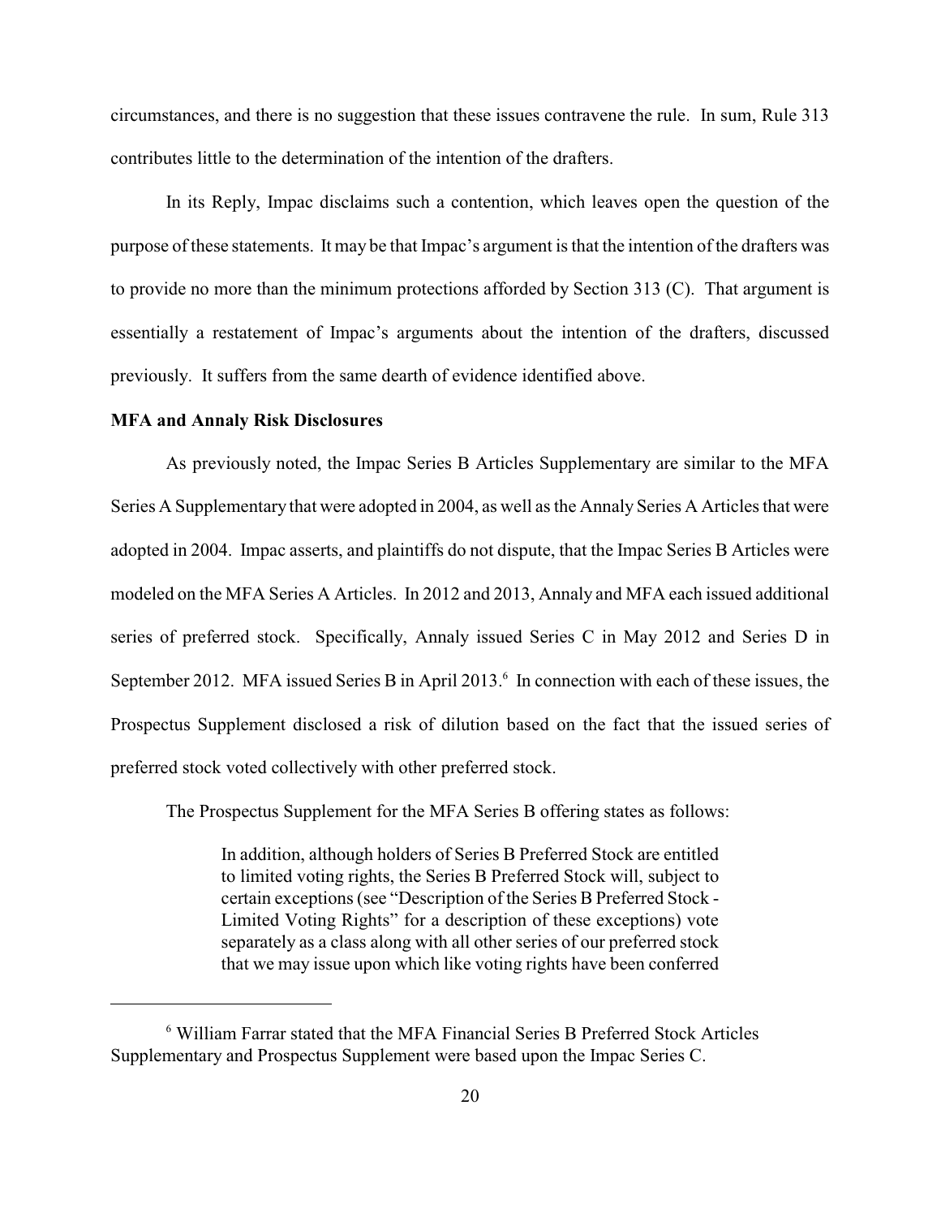circumstances, and there is no suggestion that these issues contravene the rule. In sum, Rule 313 contributes little to the determination of the intention of the drafters.

In its Reply, Impac disclaims such a contention, which leaves open the question of the purpose of these statements. It may be that Impac's argument is that the intention of the drafters was to provide no more than the minimum protections afforded by Section 313 (C). That argument is essentially a restatement of Impac's arguments about the intention of the drafters, discussed previously. It suffers from the same dearth of evidence identified above.

**MFA and Annaly Risk Disclosures**

As previously noted, the Impac Series B Articles Supplementary are similar to the MFA Series A Supplementary that were adopted in 2004, as well as the Annaly Series A Articles that were adopted in 2004. Impac asserts, and plaintiffs do not dispute, that the Impac Series B Articles were modeled on the MFA Series A Articles. In 2012 and 2013, Annaly and MFA each issued additional series of preferred stock. Specifically, Annaly issued Series C in May 2012 and Series D in September 2012. MFA issued Series B in April 2013.[6] In connection with each of these issues, the Prospectus Supplement disclosed a risk of dilution based on the fact that the issued series of preferred stock voted collectively with other preferred stock.

The Prospectus Supplement for the MFA Series B offering states as follows:

> In addition, although holders of Series B Preferred Stock are entitled to limited voting rights, the Series B Preferred Stock will, subject to certain exceptions (see "Description of the Series B Preferred Stock - Limited Voting Rights" for a description of these exceptions) vote separately as a class along with all other series of our preferred stock that we may issue upon which like voting rights have been conferred

---

[6] William Farrar stated that the MFA Financial Series B Preferred Stock Articles Supplementary and Prospectus Supplement were based upon the Impac Series C.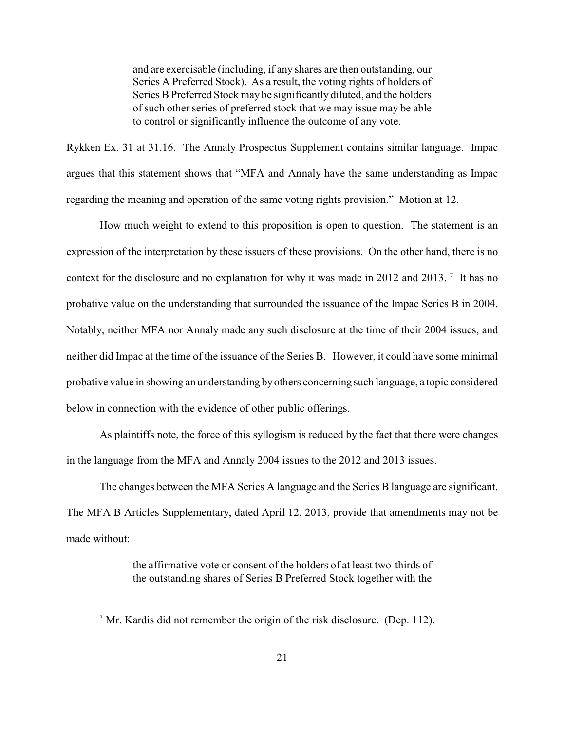> and are exercisable (including, if any shares are then outstanding, our Series A Preferred Stock). As a result, the voting rights of holders of Series B Preferred Stock may be significantly diluted, and the holders of such other series of preferred stock that we may issue may be able to control or significantly influence the outcome of any vote.

Rykken Ex. 31 at 31.16. The Annaly Prospectus Supplement contains similar language. Impac argues that this statement shows that "MFA and Annaly have the same understanding as Impac regarding the meaning and operation of the same voting rights provision." Motion at 12.

How much weight to extend to this proposition is open to question. The statement is an expression of the interpretation by these issuers of these provisions. On the other hand, there is no context for the disclosure and no explanation for why it was made in 2012 and 2013. [7] It has no probative value on the understanding that surrounded the issuance of the Impac Series B in 2004. Notably, neither MFA nor Annaly made any such disclosure at the time of their 2004 issues, and neither did Impac at the time of the issuance of the Series B. However, it could have some minimal probative value in showing an understanding by others concerning such language, a topic considered below in connection with the evidence of other public offerings.

As plaintiffs note, the force of this syllogism is reduced by the fact that there were changes in the language from the MFA and Annaly 2004 issues to the 2012 and 2013 issues.

The changes between the MFA Series A language and the Series B language are significant. The MFA B Articles Supplementary, dated April 12, 2013, provide that amendments may not be made without:

> the affirmative vote or consent of the holders of at least two-thirds of the outstanding shares of Series B Preferred Stock together with the

[7] Mr. Kardis did not remember the origin of the risk disclosure. (Dep. 112).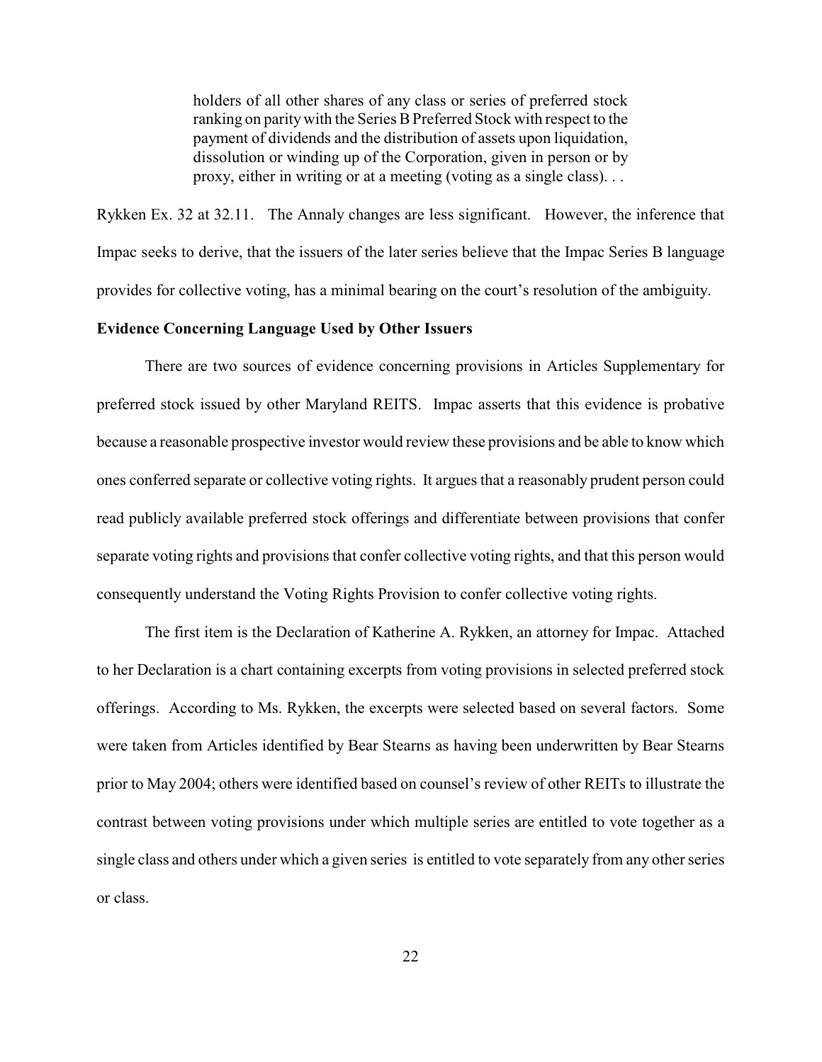> holders of all other shares of any class or series of preferred stock ranking on parity with the Series B Preferred Stock with respect to the payment of dividends and the distribution of assets upon liquidation, dissolution or winding up of the Corporation, given in person or by proxy, either in writing or at a meeting (voting as a single class). . .

Rykken Ex. 32 at 32.11. The Annaly changes are less significant. However, the inference that Impac seeks to derive, that the issuers of the later series believe that the Impac Series B language provides for collective voting, has a minimal bearing on the court's resolution of the ambiguity.

**Evidence Concerning Language Used by Other Issuers**

There are two sources of evidence concerning provisions in Articles Supplementary for preferred stock issued by other Maryland REITS. Impac asserts that this evidence is probative because a reasonable prospective investor would review these provisions and be able to know which ones conferred separate or collective voting rights. It argues that a reasonably prudent person could read publicly available preferred stock offerings and differentiate between provisions that confer separate voting rights and provisions that confer collective voting rights, and that this person would consequently understand the Voting Rights Provision to confer collective voting rights.

The first item is the Declaration of Katherine A. Rykken, an attorney for Impac. Attached to her Declaration is a chart containing excerpts from voting provisions in selected preferred stock offerings. According to Ms. Rykken, the excerpts were selected based on several factors. Some were taken from Articles identified by Bear Stearns as having been underwritten by Bear Stearns prior to May 2004; others were identified based on counsel's review of other REITs to illustrate the contrast between voting provisions under which multiple series are entitled to vote together as a single class and others under which a given series is entitled to vote separately from any other series or class.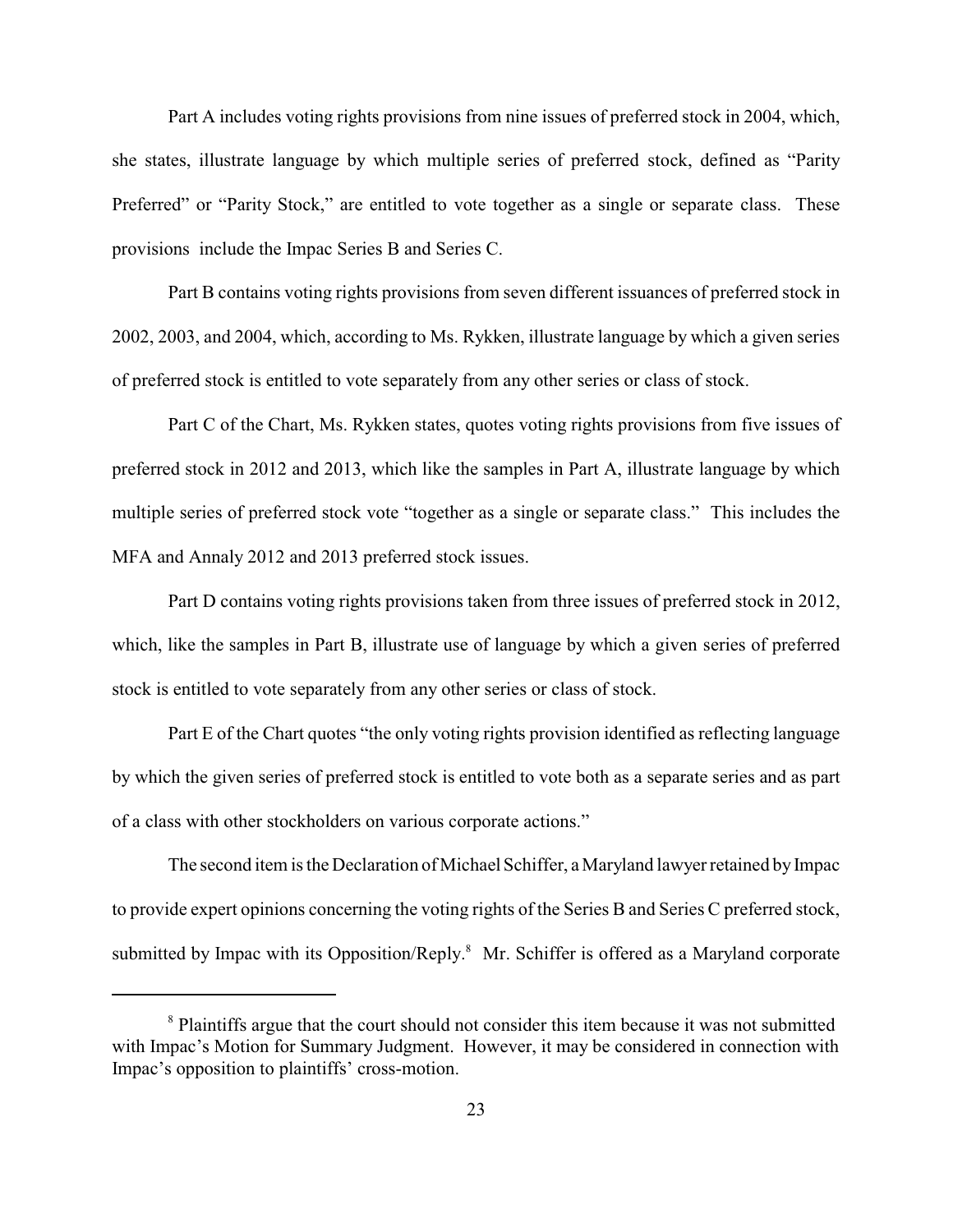Part A includes voting rights provisions from nine issues of preferred stock in 2004, which, she states, illustrate language by which multiple series of preferred stock, defined as "Parity Preferred" or "Parity Stock," are entitled to vote together as a single or separate class. These provisions include the Impac Series B and Series C.

Part B contains voting rights provisions from seven different issuances of preferred stock in 2002, 2003, and 2004, which, according to Ms. Rykken, illustrate language by which a given series of preferred stock is entitled to vote separately from any other series or class of stock.

Part C of the Chart, Ms. Rykken states, quotes voting rights provisions from five issues of preferred stock in 2012 and 2013, which like the samples in Part A, illustrate language by which multiple series of preferred stock vote "together as a single or separate class." This includes the MFA and Annaly 2012 and 2013 preferred stock issues.

Part D contains voting rights provisions taken from three issues of preferred stock in 2012, which, like the samples in Part B, illustrate use of language by which a given series of preferred stock is entitled to vote separately from any other series or class of stock.

Part E of the Chart quotes "the only voting rights provision identified as reflecting language by which the given series of preferred stock is entitled to vote both as a separate series and as part of a class with other stockholders on various corporate actions."

The second item is the Declaration of Michael Schiffer, a Maryland lawyer retained by Impac to provide expert opinions concerning the voting rights of the Series B and Series C preferred stock, submitted by Impac with its Opposition/Reply.[8] Mr. Schiffer is offered as a Maryland corporate

[8] Plaintiffs argue that the court should not consider this item because it was not submitted with Impac's Motion for Summary Judgment. However, it may be considered in connection with Impac's opposition to plaintiffs' cross-motion.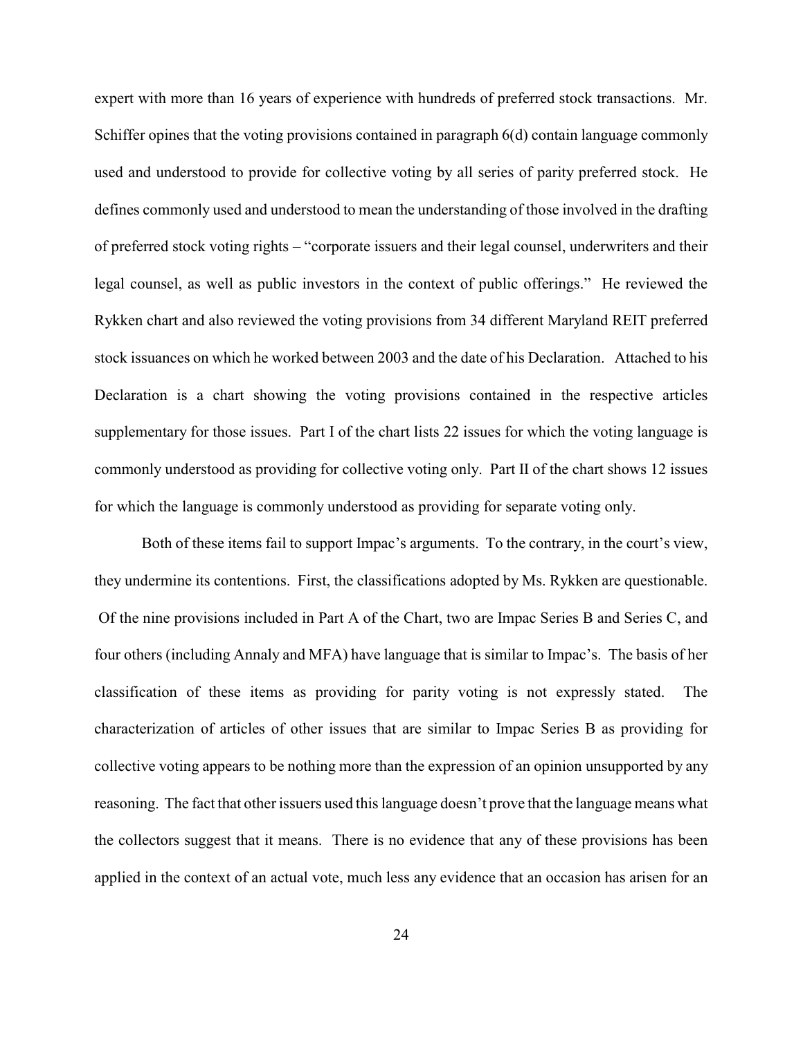expert with more than 16 years of experience with hundreds of preferred stock transactions. Mr. Schiffer opines that the voting provisions contained in paragraph 6(d) contain language commonly used and understood to provide for collective voting by all series of parity preferred stock. He defines commonly used and understood to mean the understanding of those involved in the drafting of preferred stock voting rights – "corporate issuers and their legal counsel, underwriters and their legal counsel, as well as public investors in the context of public offerings." He reviewed the Rykken chart and also reviewed the voting provisions from 34 different Maryland REIT preferred stock issuances on which he worked between 2003 and the date of his Declaration. Attached to his Declaration is a chart showing the voting provisions contained in the respective articles supplementary for those issues. Part I of the chart lists 22 issues for which the voting language is commonly understood as providing for collective voting only. Part II of the chart shows 12 issues for which the language is commonly understood as providing for separate voting only.

Both of these items fail to support Impac's arguments. To the contrary, in the court's view, they undermine its contentions. First, the classifications adopted by Ms. Rykken are questionable. Of the nine provisions included in Part A of the Chart, two are Impac Series B and Series C, and four others (including Annaly and MFA) have language that is similar to Impac's. The basis of her classification of these items as providing for parity voting is not expressly stated. The characterization of articles of other issues that are similar to Impac Series B as providing for collective voting appears to be nothing more than the expression of an opinion unsupported by any reasoning. The fact that other issuers used this language doesn't prove that the language means what the collectors suggest that it means. There is no evidence that any of these provisions has been applied in the context of an actual vote, much less any evidence that an occasion has arisen for an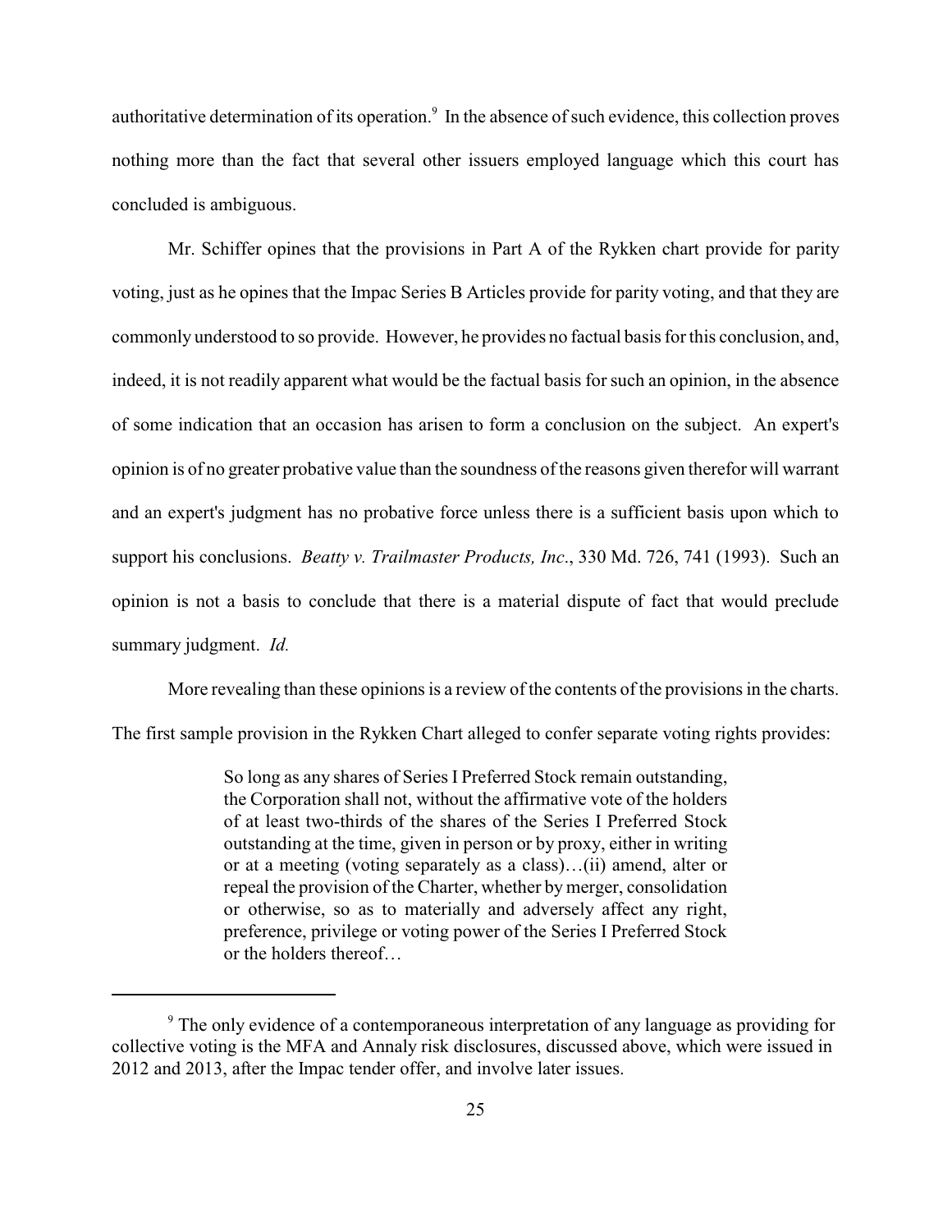authoritative determination of its operation.[9] In the absence of such evidence, this collection proves nothing more than the fact that several other issuers employed language which this court has concluded is ambiguous.

Mr. Schiffer opines that the provisions in Part A of the Rykken chart provide for parity voting, just as he opines that the Impac Series B Articles provide for parity voting, and that they are commonly understood to so provide. However, he provides no factual basis for this conclusion, and, indeed, it is not readily apparent what would be the factual basis for such an opinion, in the absence of some indication that an occasion has arisen to form a conclusion on the subject. An expert's opinion is of no greater probative value than the soundness of the reasons given therefor will warrant and an expert's judgment has no probative force unless there is a sufficient basis upon which to support his conclusions. *Beatty v. Trailmaster Products, Inc.*, 330 Md. 726, 741 (1993). Such an opinion is not a basis to conclude that there is a material dispute of fact that would preclude summary judgment. *Id.*

More revealing than these opinions is a review of the contents of the provisions in the charts. The first sample provision in the Rykken Chart alleged to confer separate voting rights provides:

> So long as any shares of Series I Preferred Stock remain outstanding, the Corporation shall not, without the affirmative vote of the holders of at least two-thirds of the shares of the Series I Preferred Stock outstanding at the time, given in person or by proxy, either in writing or at a meeting (voting separately as a class)…(ii) amend, alter or repeal the provision of the Charter, whether by merger, consolidation or otherwise, so as to materially and adversely affect any right, preference, privilege or voting power of the Series I Preferred Stock or the holders thereof…

[9] The only evidence of a contemporaneous interpretation of any language as providing for collective voting is the MFA and Annaly risk disclosures, discussed above, which were issued in 2012 and 2013, after the Impac tender offer, and involve later issues.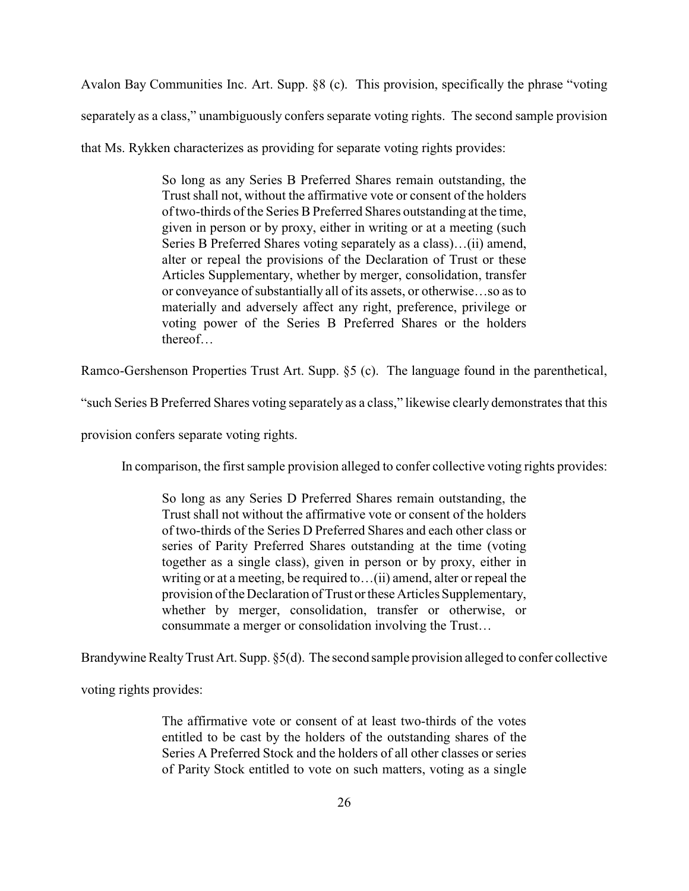Avalon Bay Communities Inc. Art. Supp. §8 (c). This provision, specifically the phrase "voting separately as a class," unambiguously confers separate voting rights. The second sample provision that Ms. Rykken characterizes as providing for separate voting rights provides:

> So long as any Series B Preferred Shares remain outstanding, the Trust shall not, without the affirmative vote or consent of the holders of two-thirds of the Series B Preferred Shares outstanding at the time, given in person or by proxy, either in writing or at a meeting (such Series B Preferred Shares voting separately as a class)…(ii) amend, alter or repeal the provisions of the Declaration of Trust or these Articles Supplementary, whether by merger, consolidation, transfer or conveyance of substantially all of its assets, or otherwise…so as to materially and adversely affect any right, preference, privilege or voting power of the Series B Preferred Shares or the holders thereof…

Ramco-Gershenson Properties Trust Art. Supp. §5 (c). The language found in the parenthetical, "such Series B Preferred Shares voting separately as a class," likewise clearly demonstrates that this provision confers separate voting rights.

In comparison, the first sample provision alleged to confer collective voting rights provides:

> So long as any Series D Preferred Shares remain outstanding, the Trust shall not without the affirmative vote or consent of the holders of two-thirds of the Series D Preferred Shares and each other class or series of Parity Preferred Shares outstanding at the time (voting together as a single class), given in person or by proxy, either in writing or at a meeting, be required to…(ii) amend, alter or repeal the provision of the Declaration of Trust or these Articles Supplementary, whether by merger, consolidation, transfer or otherwise, or consummate a merger or consolidation involving the Trust…

Brandywine Realty Trust Art. Supp. §5(d). The second sample provision alleged to confer collective voting rights provides:

> The affirmative vote or consent of at least two-thirds of the votes entitled to be cast by the holders of the outstanding shares of the Series A Preferred Stock and the holders of all other classes or series of Parity Stock entitled to vote on such matters, voting as a single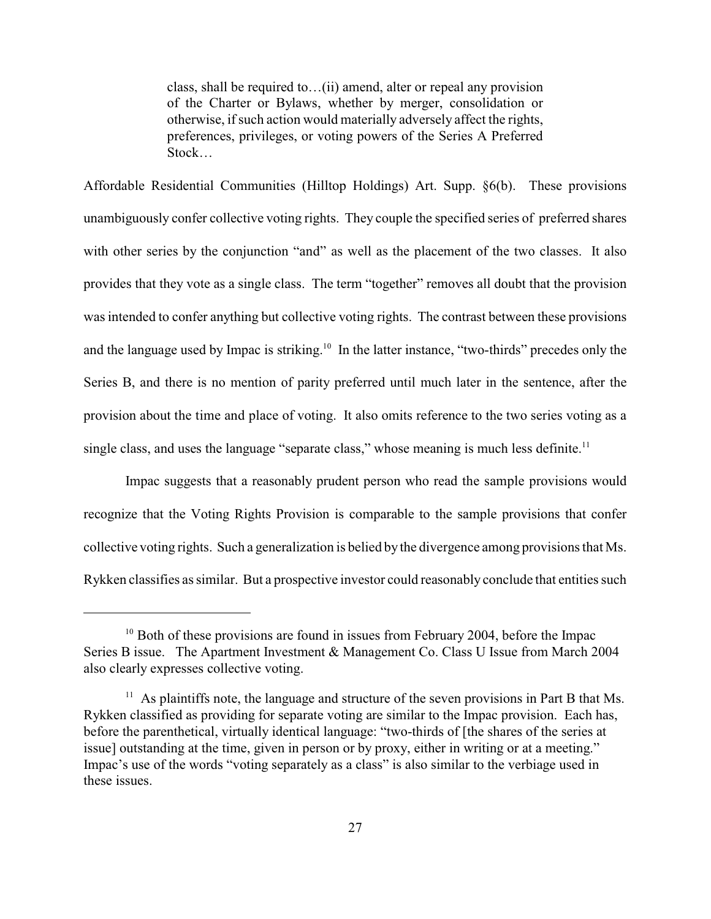> class, shall be required to…(ii) amend, alter or repeal any provision of the Charter or Bylaws, whether by merger, consolidation or otherwise, if such action would materially adversely affect the rights, preferences, privileges, or voting powers of the Series A Preferred Stock…

Affordable Residential Communities (Hilltop Holdings) Art. Supp. §6(b). These provisions unambiguously confer collective voting rights. They couple the specified series of preferred shares with other series by the conjunction "and" as well as the placement of the two classes. It also provides that they vote as a single class. The term "together" removes all doubt that the provision was intended to confer anything but collective voting rights. The contrast between these provisions and the language used by Impac is striking.[10] In the latter instance, "two-thirds" precedes only the Series B, and there is no mention of parity preferred until much later in the sentence, after the provision about the time and place of voting. It also omits reference to the two series voting as a single class, and uses the language "separate class," whose meaning is much less definite.[11]

Impac suggests that a reasonably prudent person who read the sample provisions would recognize that the Voting Rights Provision is comparable to the sample provisions that confer collective voting rights. Such a generalization is belied by the divergence among provisions that Ms. Rykken classifies as similar. But a prospective investor could reasonably conclude that entities such

---

[10] Both of these provisions are found in issues from February 2004, before the Impac Series B issue. The Apartment Investment & Management Co. Class U Issue from March 2004 also clearly expresses collective voting.

[11] As plaintiffs note, the language and structure of the seven provisions in Part B that Ms. Rykken classified as providing for separate voting are similar to the Impac provision. Each has, before the parenthetical, virtually identical language: "two-thirds of [the shares of the series at issue] outstanding at the time, given in person or by proxy, either in writing or at a meeting." Impac's use of the words "voting separately as a class" is also similar to the verbiage used in these issues.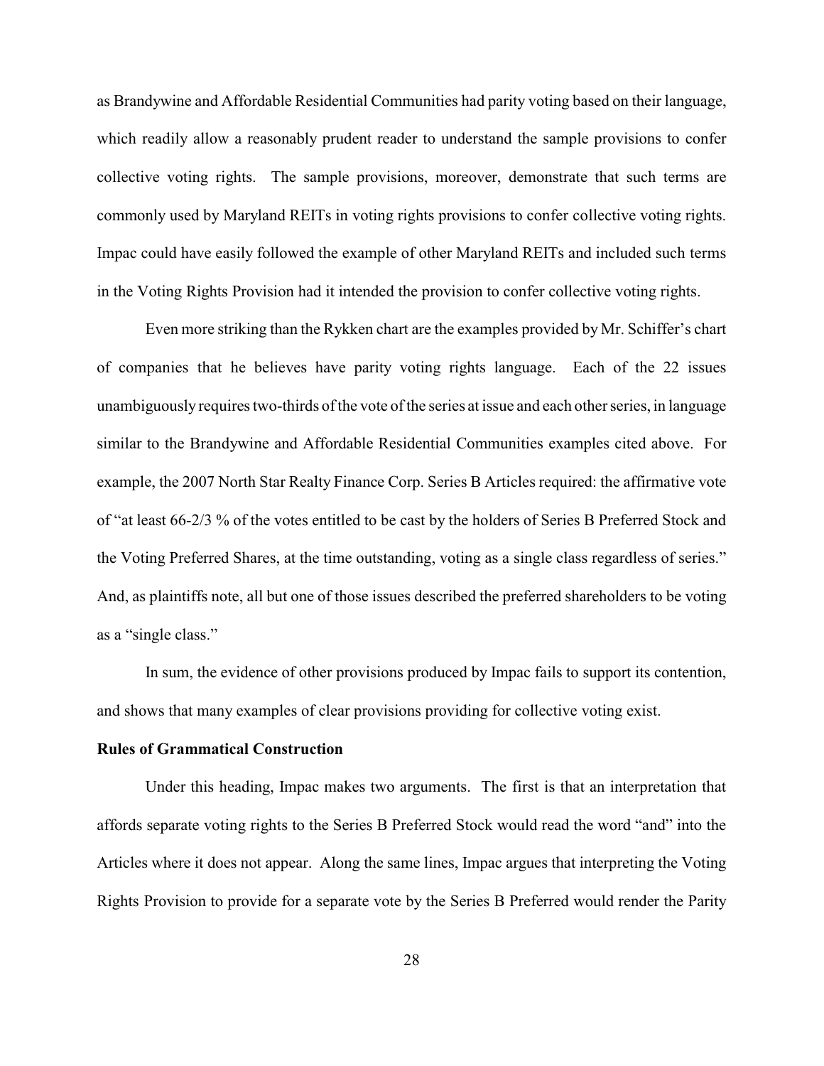as Brandywine and Affordable Residential Communities had parity voting based on their language, which readily allow a reasonably prudent reader to understand the sample provisions to confer collective voting rights. The sample provisions, moreover, demonstrate that such terms are commonly used by Maryland REITs in voting rights provisions to confer collective voting rights. Impac could have easily followed the example of other Maryland REITs and included such terms in the Voting Rights Provision had it intended the provision to confer collective voting rights.

Even more striking than the Rykken chart are the examples provided by Mr. Schiffer's chart of companies that he believes have parity voting rights language. Each of the 22 issues unambiguously requires two-thirds of the vote of the series at issue and each other series, in language similar to the Brandywine and Affordable Residential Communities examples cited above. For example, the 2007 North Star Realty Finance Corp. Series B Articles required: the affirmative vote of "at least 66-2/3 % of the votes entitled to be cast by the holders of Series B Preferred Stock and the Voting Preferred Shares, at the time outstanding, voting as a single class regardless of series." And, as plaintiffs note, all but one of those issues described the preferred shareholders to be voting as a "single class."

In sum, the evidence of other provisions produced by Impac fails to support its contention, and shows that many examples of clear provisions providing for collective voting exist.

**Rules of Grammatical Construction**

Under this heading, Impac makes two arguments. The first is that an interpretation that affords separate voting rights to the Series B Preferred Stock would read the word "and" into the Articles where it does not appear. Along the same lines, Impac argues that interpreting the Voting Rights Provision to provide for a separate vote by the Series B Preferred would render the Parity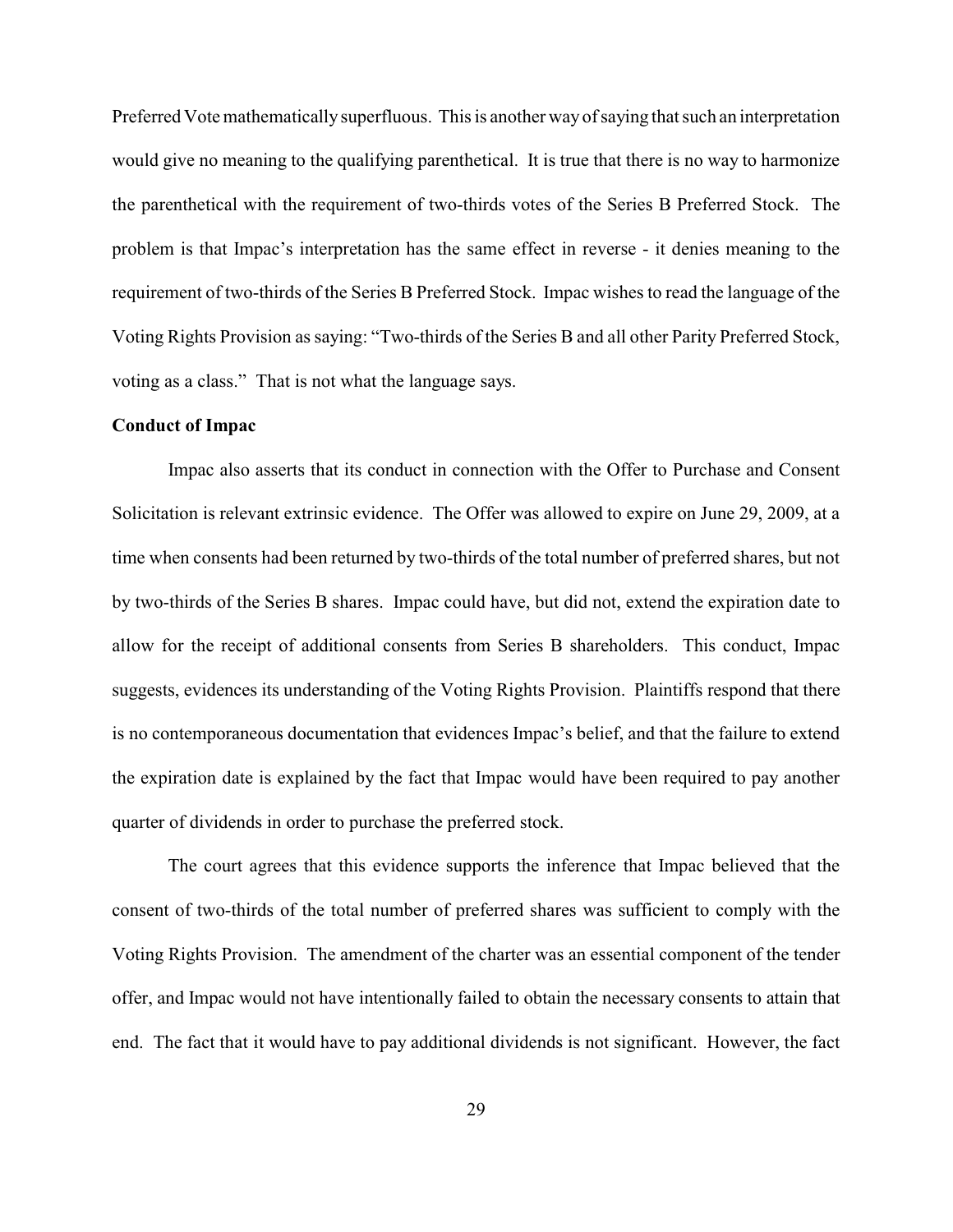Preferred Vote mathematically superfluous. This is another way of saying that such an interpretation would give no meaning to the qualifying parenthetical. It is true that there is no way to harmonize the parenthetical with the requirement of two-thirds votes of the Series B Preferred Stock. The problem is that Impac's interpretation has the same effect in reverse - it denies meaning to the requirement of two-thirds of the Series B Preferred Stock. Impac wishes to read the language of the Voting Rights Provision as saying: "Two-thirds of the Series B and all other Parity Preferred Stock, voting as a class." That is not what the language says.

**Conduct of Impac**

Impac also asserts that its conduct in connection with the Offer to Purchase and Consent Solicitation is relevant extrinsic evidence. The Offer was allowed to expire on June 29, 2009, at a time when consents had been returned by two-thirds of the total number of preferred shares, but not by two-thirds of the Series B shares. Impac could have, but did not, extend the expiration date to allow for the receipt of additional consents from Series B shareholders. This conduct, Impac suggests, evidences its understanding of the Voting Rights Provision. Plaintiffs respond that there is no contemporaneous documentation that evidences Impac's belief, and that the failure to extend the expiration date is explained by the fact that Impac would have been required to pay another quarter of dividends in order to purchase the preferred stock.

The court agrees that this evidence supports the inference that Impac believed that the consent of two-thirds of the total number of preferred shares was sufficient to comply with the Voting Rights Provision. The amendment of the charter was an essential component of the tender offer, and Impac would not have intentionally failed to obtain the necessary consents to attain that end. The fact that it would have to pay additional dividends is not significant. However, the fact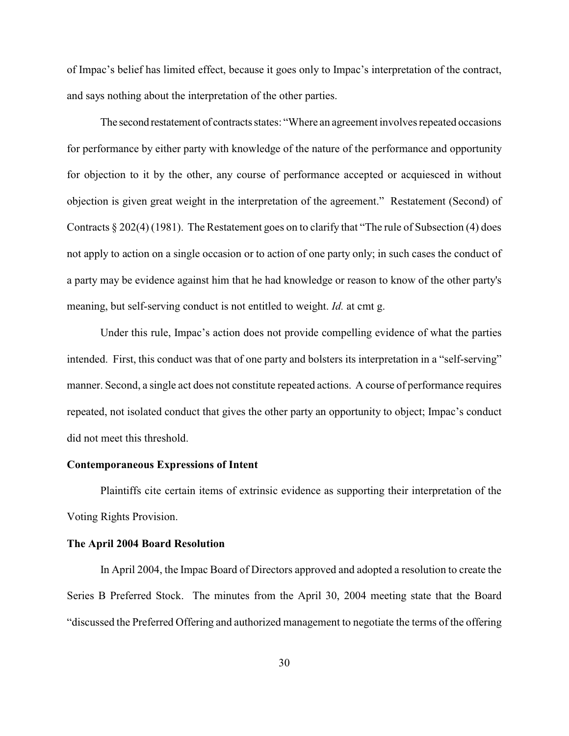of Impac's belief has limited effect, because it goes only to Impac's interpretation of the contract, and says nothing about the interpretation of the other parties.

The second restatement of contracts states: "Where an agreement involves repeated occasions for performance by either party with knowledge of the nature of the performance and opportunity for objection to it by the other, any course of performance accepted or acquiesced in without objection is given great weight in the interpretation of the agreement." Restatement (Second) of Contracts § 202(4) (1981). The Restatement goes on to clarify that "The rule of Subsection (4) does not apply to action on a single occasion or to action of one party only; in such cases the conduct of a party may be evidence against him that he had knowledge or reason to know of the other party's meaning, but self-serving conduct is not entitled to weight. *Id.* at cmt g.

Under this rule, Impac's action does not provide compelling evidence of what the parties intended. First, this conduct was that of one party and bolsters its interpretation in a "self-serving" manner. Second, a single act does not constitute repeated actions. A course of performance requires repeated, not isolated conduct that gives the other party an opportunity to object; Impac's conduct did not meet this threshold.

**Contemporaneous Expressions of Intent**

Plaintiffs cite certain items of extrinsic evidence as supporting their interpretation of the Voting Rights Provision.

**The April 2004 Board Resolution**

In April 2004, the Impac Board of Directors approved and adopted a resolution to create the Series B Preferred Stock. The minutes from the April 30, 2004 meeting state that the Board "discussed the Preferred Offering and authorized management to negotiate the terms of the offering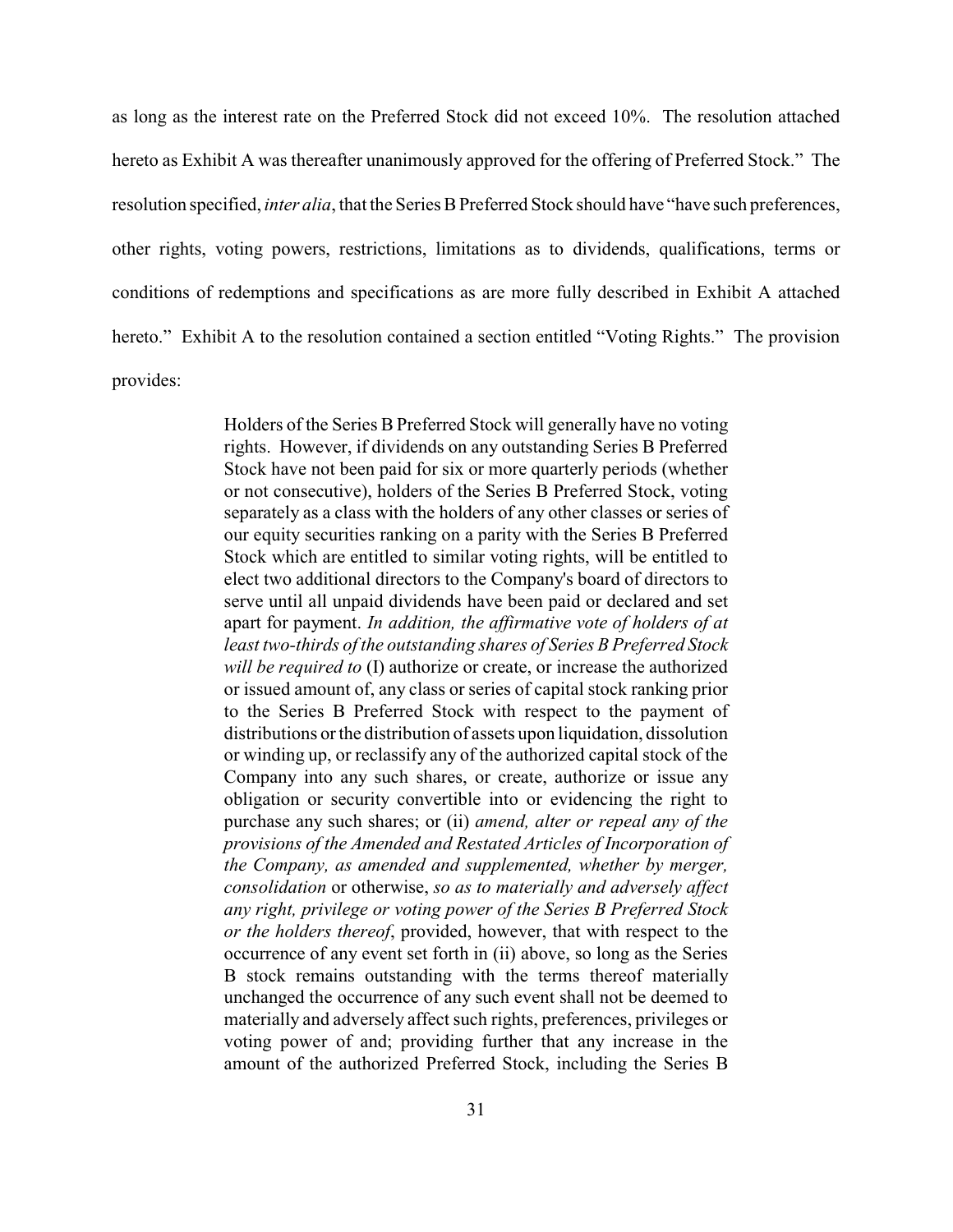as long as the interest rate on the Preferred Stock did not exceed 10%. The resolution attached hereto as Exhibit A was thereafter unanimously approved for the offering of Preferred Stock." The resolution specified, *inter alia*, that the Series B Preferred Stock should have "have such preferences, other rights, voting powers, restrictions, limitations as to dividends, qualifications, terms or conditions of redemptions and specifications as are more fully described in Exhibit A attached hereto." Exhibit A to the resolution contained a section entitled "Voting Rights." The provision provides:

> Holders of the Series B Preferred Stock will generally have no voting rights. However, if dividends on any outstanding Series B Preferred Stock have not been paid for six or more quarterly periods (whether or not consecutive), holders of the Series B Preferred Stock, voting separately as a class with the holders of any other classes or series of our equity securities ranking on a parity with the Series B Preferred Stock which are entitled to similar voting rights, will be entitled to elect two additional directors to the Company's board of directors to serve until all unpaid dividends have been paid or declared and set apart for payment. *In addition, the affirmative vote of holders of at least two-thirds of the outstanding shares of Series B Preferred Stock will be required to* (I) authorize or create, or increase the authorized or issued amount of, any class or series of capital stock ranking prior to the Series B Preferred Stock with respect to the payment of distributions or the distribution of assets upon liquidation, dissolution or winding up, or reclassify any of the authorized capital stock of the Company into any such shares, or create, authorize or issue any obligation or security convertible into or evidencing the right to purchase any such shares; or (ii) *amend, alter or repeal any of the provisions of the Amended and Restated Articles of Incorporation of the Company, as amended and supplemented, whether by merger, consolidation* or otherwise, *so as to materially and adversely affect any right, privilege or voting power of the Series B Preferred Stock or the holders thereof*, provided, however, that with respect to the occurrence of any event set forth in (ii) above, so long as the Series B stock remains outstanding with the terms thereof materially unchanged the occurrence of any such event shall not be deemed to materially and adversely affect such rights, preferences, privileges or voting power of and; providing further that any increase in the amount of the authorized Preferred Stock, including the Series B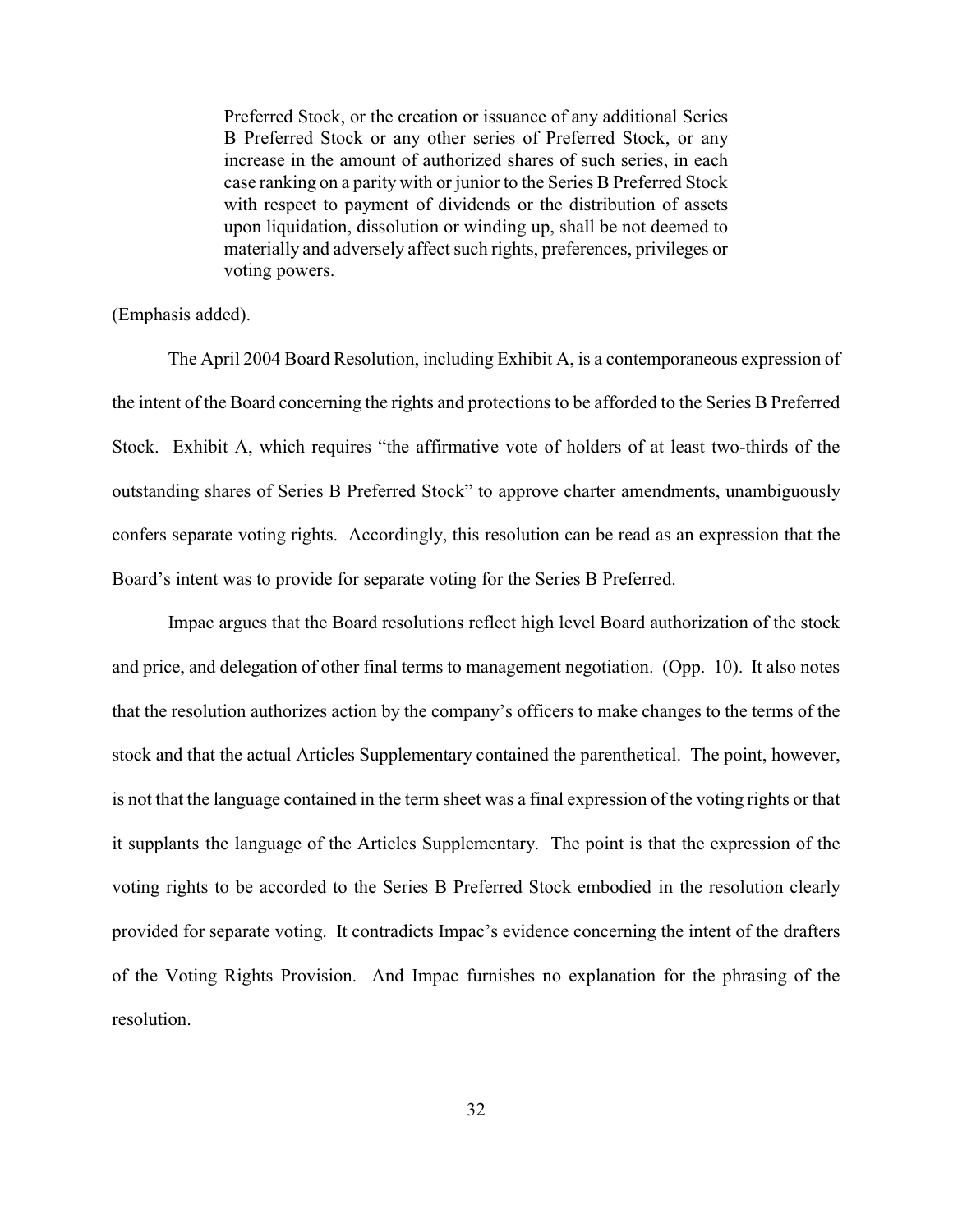> Preferred Stock, or the creation or issuance of any additional Series B Preferred Stock or any other series of Preferred Stock, or any increase in the amount of authorized shares of such series, in each case ranking on a parity with or junior to the Series B Preferred Stock with respect to payment of dividends or the distribution of assets upon liquidation, dissolution or winding up, shall be not deemed to materially and adversely affect such rights, preferences, privileges or voting powers.

(Emphasis added).

The April 2004 Board Resolution, including Exhibit A, is a contemporaneous expression of the intent of the Board concerning the rights and protections to be afforded to the Series B Preferred Stock. Exhibit A, which requires "the affirmative vote of holders of at least two-thirds of the outstanding shares of Series B Preferred Stock" to approve charter amendments, unambiguously confers separate voting rights. Accordingly, this resolution can be read as an expression that the Board's intent was to provide for separate voting for the Series B Preferred.

Impac argues that the Board resolutions reflect high level Board authorization of the stock and price, and delegation of other final terms to management negotiation. (Opp. 10). It also notes that the resolution authorizes action by the company's officers to make changes to the terms of the stock and that the actual Articles Supplementary contained the parenthetical. The point, however, is not that the language contained in the term sheet was a final expression of the voting rights or that it supplants the language of the Articles Supplementary. The point is that the expression of the voting rights to be accorded to the Series B Preferred Stock embodied in the resolution clearly provided for separate voting. It contradicts Impac's evidence concerning the intent of the drafters of the Voting Rights Provision. And Impac furnishes no explanation for the phrasing of the resolution.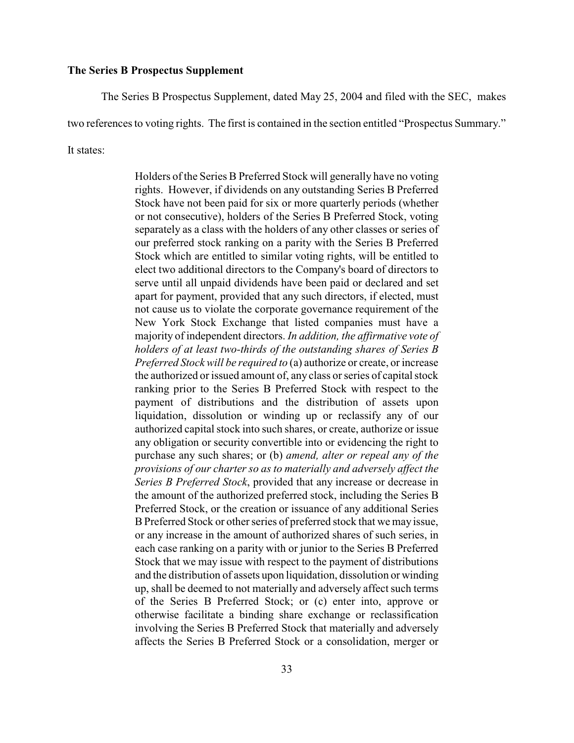**The Series B Prospectus Supplement**

The Series B Prospectus Supplement, dated May 25, 2004 and filed with the SEC, makes two references to voting rights. The first is contained in the section entitled "Prospectus Summary." It states:

> Holders of the Series B Preferred Stock will generally have no voting rights. However, if dividends on any outstanding Series B Preferred Stock have not been paid for six or more quarterly periods (whether or not consecutive), holders of the Series B Preferred Stock, voting separately as a class with the holders of any other classes or series of our preferred stock ranking on a parity with the Series B Preferred Stock which are entitled to similar voting rights, will be entitled to elect two additional directors to the Company's board of directors to serve until all unpaid dividends have been paid or declared and set apart for payment, provided that any such directors, if elected, must not cause us to violate the corporate governance requirement of the New York Stock Exchange that listed companies must have a majority of independent directors. *In addition, the affirmative vote of holders of at least two-thirds of the outstanding shares of Series B Preferred Stock will be required to* (a) authorize or create, or increase the authorized or issued amount of, any class or series of capital stock ranking prior to the Series B Preferred Stock with respect to the payment of distributions and the distribution of assets upon liquidation, dissolution or winding up or reclassify any of our authorized capital stock into such shares, or create, authorize or issue any obligation or security convertible into or evidencing the right to purchase any such shares; or (b) *amend, alter or repeal any of the provisions of our charter so as to materially and adversely affect the Series B Preferred Stock*, provided that any increase or decrease in the amount of the authorized preferred stock, including the Series B Preferred Stock, or the creation or issuance of any additional Series B Preferred Stock or other series of preferred stock that we may issue, or any increase in the amount of authorized shares of such series, in each case ranking on a parity with or junior to the Series B Preferred Stock that we may issue with respect to the payment of distributions and the distribution of assets upon liquidation, dissolution or winding up, shall be deemed to not materially and adversely affect such terms of the Series B Preferred Stock; or (c) enter into, approve or otherwise facilitate a binding share exchange or reclassification involving the Series B Preferred Stock that materially and adversely affects the Series B Preferred Stock or a consolidation, merger or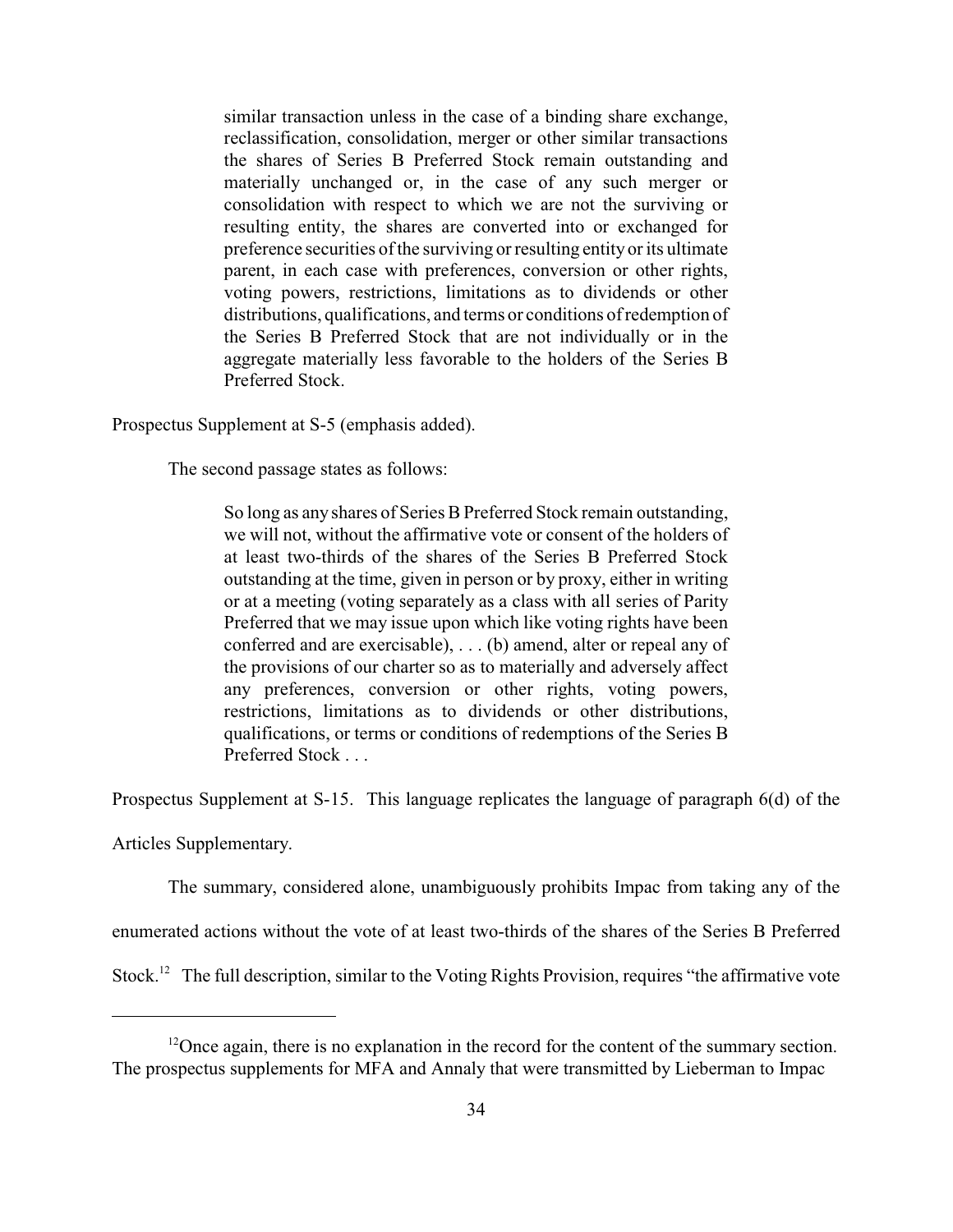> similar transaction unless in the case of a binding share exchange, reclassification, consolidation, merger or other similar transactions the shares of Series B Preferred Stock remain outstanding and materially unchanged or, in the case of any such merger or consolidation with respect to which we are not the surviving or resulting entity, the shares are converted into or exchanged for preference securities of the surviving or resulting entity or its ultimate parent, in each case with preferences, conversion or other rights, voting powers, restrictions, limitations as to dividends or other distributions, qualifications, and terms or conditions of redemption of the Series B Preferred Stock that are not individually or in the aggregate materially less favorable to the holders of the Series B Preferred Stock.

Prospectus Supplement at S-5 (emphasis added).

The second passage states as follows:

> So long as any shares of Series B Preferred Stock remain outstanding, we will not, without the affirmative vote or consent of the holders of at least two-thirds of the shares of the Series B Preferred Stock outstanding at the time, given in person or by proxy, either in writing or at a meeting (voting separately as a class with all series of Parity Preferred that we may issue upon which like voting rights have been conferred and are exercisable), . . . (b) amend, alter or repeal any of the provisions of our charter so as to materially and adversely affect any preferences, conversion or other rights, voting powers, restrictions, limitations as to dividends or other distributions, qualifications, or terms or conditions of redemptions of the Series B Preferred Stock . . .

Prospectus Supplement at S-15. This language replicates the language of paragraph 6(d) of the Articles Supplementary.

The summary, considered alone, unambiguously prohibits Impac from taking any of the enumerated actions without the vote of at least two-thirds of the shares of the Series B Preferred Stock.[12] The full description, similar to the Voting Rights Provision, requires "the affirmative vote

[12] Once again, there is no explanation in the record for the content of the summary section. The prospectus supplements for MFA and Annaly that were transmitted by Lieberman to Impac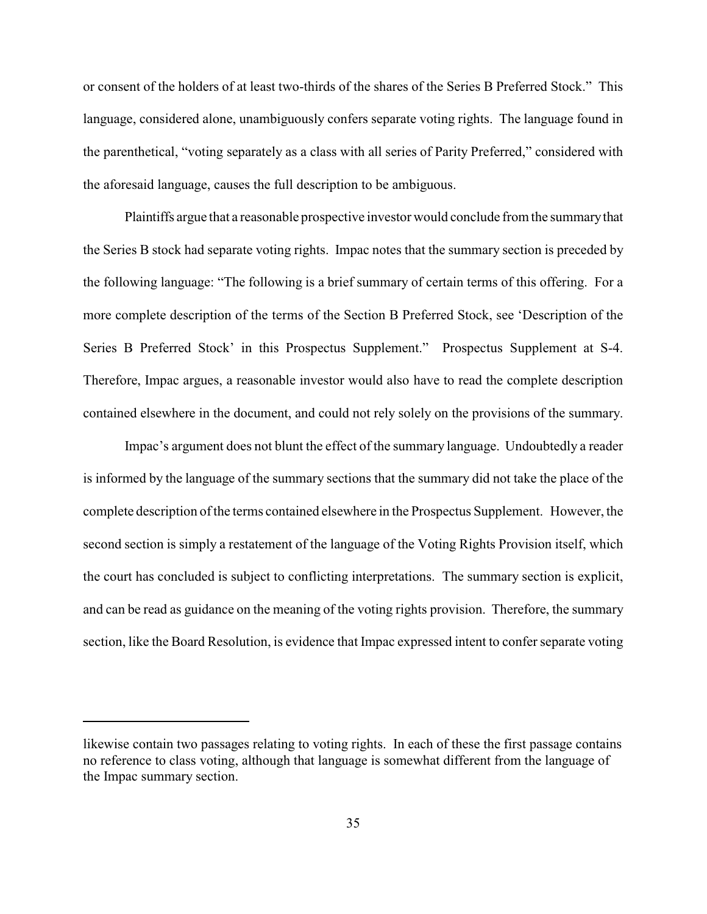or consent of the holders of at least two-thirds of the shares of the Series B Preferred Stock." This language, considered alone, unambiguously confers separate voting rights. The language found in the parenthetical, "voting separately as a class with all series of Parity Preferred," considered with the aforesaid language, causes the full description to be ambiguous.

Plaintiffs argue that a reasonable prospective investor would conclude from the summary that the Series B stock had separate voting rights. Impac notes that the summary section is preceded by the following language: "The following is a brief summary of certain terms of this offering. For a more complete description of the terms of the Section B Preferred Stock, see 'Description of the Series B Preferred Stock' in this Prospectus Supplement." Prospectus Supplement at S-4. Therefore, Impac argues, a reasonable investor would also have to read the complete description contained elsewhere in the document, and could not rely solely on the provisions of the summary.

Impac's argument does not blunt the effect of the summary language. Undoubtedly a reader is informed by the language of the summary sections that the summary did not take the place of the complete description of the terms contained elsewhere in the Prospectus Supplement. However, the second section is simply a restatement of the language of the Voting Rights Provision itself, which the court has concluded is subject to conflicting interpretations. The summary section is explicit, and can be read as guidance on the meaning of the voting rights provision. Therefore, the summary section, like the Board Resolution, is evidence that Impac expressed intent to confer separate voting

---

likewise contain two passages relating to voting rights. In each of these the first passage contains no reference to class voting, although that language is somewhat different from the language of the Impac summary section.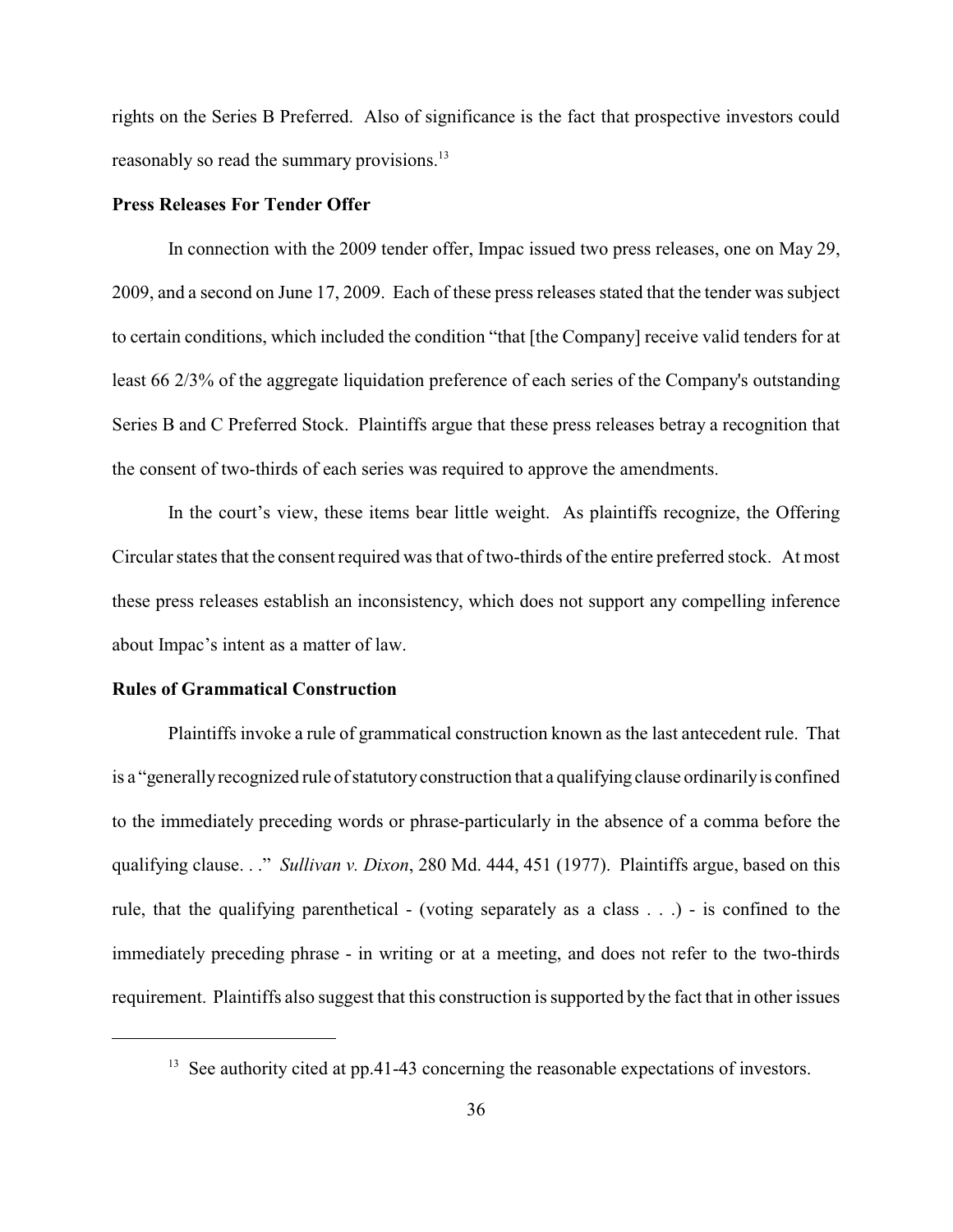rights on the Series B Preferred. Also of significance is the fact that prospective investors could reasonably so read the summary provisions.[13]

**Press Releases For Tender Offer**

In connection with the 2009 tender offer, Impac issued two press releases, one on May 29, 2009, and a second on June 17, 2009. Each of these press releases stated that the tender was subject to certain conditions, which included the condition "that [the Company] receive valid tenders for at least 66 2/3% of the aggregate liquidation preference of each series of the Company's outstanding Series B and C Preferred Stock. Plaintiffs argue that these press releases betray a recognition that the consent of two-thirds of each series was required to approve the amendments.

In the court's view, these items bear little weight. As plaintiffs recognize, the Offering Circular states that the consent required was that of two-thirds of the entire preferred stock. At most these press releases establish an inconsistency, which does not support any compelling inference about Impac's intent as a matter of law.

**Rules of Grammatical Construction**

Plaintiffs invoke a rule of grammatical construction known as the last antecedent rule. That is a "generally recognized rule of statutory construction that a qualifying clause ordinarily is confined to the immediately preceding words or phrase-particularly in the absence of a comma before the qualifying clause. . ." *Sullivan v. Dixon*, 280 Md. 444, 451 (1977). Plaintiffs argue, based on this rule, that the qualifying parenthetical - (voting separately as a class . . .) - is confined to the immediately preceding phrase - in writing or at a meeting, and does not refer to the two-thirds requirement. Plaintiffs also suggest that this construction is supported by the fact that in other issues

[13] See authority cited at pp.41-43 concerning the reasonable expectations of investors.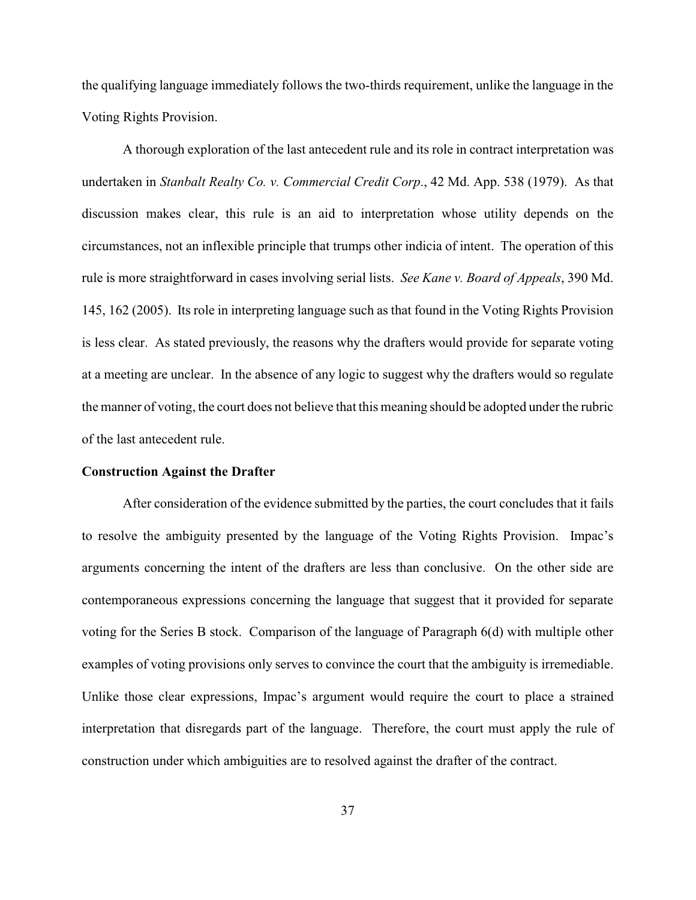the qualifying language immediately follows the two-thirds requirement, unlike the language in the Voting Rights Provision.

A thorough exploration of the last antecedent rule and its role in contract interpretation was undertaken in *Stanbalt Realty Co. v. Commercial Credit Corp*., 42 Md. App. 538 (1979). As that discussion makes clear, this rule is an aid to interpretation whose utility depends on the circumstances, not an inflexible principle that trumps other indicia of intent. The operation of this rule is more straightforward in cases involving serial lists. *See Kane v. Board of Appeals*, 390 Md. 145, 162 (2005). Its role in interpreting language such as that found in the Voting Rights Provision is less clear. As stated previously, the reasons why the drafters would provide for separate voting at a meeting are unclear. In the absence of any logic to suggest why the drafters would so regulate the manner of voting, the court does not believe that this meaning should be adopted under the rubric of the last antecedent rule.

**Construction Against the Drafter**

After consideration of the evidence submitted by the parties, the court concludes that it fails to resolve the ambiguity presented by the language of the Voting Rights Provision. Impac's arguments concerning the intent of the drafters are less than conclusive. On the other side are contemporaneous expressions concerning the language that suggest that it provided for separate voting for the Series B stock. Comparison of the language of Paragraph 6(d) with multiple other examples of voting provisions only serves to convince the court that the ambiguity is irremediable. Unlike those clear expressions, Impac's argument would require the court to place a strained interpretation that disregards part of the language. Therefore, the court must apply the rule of construction under which ambiguities are to resolved against the drafter of the contract.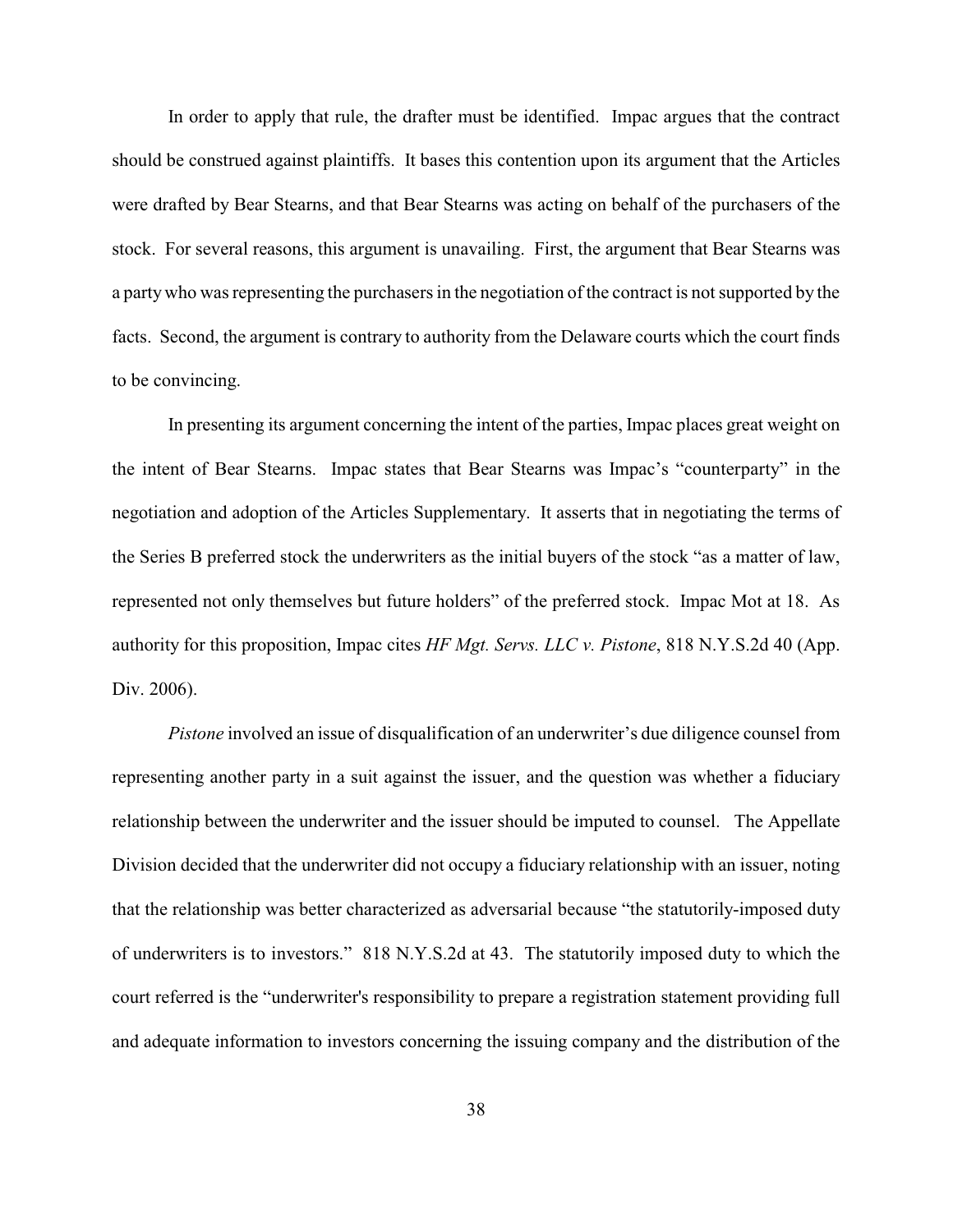In order to apply that rule, the drafter must be identified. Impac argues that the contract should be construed against plaintiffs. It bases this contention upon its argument that the Articles were drafted by Bear Stearns, and that Bear Stearns was acting on behalf of the purchasers of the stock. For several reasons, this argument is unavailing. First, the argument that Bear Stearns was a party who was representing the purchasers in the negotiation of the contract is not supported by the facts. Second, the argument is contrary to authority from the Delaware courts which the court finds to be convincing.

In presenting its argument concerning the intent of the parties, Impac places great weight on the intent of Bear Stearns. Impac states that Bear Stearns was Impac's "counterparty" in the negotiation and adoption of the Articles Supplementary. It asserts that in negotiating the terms of the Series B preferred stock the underwriters as the initial buyers of the stock "as a matter of law, represented not only themselves but future holders" of the preferred stock. Impac Mot at 18. As authority for this proposition, Impac cites *HF Mgt. Servs. LLC v. Pistone*, 818 N.Y.S.2d 40 (App. Div. 2006).

*Pistone* involved an issue of disqualification of an underwriter's due diligence counsel from representing another party in a suit against the issuer, and the question was whether a fiduciary relationship between the underwriter and the issuer should be imputed to counsel. The Appellate Division decided that the underwriter did not occupy a fiduciary relationship with an issuer, noting that the relationship was better characterized as adversarial because "the statutorily-imposed duty of underwriters is to investors." 818 N.Y.S.2d at 43. The statutorily imposed duty to which the court referred is the "underwriter's responsibility to prepare a registration statement providing full and adequate information to investors concerning the issuing company and the distribution of the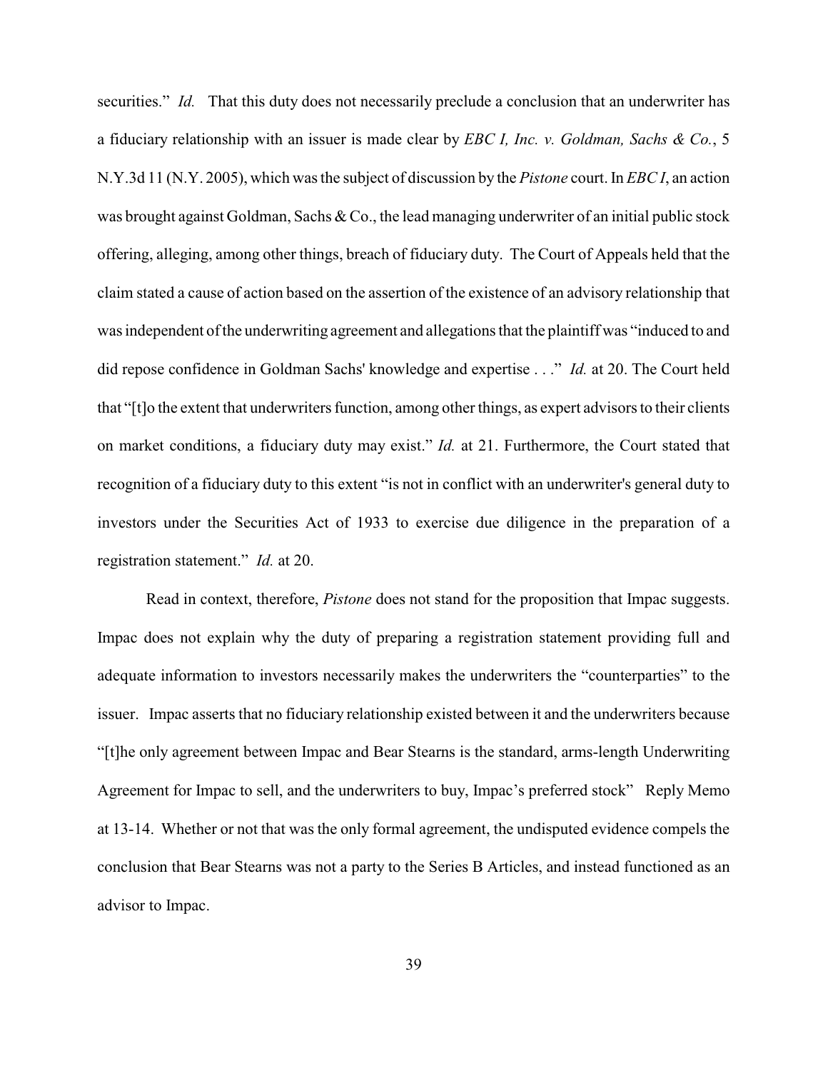securities." *Id.* That this duty does not necessarily preclude a conclusion that an underwriter has a fiduciary relationship with an issuer is made clear by *EBC I, Inc. v. Goldman, Sachs & Co.*, 5 N.Y.3d 11 (N.Y. 2005), which was the subject of discussion by the *Pistone* court. In *EBC I*, an action was brought against Goldman, Sachs & Co., the lead managing underwriter of an initial public stock offering, alleging, among other things, breach of fiduciary duty. The Court of Appeals held that the claim stated a cause of action based on the assertion of the existence of an advisory relationship that was independent of the underwriting agreement and allegations that the plaintiff was "induced to and did repose confidence in Goldman Sachs' knowledge and expertise . . ." *Id.* at 20. The Court held that "[t]o the extent that underwriters function, among other things, as expert advisors to their clients on market conditions, a fiduciary duty may exist." *Id.* at 21. Furthermore, the Court stated that recognition of a fiduciary duty to this extent "is not in conflict with an underwriter's general duty to investors under the Securities Act of 1933 to exercise due diligence in the preparation of a registration statement." *Id.* at 20.

Read in context, therefore, *Pistone* does not stand for the proposition that Impac suggests. Impac does not explain why the duty of preparing a registration statement providing full and adequate information to investors necessarily makes the underwriters the "counterparties" to the issuer. Impac asserts that no fiduciary relationship existed between it and the underwriters because "[t]he only agreement between Impac and Bear Stearns is the standard, arms-length Underwriting Agreement for Impac to sell, and the underwriters to buy, Impac's preferred stock" Reply Memo at 13-14. Whether or not that was the only formal agreement, the undisputed evidence compels the conclusion that Bear Stearns was not a party to the Series B Articles, and instead functioned as an advisor to Impac.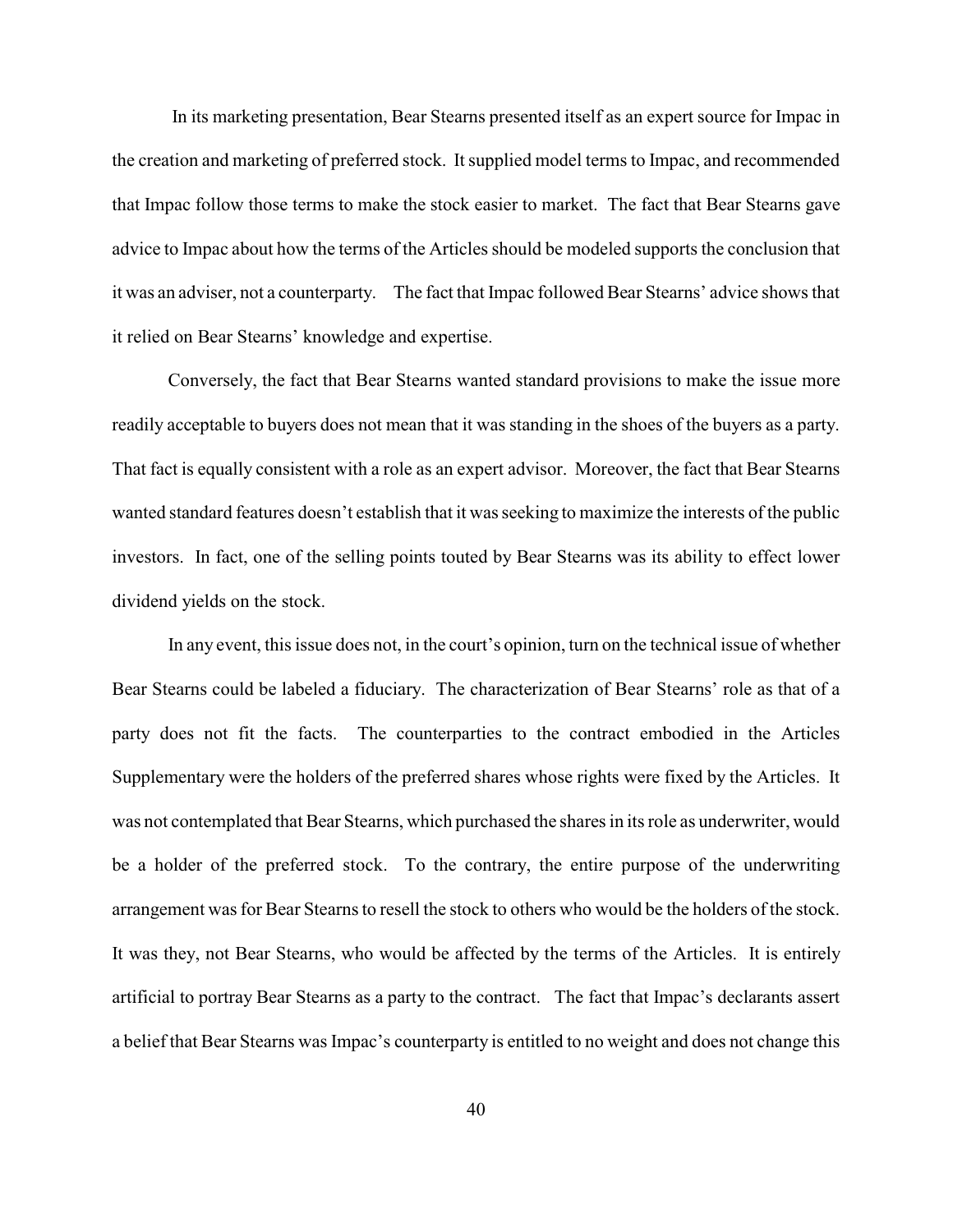In its marketing presentation, Bear Stearns presented itself as an expert source for Impac in the creation and marketing of preferred stock. It supplied model terms to Impac, and recommended that Impac follow those terms to make the stock easier to market. The fact that Bear Stearns gave advice to Impac about how the terms of the Articles should be modeled supports the conclusion that it was an adviser, not a counterparty. The fact that Impac followed Bear Stearns' advice shows that it relied on Bear Stearns' knowledge and expertise.

Conversely, the fact that Bear Stearns wanted standard provisions to make the issue more readily acceptable to buyers does not mean that it was standing in the shoes of the buyers as a party. That fact is equally consistent with a role as an expert advisor. Moreover, the fact that Bear Stearns wanted standard features doesn't establish that it was seeking to maximize the interests of the public investors. In fact, one of the selling points touted by Bear Stearns was its ability to effect lower dividend yields on the stock.

In any event, this issue does not, in the court's opinion, turn on the technical issue of whether Bear Stearns could be labeled a fiduciary. The characterization of Bear Stearns' role as that of a party does not fit the facts. The counterparties to the contract embodied in the Articles Supplementary were the holders of the preferred shares whose rights were fixed by the Articles. It was not contemplated that Bear Stearns, which purchased the shares in its role as underwriter, would be a holder of the preferred stock. To the contrary, the entire purpose of the underwriting arrangement was for Bear Stearns to resell the stock to others who would be the holders of the stock. It was they, not Bear Stearns, who would be affected by the terms of the Articles. It is entirely artificial to portray Bear Stearns as a party to the contract. The fact that Impac's declarants assert a belief that Bear Stearns was Impac's counterparty is entitled to no weight and does not change this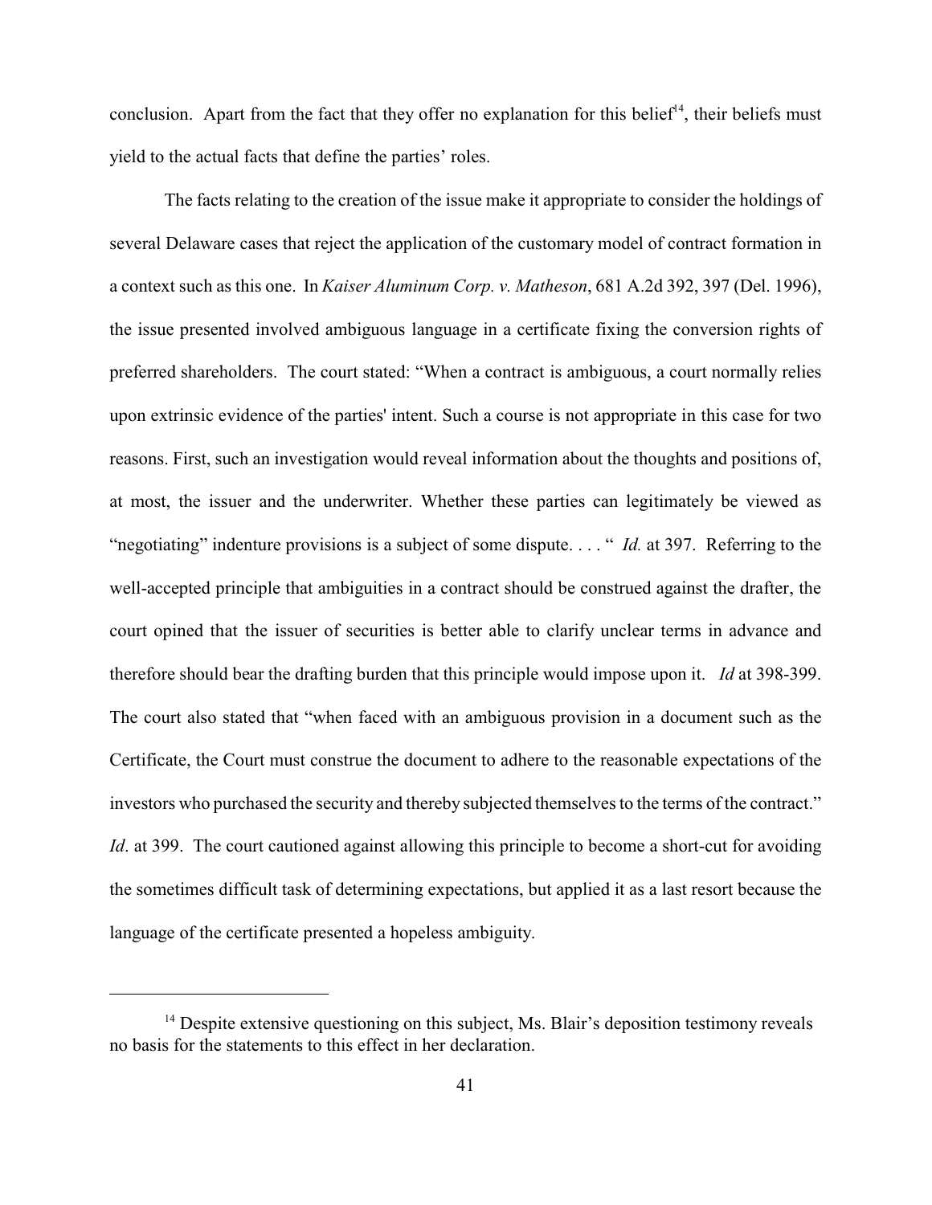conclusion. Apart from the fact that they offer no explanation for this belief[14], their beliefs must yield to the actual facts that define the parties' roles.

The facts relating to the creation of the issue make it appropriate to consider the holdings of several Delaware cases that reject the application of the customary model of contract formation in a context such as this one. In *Kaiser Aluminum Corp. v. Matheson*, 681 A.2d 392, 397 (Del. 1996), the issue presented involved ambiguous language in a certificate fixing the conversion rights of preferred shareholders. The court stated: "When a contract is ambiguous, a court normally relies upon extrinsic evidence of the parties' intent. Such a course is not appropriate in this case for two reasons. First, such an investigation would reveal information about the thoughts and positions of, at most, the issuer and the underwriter. Whether these parties can legitimately be viewed as "negotiating" indenture provisions is a subject of some dispute. . . . " *Id.* at 397. Referring to the well-accepted principle that ambiguities in a contract should be construed against the drafter, the court opined that the issuer of securities is better able to clarify unclear terms in advance and therefore should bear the drafting burden that this principle would impose upon it. *Id* at 398-399. The court also stated that "when faced with an ambiguous provision in a document such as the Certificate, the Court must construe the document to adhere to the reasonable expectations of the investors who purchased the security and thereby subjected themselves to the terms of the contract." *Id*. at 399. The court cautioned against allowing this principle to become a short-cut for avoiding the sometimes difficult task of determining expectations, but applied it as a last resort because the language of the certificate presented a hopeless ambiguity.

---

[14] Despite extensive questioning on this subject, Ms. Blair's deposition testimony reveals no basis for the statements to this effect in her declaration.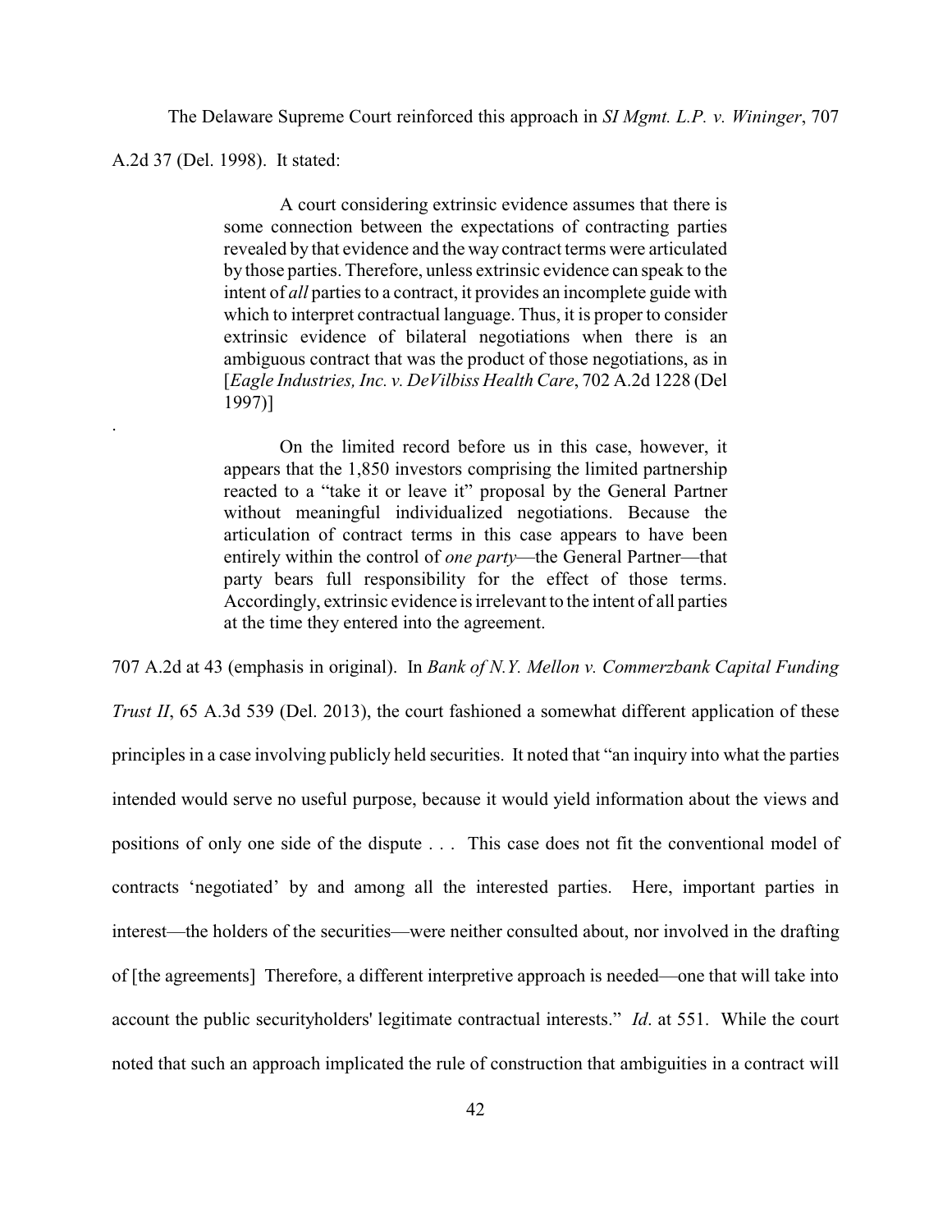The Delaware Supreme Court reinforced this approach in *SI Mgmt. L.P. v. Wininger*, 707 A.2d 37 (Del. 1998). It stated:

> A court considering extrinsic evidence assumes that there is some connection between the expectations of contracting parties revealed by that evidence and the way contract terms were articulated by those parties. Therefore, unless extrinsic evidence can speak to the intent of *all* parties to a contract, it provides an incomplete guide with which to interpret contractual language. Thus, it is proper to consider extrinsic evidence of bilateral negotiations when there is an ambiguous contract that was the product of those negotiations, as in [*Eagle Industries, Inc. v. DeVilbiss Health Care*, 702 A.2d 1228 (Del 1997)]
>
> .
>
> On the limited record before us in this case, however, it appears that the 1,850 investors comprising the limited partnership reacted to a "take it or leave it" proposal by the General Partner without meaningful individualized negotiations. Because the articulation of contract terms in this case appears to have been entirely within the control of *one party*—the General Partner—that party bears full responsibility for the effect of those terms. Accordingly, extrinsic evidence is irrelevant to the intent of all parties at the time they entered into the agreement.

707 A.2d at 43 (emphasis in original). In *Bank of N.Y. Mellon v. Commerzbank Capital Funding Trust II*, 65 A.3d 539 (Del. 2013), the court fashioned a somewhat different application of these principles in a case involving publicly held securities. It noted that "an inquiry into what the parties intended would serve no useful purpose, because it would yield information about the views and positions of only one side of the dispute . . . This case does not fit the conventional model of contracts 'negotiated' by and among all the interested parties. Here, important parties in interest—the holders of the securities—were neither consulted about, nor involved in the drafting of [the agreements] Therefore, a different interpretive approach is needed—one that will take into account the public securityholders' legitimate contractual interests." *Id*. at 551. While the court noted that such an approach implicated the rule of construction that ambiguities in a contract will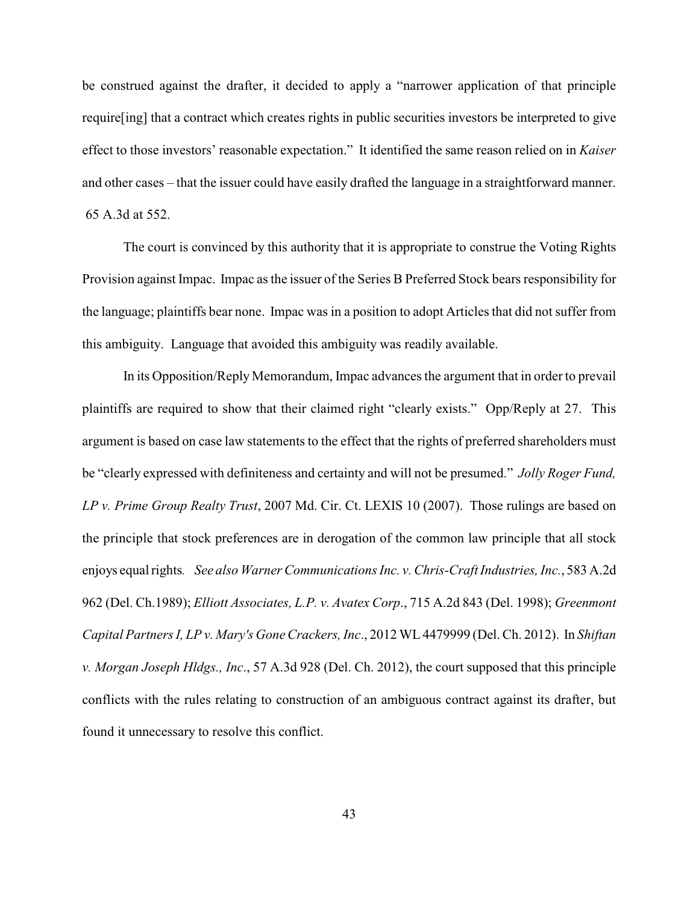be construed against the drafter, it decided to apply a "narrower application of that principle require[ing] that a contract which creates rights in public securities investors be interpreted to give effect to those investors' reasonable expectation." It identified the same reason relied on in *Kaiser* and other cases – that the issuer could have easily drafted the language in a straightforward manner. 65 A.3d at 552.

The court is convinced by this authority that it is appropriate to construe the Voting Rights Provision against Impac. Impac as the issuer of the Series B Preferred Stock bears responsibility for the language; plaintiffs bear none. Impac was in a position to adopt Articles that did not suffer from this ambiguity. Language that avoided this ambiguity was readily available.

In its Opposition/Reply Memorandum, Impac advances the argument that in order to prevail plaintiffs are required to show that their claimed right "clearly exists." Opp/Reply at 27. This argument is based on case law statements to the effect that the rights of preferred shareholders must be "clearly expressed with definiteness and certainty and will not be presumed." *Jolly Roger Fund, LP v. Prime Group Realty Trust*, 2007 Md. Cir. Ct. LEXIS 10 (2007). Those rulings are based on the principle that stock preferences are in derogation of the common law principle that all stock enjoys equal rights. *See also Warner Communications Inc. v. Chris-Craft Industries, Inc.*, 583 A.2d 962 (Del. Ch.1989); *Elliott Associates, L.P. v. Avatex Corp*., 715 A.2d 843 (Del. 1998); *Greenmont Capital Partners I, LP v. Mary's Gone Crackers, Inc*., 2012 WL 4479999 (Del. Ch. 2012). In *Shiftan v. Morgan Joseph Hldgs., Inc*., 57 A.3d 928 (Del. Ch. 2012), the court supposed that this principle conflicts with the rules relating to construction of an ambiguous contract against its drafter, but found it unnecessary to resolve this conflict.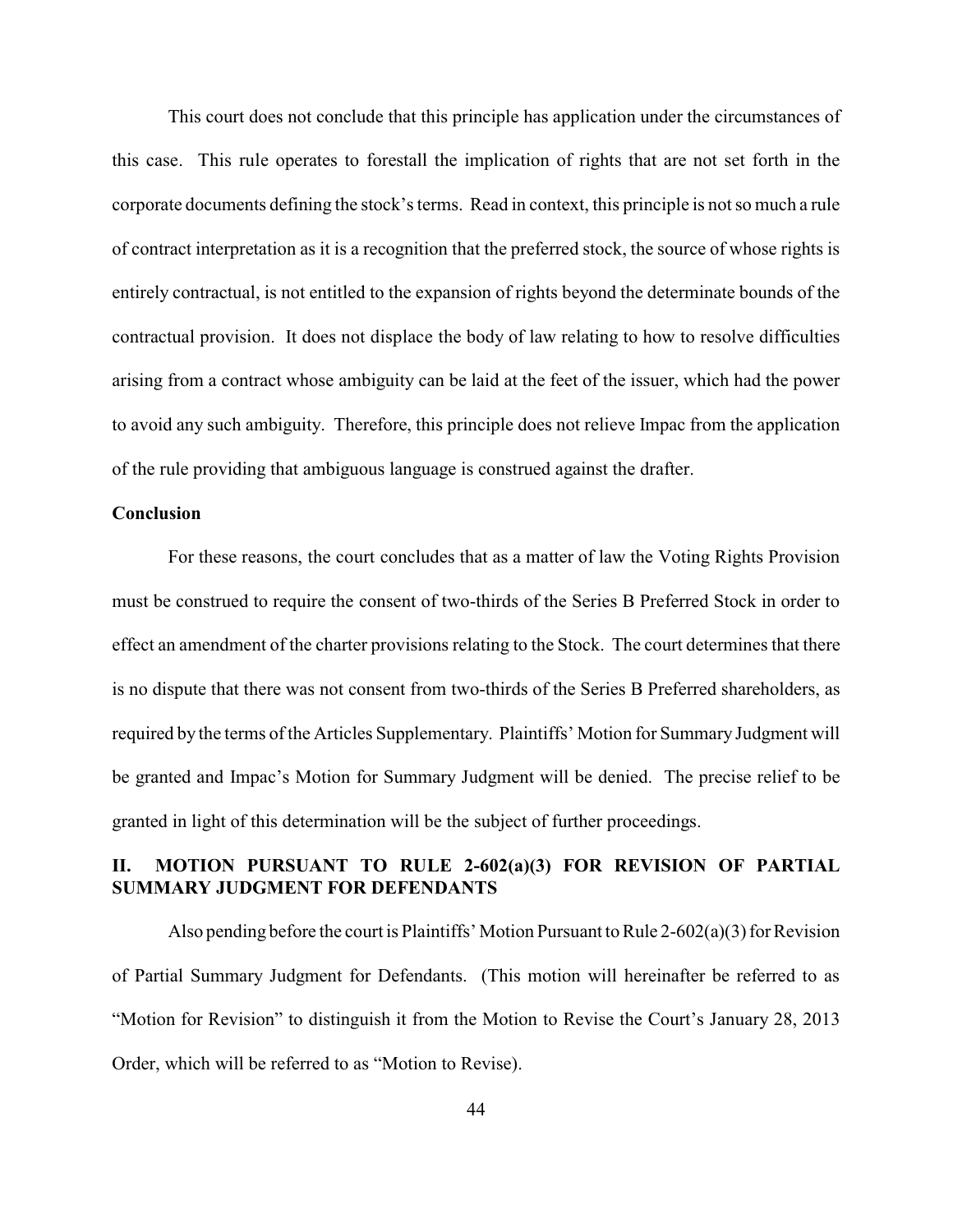This court does not conclude that this principle has application under the circumstances of this case. This rule operates to forestall the implication of rights that are not set forth in the corporate documents defining the stock's terms. Read in context, this principle is not so much a rule of contract interpretation as it is a recognition that the preferred stock, the source of whose rights is entirely contractual, is not entitled to the expansion of rights beyond the determinate bounds of the contractual provision. It does not displace the body of law relating to how to resolve difficulties arising from a contract whose ambiguity can be laid at the feet of the issuer, which had the power to avoid any such ambiguity. Therefore, this principle does not relieve Impac from the application of the rule providing that ambiguous language is construed against the drafter.

**Conclusion**

For these reasons, the court concludes that as a matter of law the Voting Rights Provision must be construed to require the consent of two-thirds of the Series B Preferred Stock in order to effect an amendment of the charter provisions relating to the Stock. The court determines that there is no dispute that there was not consent from two-thirds of the Series B Preferred shareholders, as required by the terms of the Articles Supplementary. Plaintiffs' Motion for Summary Judgment will be granted and Impac's Motion for Summary Judgment will be denied. The precise relief to be granted in light of this determination will be the subject of further proceedings.

## II. MOTION PURSUANT TO RULE 2-602(a)(3) FOR REVISION OF PARTIAL SUMMARY JUDGMENT FOR DEFENDANTS

Also pending before the court is Plaintiffs' Motion Pursuant to Rule 2-602(a)(3) for Revision of Partial Summary Judgment for Defendants. (This motion will hereinafter be referred to as "Motion for Revision" to distinguish it from the Motion to Revise the Court's January 28, 2013 Order, which will be referred to as "Motion to Revise).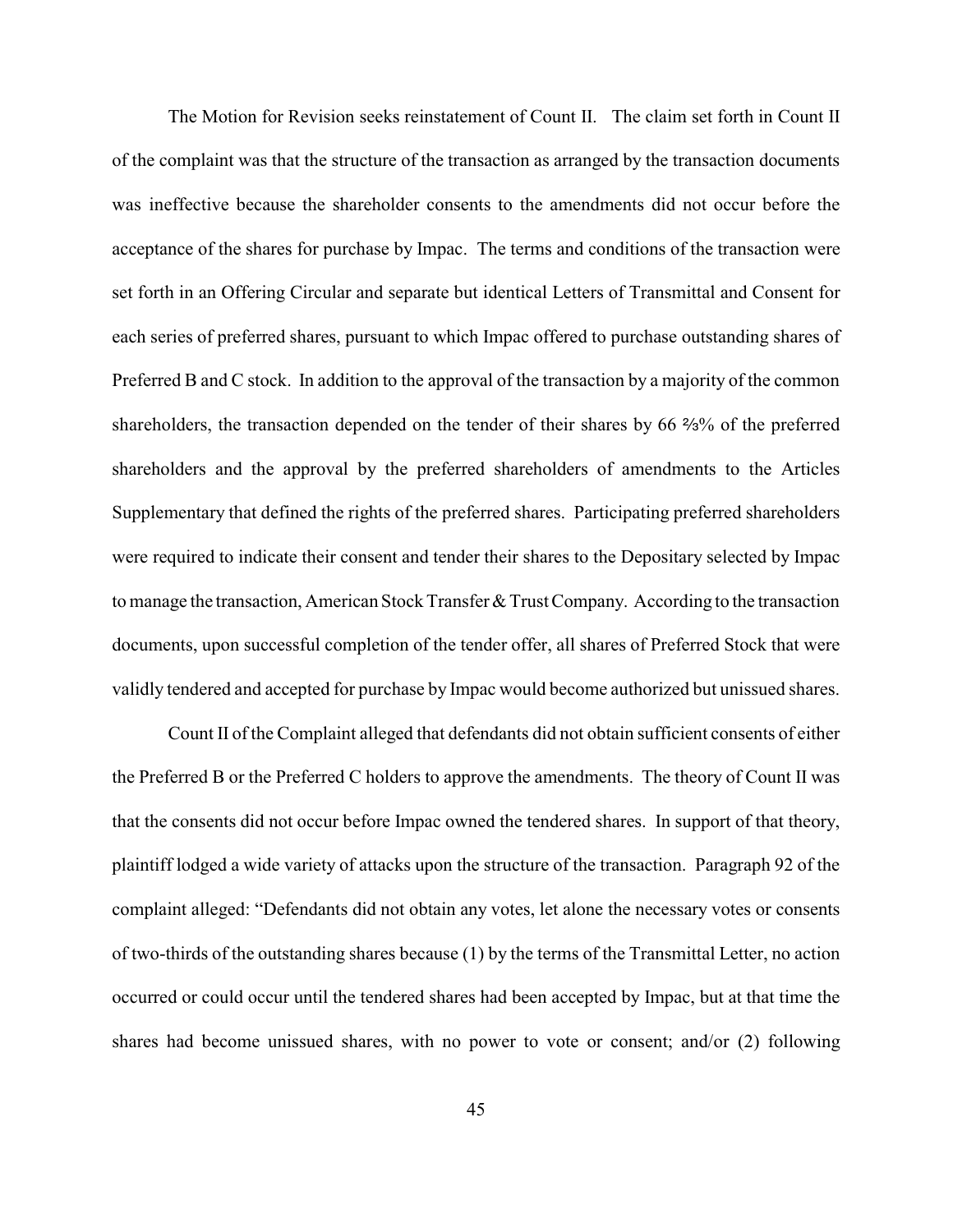The Motion for Revision seeks reinstatement of Count II. The claim set forth in Count II of the complaint was that the structure of the transaction as arranged by the transaction documents was ineffective because the shareholder consents to the amendments did not occur before the acceptance of the shares for purchase by Impac. The terms and conditions of the transaction were set forth in an Offering Circular and separate but identical Letters of Transmittal and Consent for each series of preferred shares, pursuant to which Impac offered to purchase outstanding shares of Preferred B and C stock. In addition to the approval of the transaction by a majority of the common shareholders, the transaction depended on the tender of their shares by 66 ⅔% of the preferred shareholders and the approval by the preferred shareholders of amendments to the Articles Supplementary that defined the rights of the preferred shares. Participating preferred shareholders were required to indicate their consent and tender their shares to the Depositary selected by Impac to manage the transaction, American Stock Transfer & Trust Company. According to the transaction documents, upon successful completion of the tender offer, all shares of Preferred Stock that were validly tendered and accepted for purchase by Impac would become authorized but unissued shares.

Count II of the Complaint alleged that defendants did not obtain sufficient consents of either the Preferred B or the Preferred C holders to approve the amendments. The theory of Count II was that the consents did not occur before Impac owned the tendered shares. In support of that theory, plaintiff lodged a wide variety of attacks upon the structure of the transaction. Paragraph 92 of the complaint alleged: "Defendants did not obtain any votes, let alone the necessary votes or consents of two-thirds of the outstanding shares because (1) by the terms of the Transmittal Letter, no action occurred or could occur until the tendered shares had been accepted by Impac, but at that time the shares had become unissued shares, with no power to vote or consent; and/or (2) following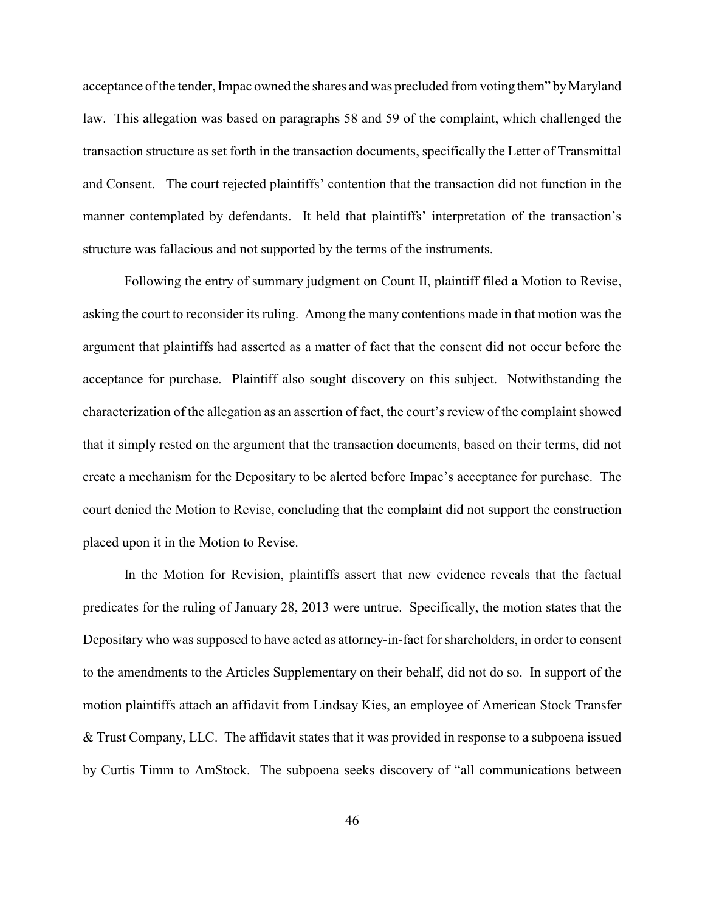acceptance of the tender, Impac owned the shares and was precluded from voting them" by Maryland law. This allegation was based on paragraphs 58 and 59 of the complaint, which challenged the transaction structure as set forth in the transaction documents, specifically the Letter of Transmittal and Consent. The court rejected plaintiffs' contention that the transaction did not function in the manner contemplated by defendants. It held that plaintiffs' interpretation of the transaction's structure was fallacious and not supported by the terms of the instruments.

Following the entry of summary judgment on Count II, plaintiff filed a Motion to Revise, asking the court to reconsider its ruling. Among the many contentions made in that motion was the argument that plaintiffs had asserted as a matter of fact that the consent did not occur before the acceptance for purchase. Plaintiff also sought discovery on this subject. Notwithstanding the characterization of the allegation as an assertion of fact, the court's review of the complaint showed that it simply rested on the argument that the transaction documents, based on their terms, did not create a mechanism for the Depositary to be alerted before Impac's acceptance for purchase. The court denied the Motion to Revise, concluding that the complaint did not support the construction placed upon it in the Motion to Revise.

In the Motion for Revision, plaintiffs assert that new evidence reveals that the factual predicates for the ruling of January 28, 2013 were untrue. Specifically, the motion states that the Depositary who was supposed to have acted as attorney-in-fact for shareholders, in order to consent to the amendments to the Articles Supplementary on their behalf, did not do so. In support of the motion plaintiffs attach an affidavit from Lindsay Kies, an employee of American Stock Transfer & Trust Company, LLC. The affidavit states that it was provided in response to a subpoena issued by Curtis Timm to AmStock. The subpoena seeks discovery of "all communications between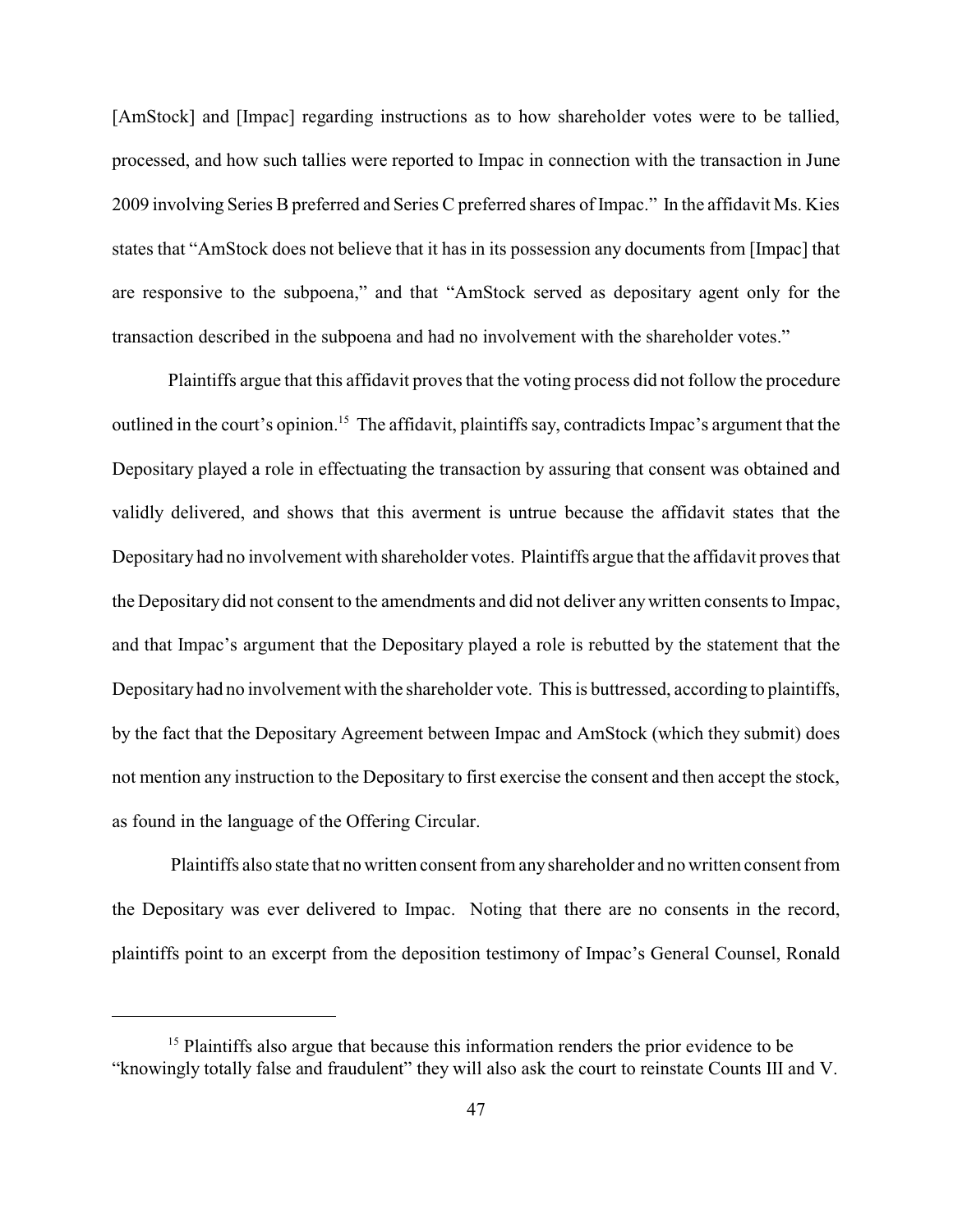[AmStock] and [Impac] regarding instructions as to how shareholder votes were to be tallied, processed, and how such tallies were reported to Impac in connection with the transaction in June 2009 involving Series B preferred and Series C preferred shares of Impac." In the affidavit Ms. Kies states that "AmStock does not believe that it has in its possession any documents from [Impac] that are responsive to the subpoena," and that "AmStock served as depositary agent only for the transaction described in the subpoena and had no involvement with the shareholder votes."

Plaintiffs argue that this affidavit proves that the voting process did not follow the procedure outlined in the court's opinion.[15] The affidavit, plaintiffs say, contradicts Impac's argument that the Depositary played a role in effectuating the transaction by assuring that consent was obtained and validly delivered, and shows that this averment is untrue because the affidavit states that the Depositary had no involvement with shareholder votes. Plaintiffs argue that the affidavit proves that the Depositary did not consent to the amendments and did not deliver any written consents to Impac, and that Impac's argument that the Depositary played a role is rebutted by the statement that the Depositary had no involvement with the shareholder vote. This is buttressed, according to plaintiffs, by the fact that the Depositary Agreement between Impac and AmStock (which they submit) does not mention any instruction to the Depositary to first exercise the consent and then accept the stock, as found in the language of the Offering Circular.

Plaintiffs also state that no written consent from any shareholder and no written consent from the Depositary was ever delivered to Impac. Noting that there are no consents in the record, plaintiffs point to an excerpt from the deposition testimony of Impac's General Counsel, Ronald

---

[15] Plaintiffs also argue that because this information renders the prior evidence to be "knowingly totally false and fraudulent" they will also ask the court to reinstate Counts III and V.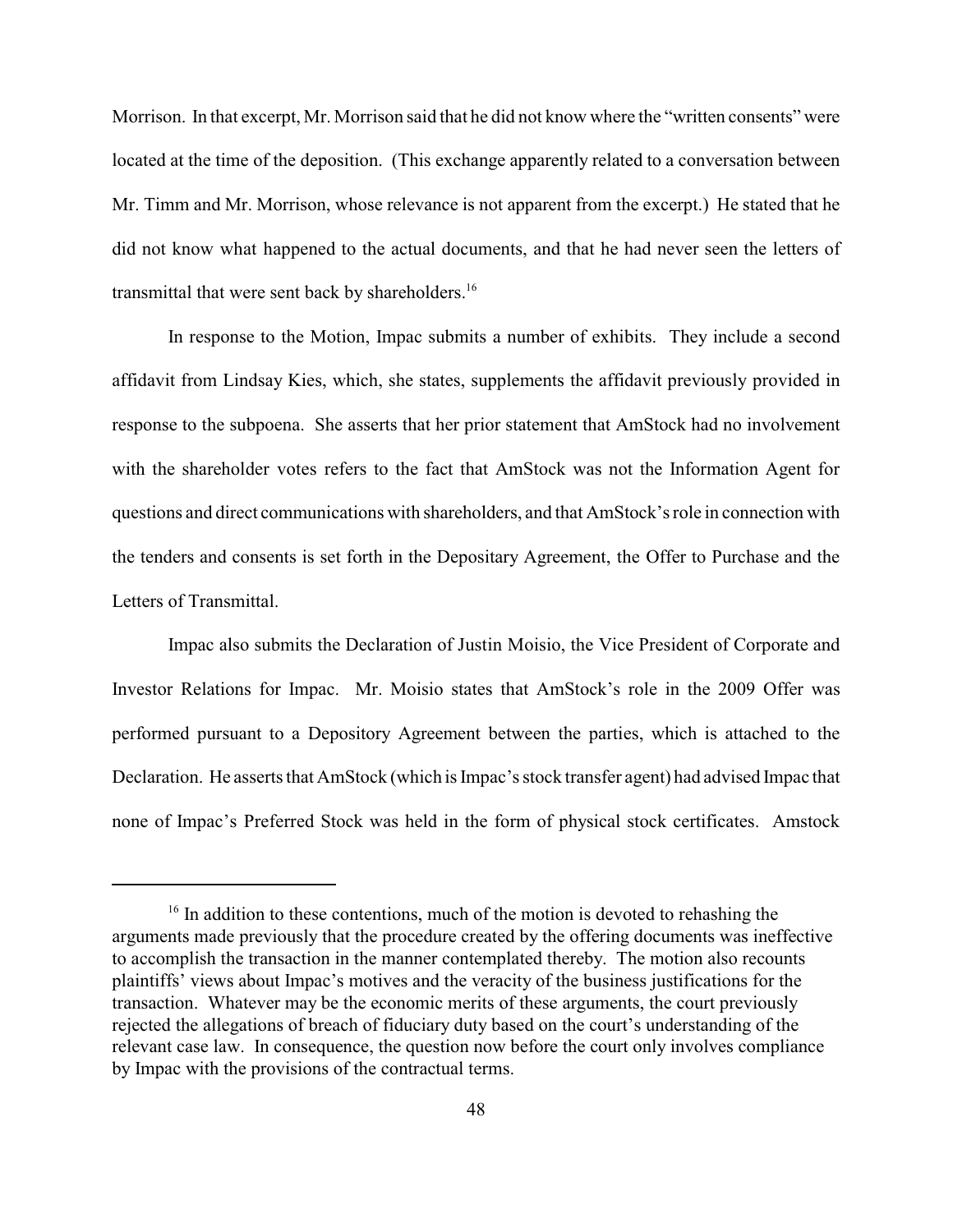Morrison. In that excerpt, Mr. Morrison said that he did not know where the "written consents" were located at the time of the deposition. (This exchange apparently related to a conversation between Mr. Timm and Mr. Morrison, whose relevance is not apparent from the excerpt.) He stated that he did not know what happened to the actual documents, and that he had never seen the letters of transmittal that were sent back by shareholders.[16]

In response to the Motion, Impac submits a number of exhibits. They include a second affidavit from Lindsay Kies, which, she states, supplements the affidavit previously provided in response to the subpoena. She asserts that her prior statement that AmStock had no involvement with the shareholder votes refers to the fact that AmStock was not the Information Agent for questions and direct communications with shareholders, and that AmStock's role in connection with the tenders and consents is set forth in the Depositary Agreement, the Offer to Purchase and the Letters of Transmittal.

Impac also submits the Declaration of Justin Moisio, the Vice President of Corporate and Investor Relations for Impac. Mr. Moisio states that AmStock's role in the 2009 Offer was performed pursuant to a Depository Agreement between the parties, which is attached to the Declaration. He asserts that AmStock (which is Impac's stock transfer agent) had advised Impac that none of Impac's Preferred Stock was held in the form of physical stock certificates. Amstock

---

[16] In addition to these contentions, much of the motion is devoted to rehashing the arguments made previously that the procedure created by the offering documents was ineffective to accomplish the transaction in the manner contemplated thereby. The motion also recounts plaintiffs' views about Impac's motives and the veracity of the business justifications for the transaction. Whatever may be the economic merits of these arguments, the court previously rejected the allegations of breach of fiduciary duty based on the court's understanding of the relevant case law. In consequence, the question now before the court only involves compliance by Impac with the provisions of the contractual terms.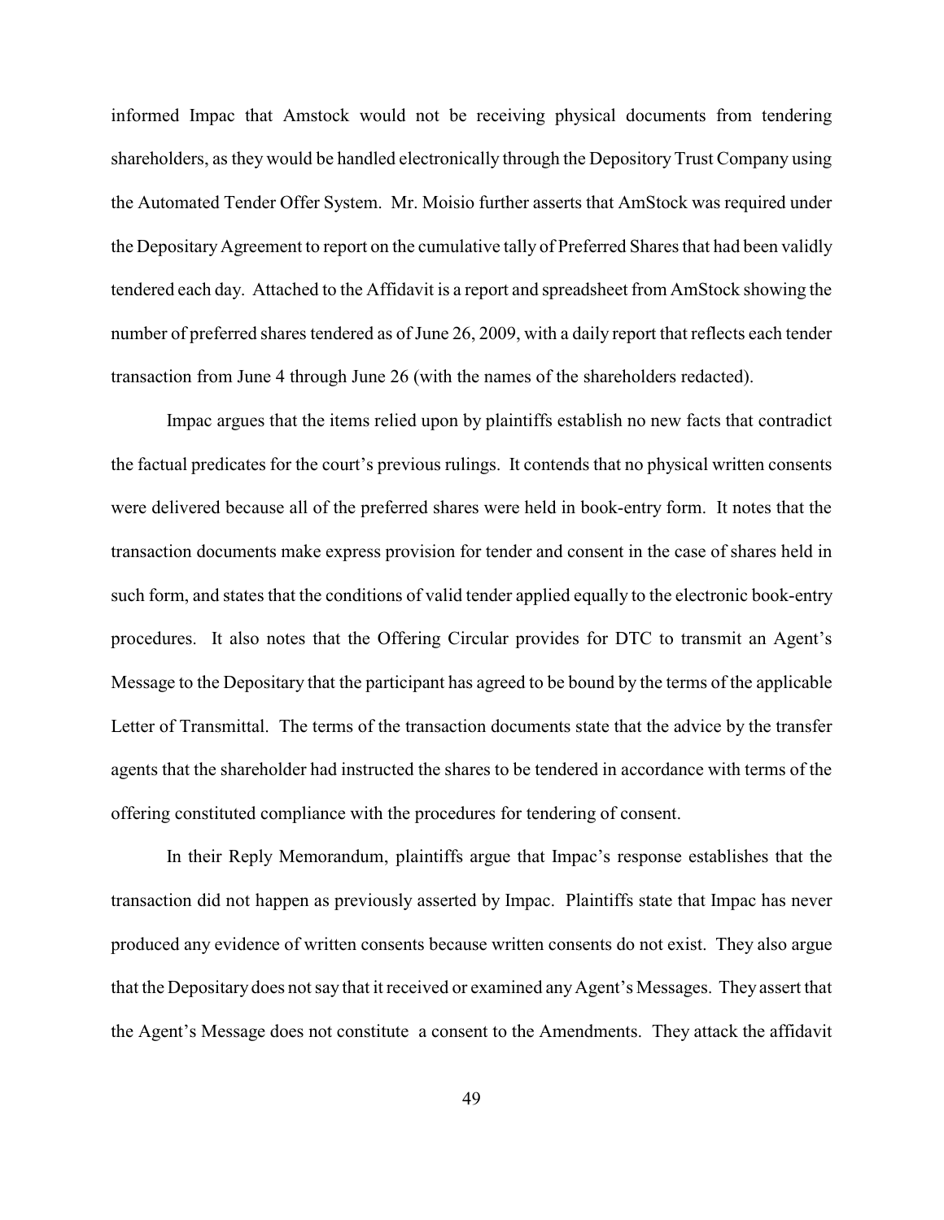informed Impac that Amstock would not be receiving physical documents from tendering shareholders, as they would be handled electronically through the Depository Trust Company using the Automated Tender Offer System. Mr. Moisio further asserts that AmStock was required under the Depositary Agreement to report on the cumulative tally of Preferred Shares that had been validly tendered each day. Attached to the Affidavit is a report and spreadsheet from AmStock showing the number of preferred shares tendered as of June 26, 2009, with a daily report that reflects each tender transaction from June 4 through June 26 (with the names of the shareholders redacted).

Impac argues that the items relied upon by plaintiffs establish no new facts that contradict the factual predicates for the court's previous rulings. It contends that no physical written consents were delivered because all of the preferred shares were held in book-entry form. It notes that the transaction documents make express provision for tender and consent in the case of shares held in such form, and states that the conditions of valid tender applied equally to the electronic book-entry procedures. It also notes that the Offering Circular provides for DTC to transmit an Agent's Message to the Depositary that the participant has agreed to be bound by the terms of the applicable Letter of Transmittal. The terms of the transaction documents state that the advice by the transfer agents that the shareholder had instructed the shares to be tendered in accordance with terms of the offering constituted compliance with the procedures for tendering of consent.

In their Reply Memorandum, plaintiffs argue that Impac's response establishes that the transaction did not happen as previously asserted by Impac. Plaintiffs state that Impac has never produced any evidence of written consents because written consents do not exist. They also argue that the Depositary does not say that it received or examined any Agent's Messages. They assert that the Agent's Message does not constitute a consent to the Amendments. They attack the affidavit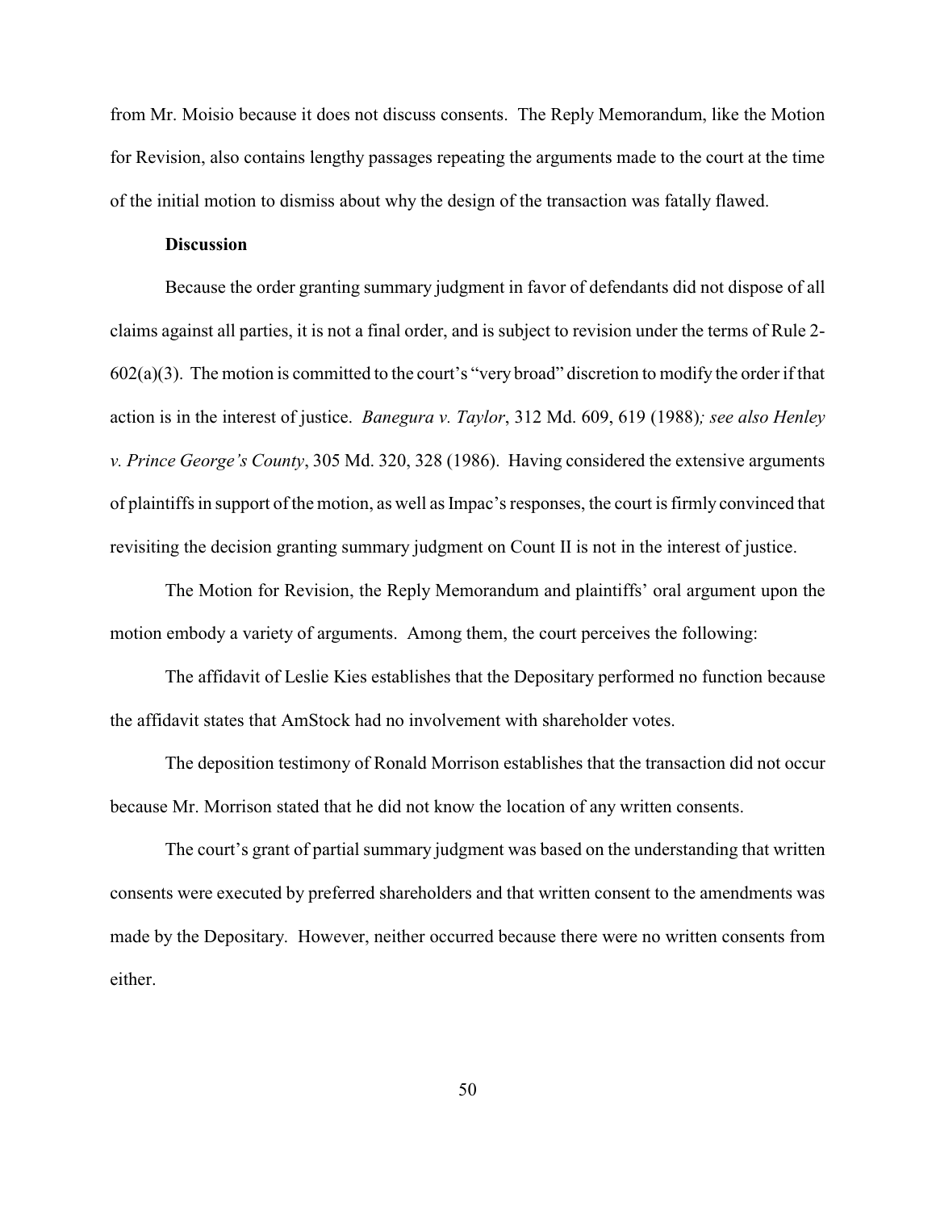from Mr. Moisio because it does not discuss consents. The Reply Memorandum, like the Motion for Revision, also contains lengthy passages repeating the arguments made to the court at the time of the initial motion to dismiss about why the design of the transaction was fatally flawed.

**Discussion**

Because the order granting summary judgment in favor of defendants did not dispose of all claims against all parties, it is not a final order, and is subject to revision under the terms of Rule 2-602(a)(3). The motion is committed to the court's "very broad" discretion to modify the order if that action is in the interest of justice. *Banegura v. Taylor*, 312 Md. 609, 619 (1988)*; see also Henley v. Prince George's County*, 305 Md. 320, 328 (1986). Having considered the extensive arguments of plaintiffs in support of the motion, as well as Impac's responses, the court is firmly convinced that revisiting the decision granting summary judgment on Count II is not in the interest of justice.

The Motion for Revision, the Reply Memorandum and plaintiffs' oral argument upon the motion embody a variety of arguments. Among them, the court perceives the following:

The affidavit of Leslie Kies establishes that the Depositary performed no function because the affidavit states that AmStock had no involvement with shareholder votes.

The deposition testimony of Ronald Morrison establishes that the transaction did not occur because Mr. Morrison stated that he did not know the location of any written consents.

The court's grant of partial summary judgment was based on the understanding that written consents were executed by preferred shareholders and that written consent to the amendments was made by the Depositary. However, neither occurred because there were no written consents from either.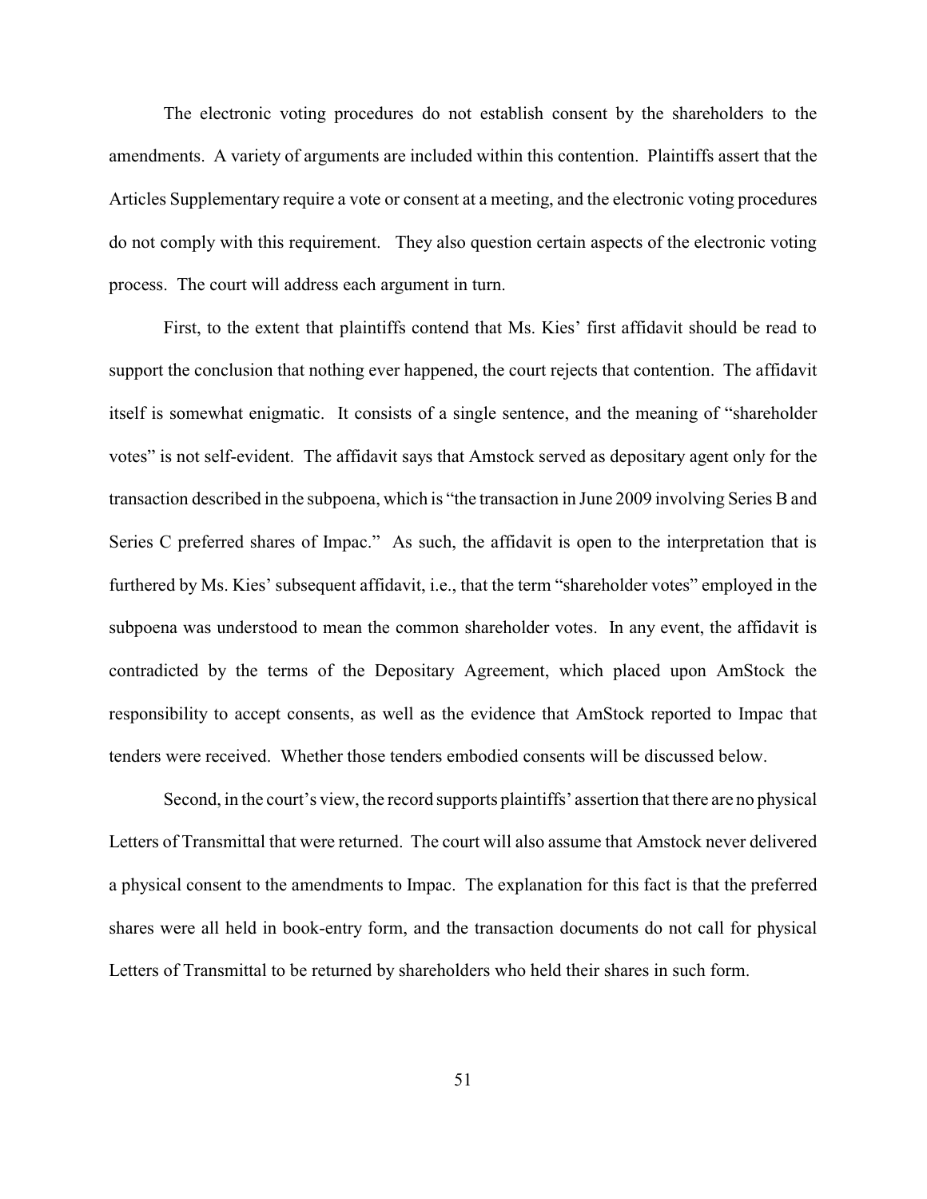The electronic voting procedures do not establish consent by the shareholders to the amendments. A variety of arguments are included within this contention. Plaintiffs assert that the Articles Supplementary require a vote or consent at a meeting, and the electronic voting procedures do not comply with this requirement. They also question certain aspects of the electronic voting process. The court will address each argument in turn.

First, to the extent that plaintiffs contend that Ms. Kies' first affidavit should be read to support the conclusion that nothing ever happened, the court rejects that contention. The affidavit itself is somewhat enigmatic. It consists of a single sentence, and the meaning of "shareholder votes" is not self-evident. The affidavit says that Amstock served as depositary agent only for the transaction described in the subpoena, which is "the transaction in June 2009 involving Series B and Series C preferred shares of Impac." As such, the affidavit is open to the interpretation that is furthered by Ms. Kies' subsequent affidavit, i.e., that the term "shareholder votes" employed in the subpoena was understood to mean the common shareholder votes. In any event, the affidavit is contradicted by the terms of the Depositary Agreement, which placed upon AmStock the responsibility to accept consents, as well as the evidence that AmStock reported to Impac that tenders were received. Whether those tenders embodied consents will be discussed below.

Second, in the court's view, the record supports plaintiffs' assertion that there are no physical Letters of Transmittal that were returned. The court will also assume that Amstock never delivered a physical consent to the amendments to Impac. The explanation for this fact is that the preferred shares were all held in book-entry form, and the transaction documents do not call for physical Letters of Transmittal to be returned by shareholders who held their shares in such form.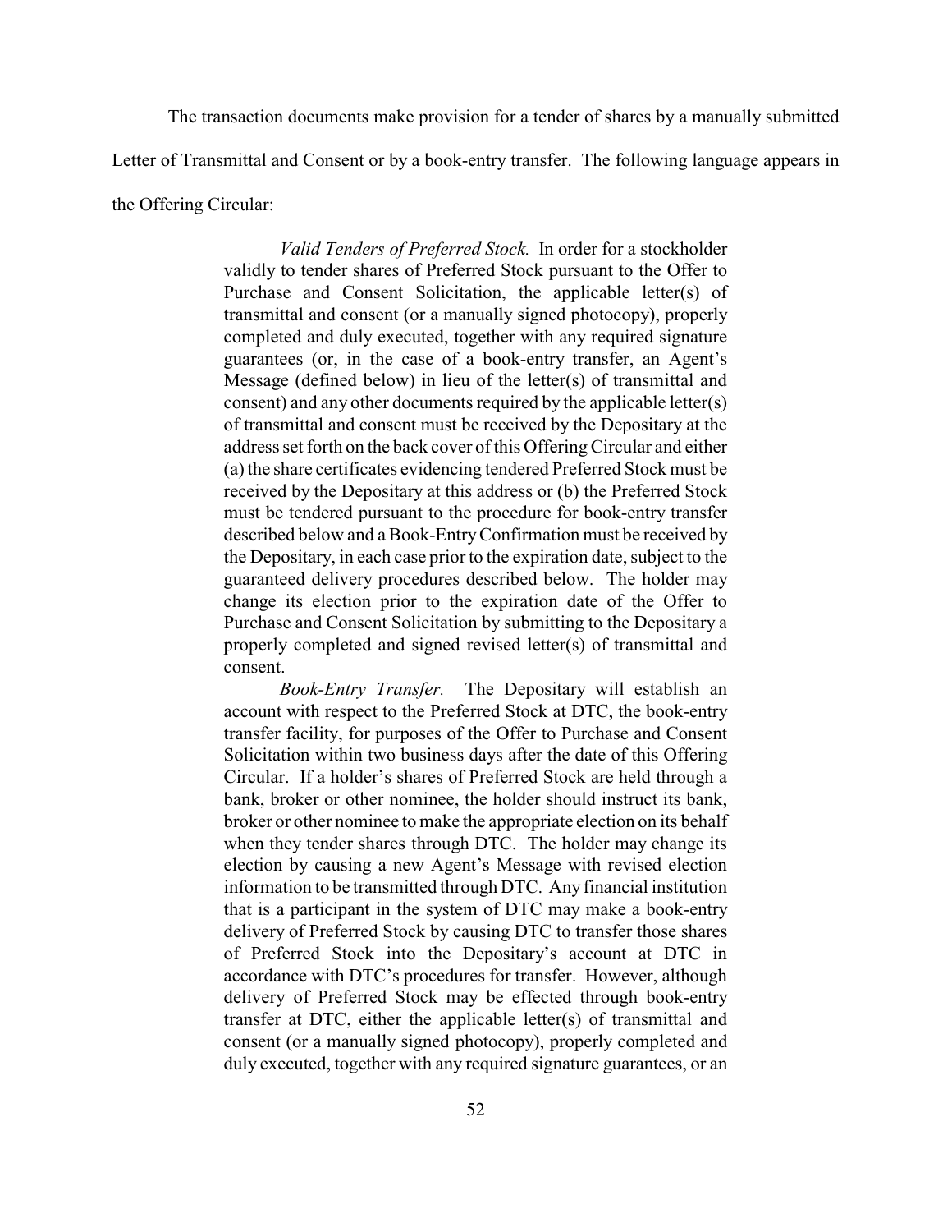The transaction documents make provision for a tender of shares by a manually submitted Letter of Transmittal and Consent or by a book-entry transfer. The following language appears in the Offering Circular:

> *Valid Tenders of Preferred Stock.* In order for a stockholder validly to tender shares of Preferred Stock pursuant to the Offer to Purchase and Consent Solicitation, the applicable letter(s) of transmittal and consent (or a manually signed photocopy), properly completed and duly executed, together with any required signature guarantees (or, in the case of a book-entry transfer, an Agent's Message (defined below) in lieu of the letter(s) of transmittal and consent) and any other documents required by the applicable letter(s) of transmittal and consent must be received by the Depositary at the address set forth on the back cover of this Offering Circular and either (a) the share certificates evidencing tendered Preferred Stock must be received by the Depositary at this address or (b) the Preferred Stock must be tendered pursuant to the procedure for book-entry transfer described below and a Book-Entry Confirmation must be received by the Depositary, in each case prior to the expiration date, subject to the guaranteed delivery procedures described below. The holder may change its election prior to the expiration date of the Offer to Purchase and Consent Solicitation by submitting to the Depositary a properly completed and signed revised letter(s) of transmittal and consent.
>
> *Book-Entry Transfer.* The Depositary will establish an account with respect to the Preferred Stock at DTC, the book-entry transfer facility, for purposes of the Offer to Purchase and Consent Solicitation within two business days after the date of this Offering Circular. If a holder's shares of Preferred Stock are held through a bank, broker or other nominee, the holder should instruct its bank, broker or other nominee to make the appropriate election on its behalf when they tender shares through DTC. The holder may change its election by causing a new Agent's Message with revised election information to be transmitted through DTC. Any financial institution that is a participant in the system of DTC may make a book-entry delivery of Preferred Stock by causing DTC to transfer those shares of Preferred Stock into the Depositary's account at DTC in accordance with DTC's procedures for transfer. However, although delivery of Preferred Stock may be effected through book-entry transfer at DTC, either the applicable letter(s) of transmittal and consent (or a manually signed photocopy), properly completed and duly executed, together with any required signature guarantees, or an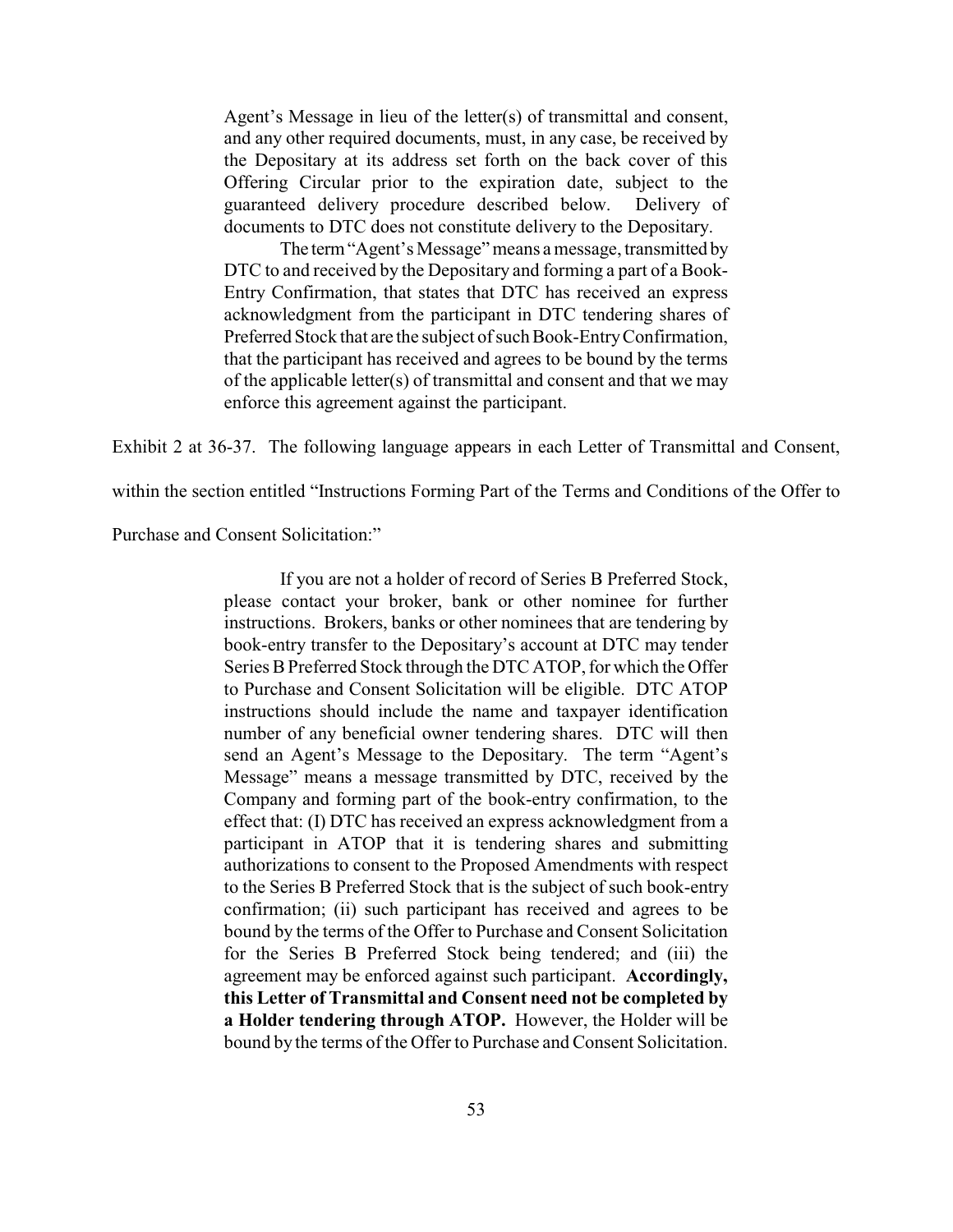> Agent's Message in lieu of the letter(s) of transmittal and consent, and any other required documents, must, in any case, be received by the Depositary at its address set forth on the back cover of this Offering Circular prior to the expiration date, subject to the guaranteed delivery procedure described below. Delivery of documents to DTC does not constitute delivery to the Depositary.
>
> The term "Agent's Message" means a message, transmitted by DTC to and received by the Depositary and forming a part of a Book-Entry Confirmation, that states that DTC has received an express acknowledgment from the participant in DTC tendering shares of Preferred Stock that are the subject of such Book-Entry Confirmation, that the participant has received and agrees to be bound by the terms of the applicable letter(s) of transmittal and consent and that we may enforce this agreement against the participant.

Exhibit 2 at 36-37. The following language appears in each Letter of Transmittal and Consent, within the section entitled "Instructions Forming Part of the Terms and Conditions of the Offer to Purchase and Consent Solicitation:"

> If you are not a holder of record of Series B Preferred Stock, please contact your broker, bank or other nominee for further instructions. Brokers, banks or other nominees that are tendering by book-entry transfer to the Depositary's account at DTC may tender Series B Preferred Stock through the DTC ATOP, for which the Offer to Purchase and Consent Solicitation will be eligible. DTC ATOP instructions should include the name and taxpayer identification number of any beneficial owner tendering shares. DTC will then send an Agent's Message to the Depositary. The term "Agent's Message" means a message transmitted by DTC, received by the Company and forming part of the book-entry confirmation, to the effect that: (I) DTC has received an express acknowledgment from a participant in ATOP that it is tendering shares and submitting authorizations to consent to the Proposed Amendments with respect to the Series B Preferred Stock that is the subject of such book-entry confirmation; (ii) such participant has received and agrees to be bound by the terms of the Offer to Purchase and Consent Solicitation for the Series B Preferred Stock being tendered; and (iii) the agreement may be enforced against such participant. **Accordingly, this Letter of Transmittal and Consent need not be completed by a Holder tendering through ATOP.** However, the Holder will be bound by the terms of the Offer to Purchase and Consent Solicitation.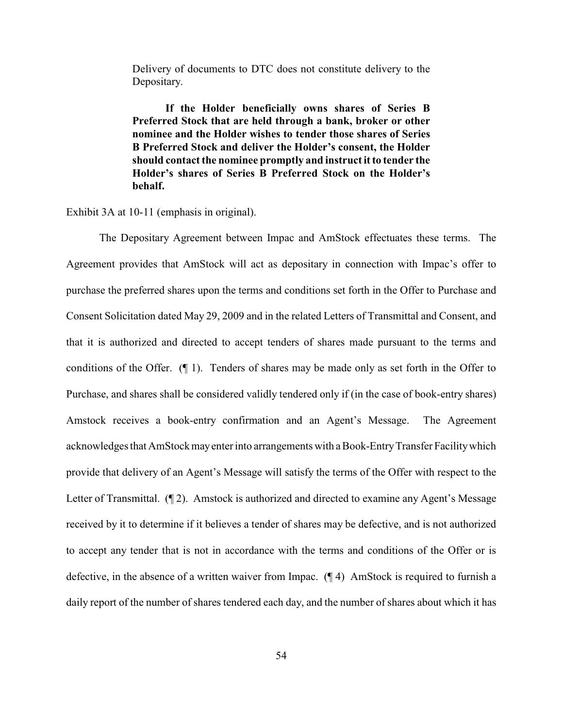> Delivery of documents to DTC does not constitute delivery to the Depositary.
>
> **If the Holder beneficially owns shares of Series B Preferred Stock that are held through a bank, broker or other nominee and the Holder wishes to tender those shares of Series B Preferred Stock and deliver the Holder's consent, the Holder should contact the nominee promptly and instruct it to tender the Holder's shares of Series B Preferred Stock on the Holder's behalf.**

Exhibit 3A at 10-11 (emphasis in original).

The Depositary Agreement between Impac and AmStock effectuates these terms. The Agreement provides that AmStock will act as depositary in connection with Impac's offer to purchase the preferred shares upon the terms and conditions set forth in the Offer to Purchase and Consent Solicitation dated May 29, 2009 and in the related Letters of Transmittal and Consent, and that it is authorized and directed to accept tenders of shares made pursuant to the terms and conditions of the Offer. (¶ 1). Tenders of shares may be made only as set forth in the Offer to Purchase, and shares shall be considered validly tendered only if (in the case of book-entry shares) Amstock receives a book-entry confirmation and an Agent's Message. The Agreement acknowledges that AmStock may enter into arrangements with a Book-Entry Transfer Facility which provide that delivery of an Agent's Message will satisfy the terms of the Offer with respect to the Letter of Transmittal. (¶ 2). Amstock is authorized and directed to examine any Agent's Message received by it to determine if it believes a tender of shares may be defective, and is not authorized to accept any tender that is not in accordance with the terms and conditions of the Offer or is defective, in the absence of a written waiver from Impac. (¶ 4) AmStock is required to furnish a daily report of the number of shares tendered each day, and the number of shares about which it has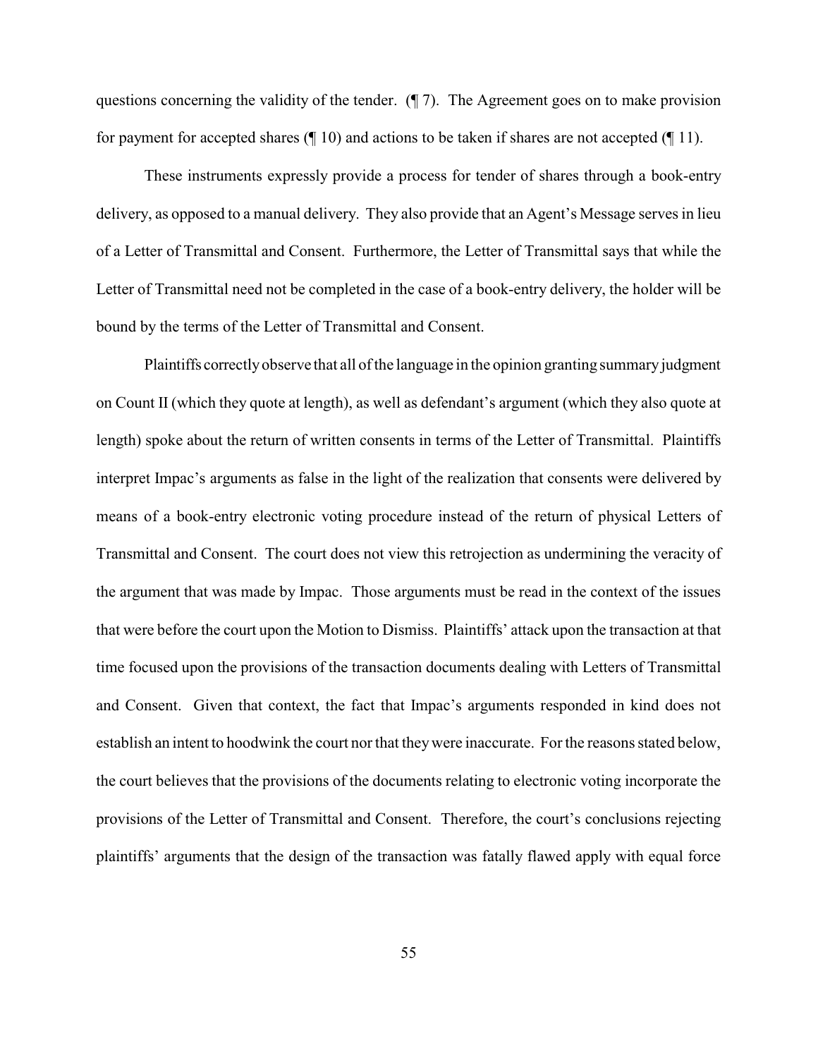questions concerning the validity of the tender. (¶ 7). The Agreement goes on to make provision for payment for accepted shares (¶ 10) and actions to be taken if shares are not accepted (¶ 11).

These instruments expressly provide a process for tender of shares through a book-entry delivery, as opposed to a manual delivery. They also provide that an Agent's Message serves in lieu of a Letter of Transmittal and Consent. Furthermore, the Letter of Transmittal says that while the Letter of Transmittal need not be completed in the case of a book-entry delivery, the holder will be bound by the terms of the Letter of Transmittal and Consent.

Plaintiffs correctly observe that all of the language in the opinion granting summary judgment on Count II (which they quote at length), as well as defendant's argument (which they also quote at length) spoke about the return of written consents in terms of the Letter of Transmittal. Plaintiffs interpret Impac's arguments as false in the light of the realization that consents were delivered by means of a book-entry electronic voting procedure instead of the return of physical Letters of Transmittal and Consent. The court does not view this retrojection as undermining the veracity of the argument that was made by Impac. Those arguments must be read in the context of the issues that were before the court upon the Motion to Dismiss. Plaintiffs' attack upon the transaction at that time focused upon the provisions of the transaction documents dealing with Letters of Transmittal and Consent. Given that context, the fact that Impac's arguments responded in kind does not establish an intent to hoodwink the court nor that they were inaccurate. For the reasons stated below, the court believes that the provisions of the documents relating to electronic voting incorporate the provisions of the Letter of Transmittal and Consent. Therefore, the court's conclusions rejecting plaintiffs' arguments that the design of the transaction was fatally flawed apply with equal force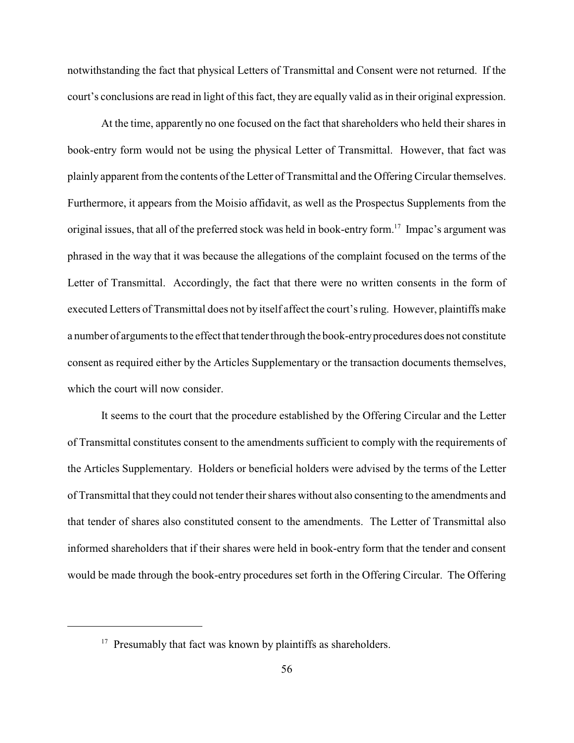notwithstanding the fact that physical Letters of Transmittal and Consent were not returned. If the court's conclusions are read in light of this fact, they are equally valid as in their original expression.

At the time, apparently no one focused on the fact that shareholders who held their shares in book-entry form would not be using the physical Letter of Transmittal. However, that fact was plainly apparent from the contents of the Letter of Transmittal and the Offering Circular themselves. Furthermore, it appears from the Moisio affidavit, as well as the Prospectus Supplements from the original issues, that all of the preferred stock was held in book-entry form.[17] Impac's argument was phrased in the way that it was because the allegations of the complaint focused on the terms of the Letter of Transmittal. Accordingly, the fact that there were no written consents in the form of executed Letters of Transmittal does not by itself affect the court's ruling. However, plaintiffs make a number of arguments to the effect that tender through the book-entry procedures does not constitute consent as required either by the Articles Supplementary or the transaction documents themselves, which the court will now consider.

It seems to the court that the procedure established by the Offering Circular and the Letter of Transmittal constitutes consent to the amendments sufficient to comply with the requirements of the Articles Supplementary. Holders or beneficial holders were advised by the terms of the Letter of Transmittal that they could not tender their shares without also consenting to the amendments and that tender of shares also constituted consent to the amendments. The Letter of Transmittal also informed shareholders that if their shares were held in book-entry form that the tender and consent would be made through the book-entry procedures set forth in the Offering Circular. The Offering

[17] Presumably that fact was known by plaintiffs as shareholders.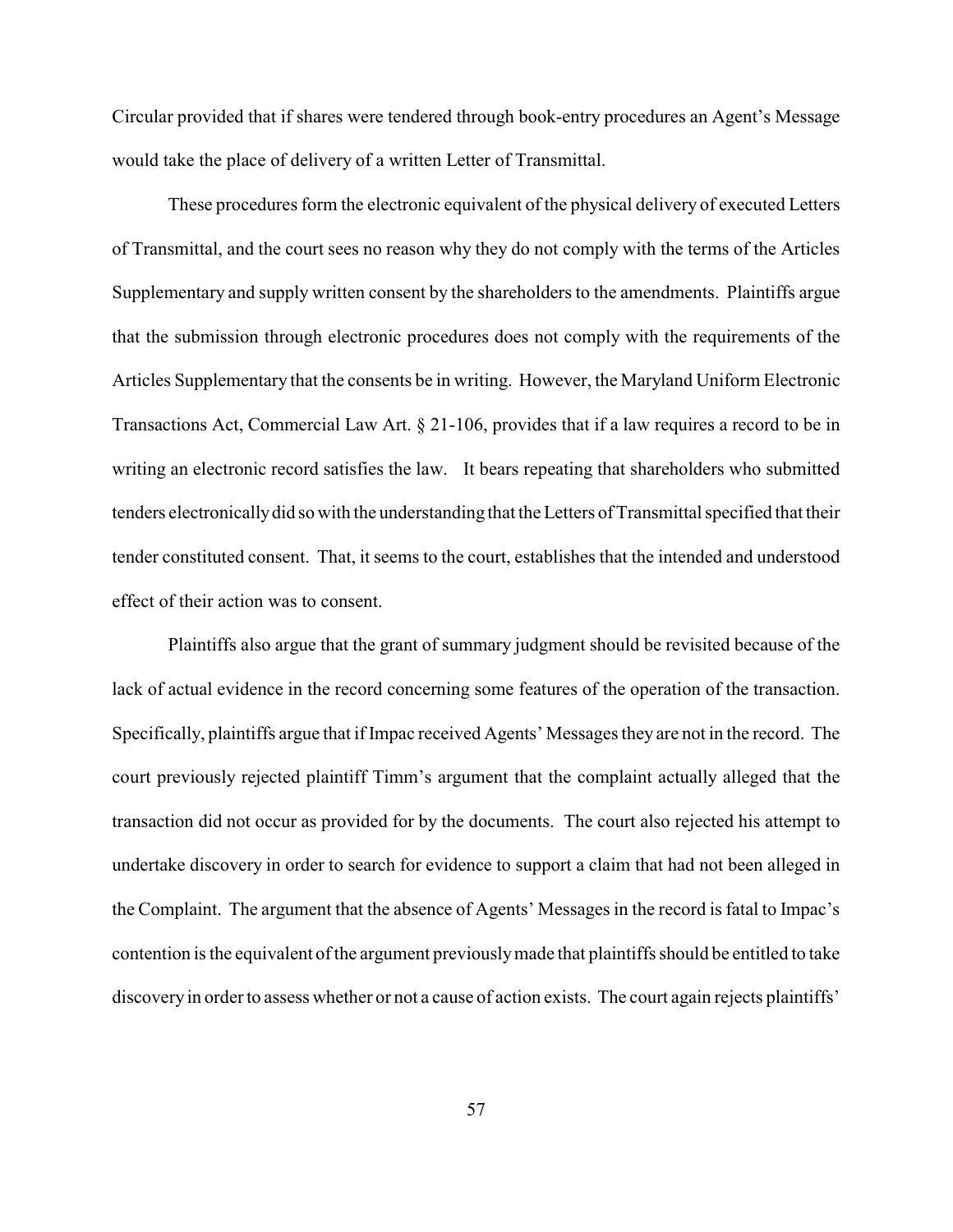Circular provided that if shares were tendered through book-entry procedures an Agent's Message would take the place of delivery of a written Letter of Transmittal.

These procedures form the electronic equivalent of the physical delivery of executed Letters of Transmittal, and the court sees no reason why they do not comply with the terms of the Articles Supplementary and supply written consent by the shareholders to the amendments. Plaintiffs argue that the submission through electronic procedures does not comply with the requirements of the Articles Supplementary that the consents be in writing. However, the Maryland Uniform Electronic Transactions Act, Commercial Law Art. § 21-106, provides that if a law requires a record to be in writing an electronic record satisfies the law. It bears repeating that shareholders who submitted tenders electronically did so with the understanding that the Letters of Transmittal specified that their tender constituted consent. That, it seems to the court, establishes that the intended and understood effect of their action was to consent.

Plaintiffs also argue that the grant of summary judgment should be revisited because of the lack of actual evidence in the record concerning some features of the operation of the transaction. Specifically, plaintiffs argue that if Impac received Agents' Messages they are not in the record. The court previously rejected plaintiff Timm's argument that the complaint actually alleged that the transaction did not occur as provided for by the documents. The court also rejected his attempt to undertake discovery in order to search for evidence to support a claim that had not been alleged in the Complaint. The argument that the absence of Agents' Messages in the record is fatal to Impac's contention is the equivalent of the argument previously made that plaintiffs should be entitled to take discovery in order to assess whether or not a cause of action exists. The court again rejects plaintiffs'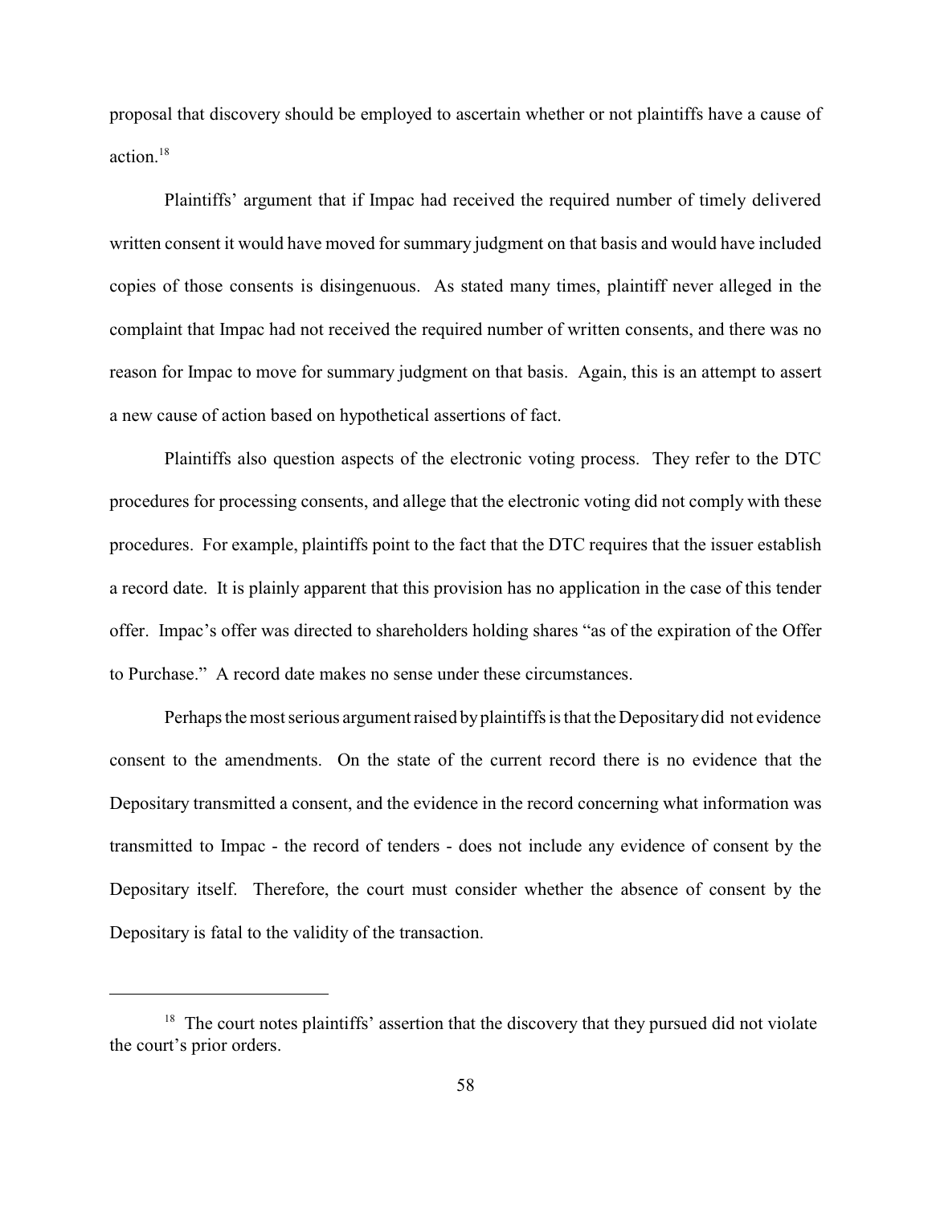proposal that discovery should be employed to ascertain whether or not plaintiffs have a cause of action.[18]

Plaintiffs' argument that if Impac had received the required number of timely delivered written consent it would have moved for summary judgment on that basis and would have included copies of those consents is disingenuous. As stated many times, plaintiff never alleged in the complaint that Impac had not received the required number of written consents, and there was no reason for Impac to move for summary judgment on that basis. Again, this is an attempt to assert a new cause of action based on hypothetical assertions of fact.

Plaintiffs also question aspects of the electronic voting process. They refer to the DTC procedures for processing consents, and allege that the electronic voting did not comply with these procedures. For example, plaintiffs point to the fact that the DTC requires that the issuer establish a record date. It is plainly apparent that this provision has no application in the case of this tender offer. Impac's offer was directed to shareholders holding shares "as of the expiration of the Offer to Purchase." A record date makes no sense under these circumstances.

Perhaps the most serious argument raised by plaintiffs is that the Depositary did not evidence consent to the amendments. On the state of the current record there is no evidence that the Depositary transmitted a consent, and the evidence in the record concerning what information was transmitted to Impac - the record of tenders - does not include any evidence of consent by the Depositary itself. Therefore, the court must consider whether the absence of consent by the Depositary is fatal to the validity of the transaction.

---

[18] The court notes plaintiffs' assertion that the discovery that they pursued did not violate the court's prior orders.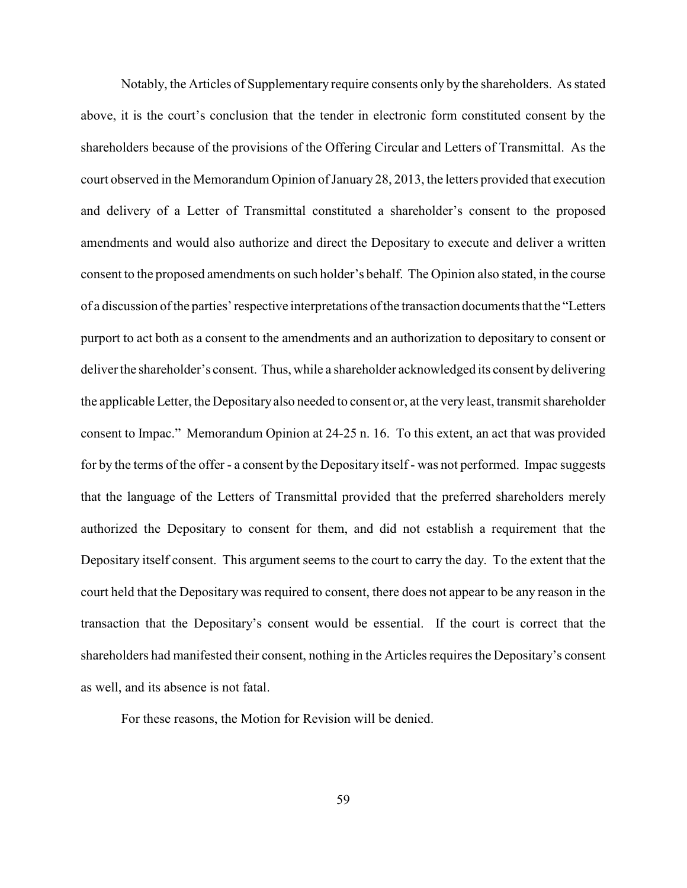Notably, the Articles of Supplementary require consents only by the shareholders. As stated above, it is the court's conclusion that the tender in electronic form constituted consent by the shareholders because of the provisions of the Offering Circular and Letters of Transmittal. As the court observed in the Memorandum Opinion of January 28, 2013, the letters provided that execution and delivery of a Letter of Transmittal constituted a shareholder's consent to the proposed amendments and would also authorize and direct the Depositary to execute and deliver a written consent to the proposed amendments on such holder's behalf. The Opinion also stated, in the course of a discussion of the parties' respective interpretations of the transaction documents that the "Letters purport to act both as a consent to the amendments and an authorization to depositary to consent or deliver the shareholder's consent. Thus, while a shareholder acknowledged its consent by delivering the applicable Letter, the Depositary also needed to consent or, at the very least, transmit shareholder consent to Impac." Memorandum Opinion at 24-25 n. 16. To this extent, an act that was provided for by the terms of the offer - a consent by the Depositary itself - was not performed. Impac suggests that the language of the Letters of Transmittal provided that the preferred shareholders merely authorized the Depositary to consent for them, and did not establish a requirement that the Depositary itself consent. This argument seems to the court to carry the day. To the extent that the court held that the Depositary was required to consent, there does not appear to be any reason in the transaction that the Depositary's consent would be essential. If the court is correct that the shareholders had manifested their consent, nothing in the Articles requires the Depositary's consent as well, and its absence is not fatal.

For these reasons, the Motion for Revision will be denied.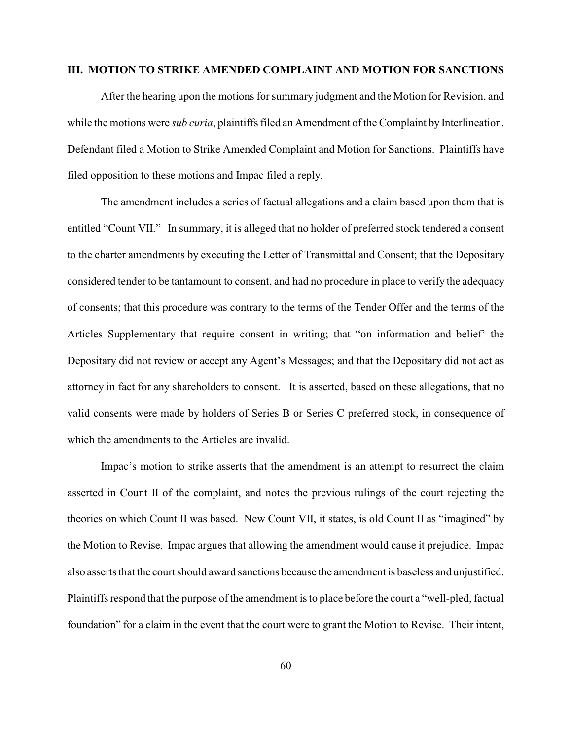## III. MOTION TO STRIKE AMENDED COMPLAINT AND MOTION FOR SANCTIONS

After the hearing upon the motions for summary judgment and the Motion for Revision, and while the motions were *sub curia*, plaintiffs filed an Amendment of the Complaint by Interlineation. Defendant filed a Motion to Strike Amended Complaint and Motion for Sanctions. Plaintiffs have filed opposition to these motions and Impac filed a reply.

The amendment includes a series of factual allegations and a claim based upon them that is entitled "Count VII." In summary, it is alleged that no holder of preferred stock tendered a consent to the charter amendments by executing the Letter of Transmittal and Consent; that the Depositary considered tender to be tantamount to consent, and had no procedure in place to verify the adequacy of consents; that this procedure was contrary to the terms of the Tender Offer and the terms of the Articles Supplementary that require consent in writing; that "on information and belief' the Depositary did not review or accept any Agent's Messages; and that the Depositary did not act as attorney in fact for any shareholders to consent. It is asserted, based on these allegations, that no valid consents were made by holders of Series B or Series C preferred stock, in consequence of which the amendments to the Articles are invalid.

Impac's motion to strike asserts that the amendment is an attempt to resurrect the claim asserted in Count II of the complaint, and notes the previous rulings of the court rejecting the theories on which Count II was based. New Count VII, it states, is old Count II as "imagined" by the Motion to Revise. Impac argues that allowing the amendment would cause it prejudice. Impac also asserts that the court should award sanctions because the amendment is baseless and unjustified. Plaintiffs respond that the purpose of the amendment is to place before the court a "well-pled, factual foundation" for a claim in the event that the court were to grant the Motion to Revise. Their intent,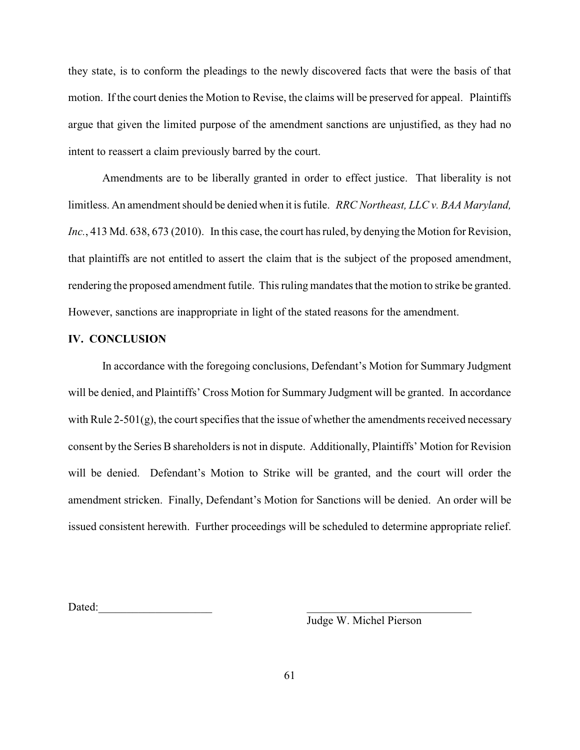they state, is to conform the pleadings to the newly discovered facts that were the basis of that motion. If the court denies the Motion to Revise, the claims will be preserved for appeal. Plaintiffs argue that given the limited purpose of the amendment sanctions are unjustified, as they had no intent to reassert a claim previously barred by the court.

Amendments are to be liberally granted in order to effect justice. That liberality is not limitless. An amendment should be denied when it is futile. *RRC Northeast, LLC v. BAA Maryland, Inc.*, 413 Md. 638, 673 (2010). In this case, the court has ruled, by denying the Motion for Revision, that plaintiffs are not entitled to assert the claim that is the subject of the proposed amendment, rendering the proposed amendment futile. This ruling mandates that the motion to strike be granted. However, sanctions are inappropriate in light of the stated reasons for the amendment.

## IV. CONCLUSION

In accordance with the foregoing conclusions, Defendant's Motion for Summary Judgment will be denied, and Plaintiffs' Cross Motion for Summary Judgment will be granted. In accordance with Rule 2-501(g), the court specifies that the issue of whether the amendments received necessary consent by the Series B shareholders is not in dispute. Additionally, Plaintiffs' Motion for Revision will be denied. Defendant's Motion to Strike will be granted, and the court will order the amendment stricken. Finally, Defendant's Motion for Sanctions will be denied. An order will be issued consistent herewith. Further proceedings will be scheduled to determine appropriate relief.

Dated:____________________

______________________________
Judge W. Michel Pierson